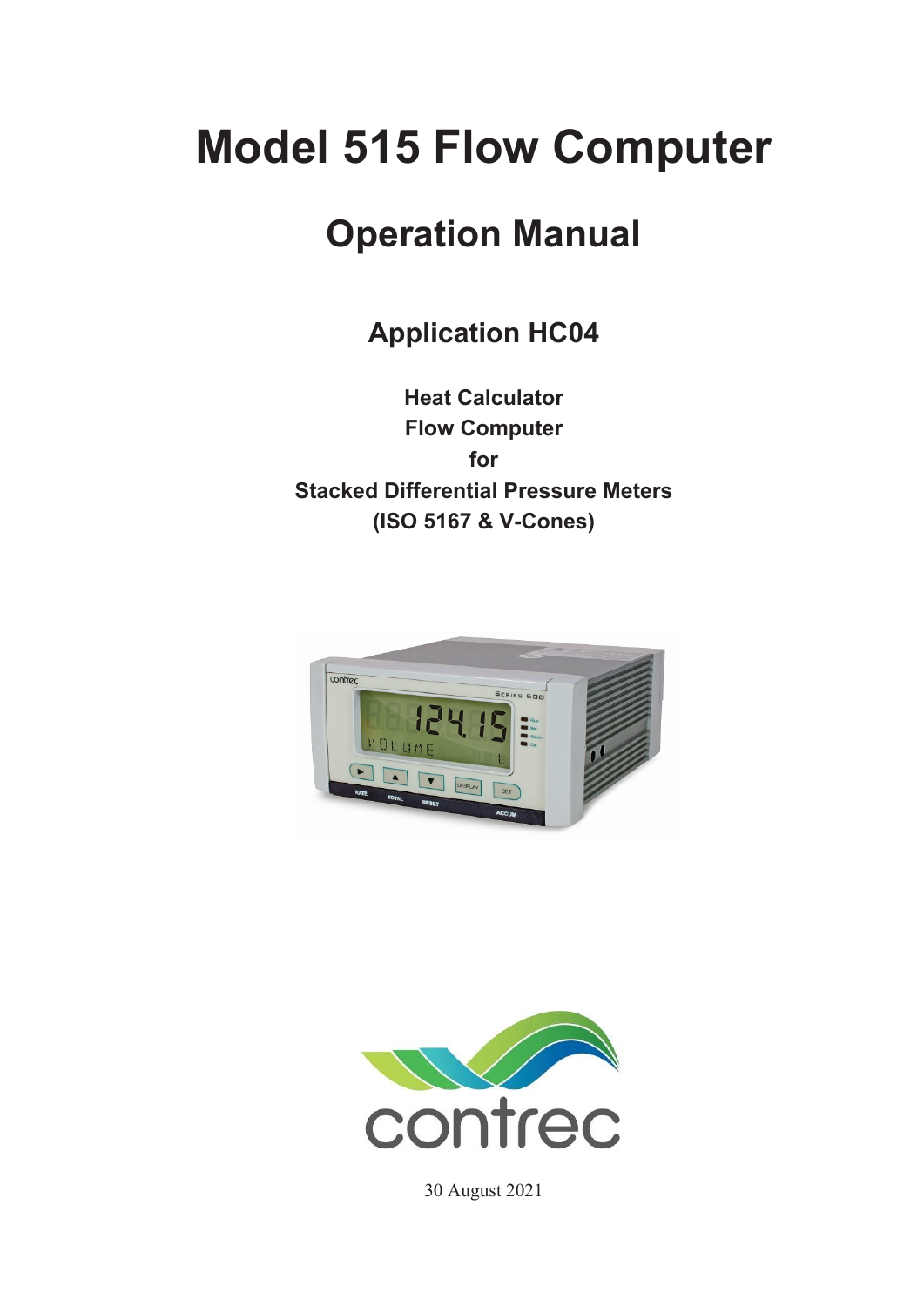# Model 515 Flow Computer

## Operation Manual

### Application HC04

**Heat Calculator**
**Flow Computer**
**for**
**Stacked Differential Pressure Meters**
**(ISO 5167 & V-Cones)**

30 August 2021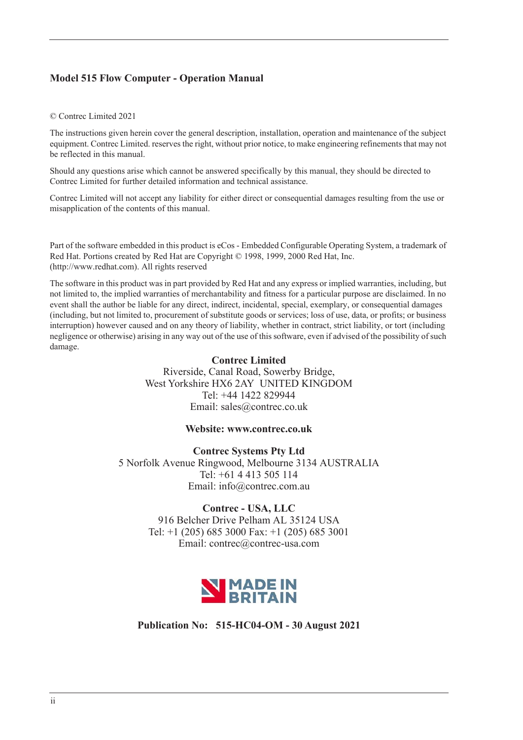**Model 515 Flow Computer - Operation Manual**

© Contrec Limited 2021

The instructions given herein cover the general description, installation, operation and maintenance of the subject equipment. Contrec Limited. reserves the right, without prior notice, to make engineering refinements that may not be reflected in this manual.

Should any questions arise which cannot be answered specifically by this manual, they should be directed to Contrec Limited for further detailed information and technical assistance.

Contrec Limited will not accept any liability for either direct or consequential damages resulting from the use or misapplication of the contents of this manual.

Part of the software embedded in this product is eCos - Embedded Configurable Operating System, a trademark of Red Hat. Portions created by Red Hat are Copyright © 1998, 1999, 2000 Red Hat, Inc. (http://www.redhat.com). All rights reserved

The software in this product was in part provided by Red Hat and any express or implied warranties, including, but not limited to, the implied warranties of merchantability and fitness for a particular purpose are disclaimed. In no event shall the author be liable for any direct, indirect, incidental, special, exemplary, or consequential damages (including, but not limited to, procurement of substitute goods or services; loss of use, data, or profits; or business interruption) however caused and on any theory of liability, whether in contract, strict liability, or tort (including negligence or otherwise) arising in any way out of the use of this software, even if advised of the possibility of such damage.

**Contrec Limited**
Riverside, Canal Road, Sowerby Bridge,
West Yorkshire HX6 2AY UNITED KINGDOM
Tel: +44 1422 829944
Email: sales@contrec.co.uk

**Website: www.contrec.co.uk**

**Contrec Systems Pty Ltd**
5 Norfolk Avenue Ringwood, Melbourne 3134 AUSTRALIA
Tel: +61 4 413 505 114
Email: info@contrec.com.au

**Contrec - USA, LLC**
916 Belcher Drive Pelham AL 35124 USA
Tel: +1 (205) 685 3000 Fax: +1 (205) 685 3001
Email: contrec@contrec-usa.com

MADE IN BRITAIN

**Publication No: 515-HC04-OM - 30 August 2021**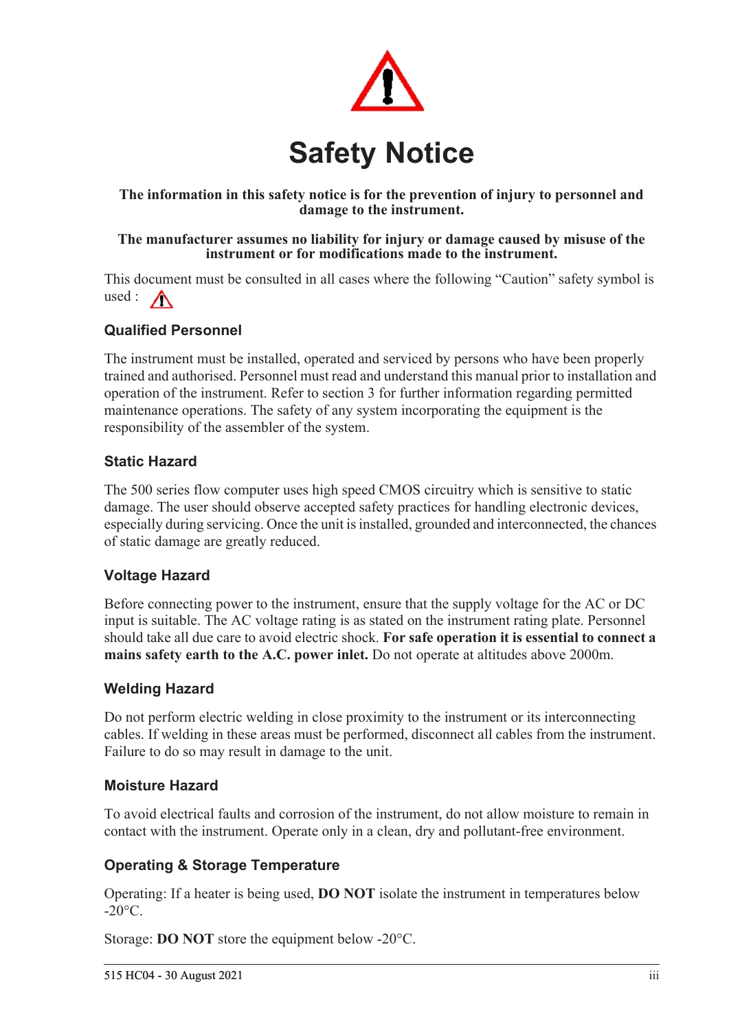# Safety Notice

**The information in this safety notice is for the prevention of injury to personnel and damage to the instrument.**

**The manufacturer assumes no liability for injury or damage caused by misuse of the instrument or for modifications made to the instrument.**

This document must be consulted in all cases where the following "Caution" safety symbol is used :

### Qualified Personnel

The instrument must be installed, operated and serviced by persons who have been properly trained and authorised. Personnel must read and understand this manual prior to installation and operation of the instrument. Refer to section 3 for further information regarding permitted maintenance operations. The safety of any system incorporating the equipment is the responsibility of the assembler of the system.

### Static Hazard

The 500 series flow computer uses high speed CMOS circuitry which is sensitive to static damage. The user should observe accepted safety practices for handling electronic devices, especially during servicing. Once the unit is installed, grounded and interconnected, the chances of static damage are greatly reduced.

### Voltage Hazard

Before connecting power to the instrument, ensure that the supply voltage for the AC or DC input is suitable. The AC voltage rating is as stated on the instrument rating plate. Personnel should take all due care to avoid electric shock. **For safe operation it is essential to connect a mains safety earth to the A.C. power inlet.** Do not operate at altitudes above 2000m.

### Welding Hazard

Do not perform electric welding in close proximity to the instrument or its interconnecting cables. If welding in these areas must be performed, disconnect all cables from the instrument. Failure to do so may result in damage to the unit.

### Moisture Hazard

To avoid electrical faults and corrosion of the instrument, do not allow moisture to remain in contact with the instrument. Operate only in a clean, dry and pollutant-free environment.

### Operating & Storage Temperature

Operating: If a heater is being used, **DO NOT** isolate the instrument in temperatures below -20°C.

Storage: **DO NOT** store the equipment below -20°C.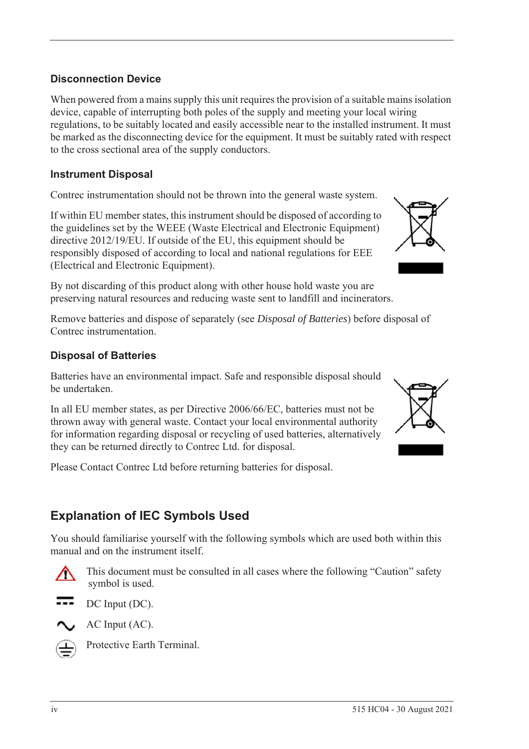### Disconnection Device

When powered from a mains supply this unit requires the provision of a suitable mains isolation device, capable of interrupting both poles of the supply and meeting your local wiring regulations, to be suitably located and easily accessible near to the installed instrument. It must be marked as the disconnecting device for the equipment. It must be suitably rated with respect to the cross sectional area of the supply conductors.

### Instrument Disposal

Contrec instrumentation should not be thrown into the general waste system.

If within EU member states, this instrument should be disposed of according to the guidelines set by the WEEE (Waste Electrical and Electronic Equipment) directive 2012/19/EU. If outside of the EU, this equipment should be responsibly disposed of according to local and national regulations for EEE (Electrical and Electronic Equipment).

By not discarding of this product along with other house hold waste you are preserving natural resources and reducing waste sent to landfill and incinerators.

Remove batteries and dispose of separately (see *Disposal of Batteries*) before disposal of Contrec instrumentation.

### Disposal of Batteries

Batteries have an environmental impact. Safe and responsible disposal should be undertaken.

In all EU member states, as per Directive 2006/66/EC, batteries must not be thrown away with general waste. Contact your local environmental authority for information regarding disposal or recycling of used batteries, alternatively they can be returned directly to Contrec Ltd. for disposal.

Please Contact Contrec Ltd before returning batteries for disposal.

## Explanation of IEC Symbols Used

You should familiarise yourself with the following symbols which are used both within this manual and on the instrument itself.

This document must be consulted in all cases where the following "Caution" safety symbol is used.

DC Input (DC).

AC Input (AC).

Protective Earth Terminal.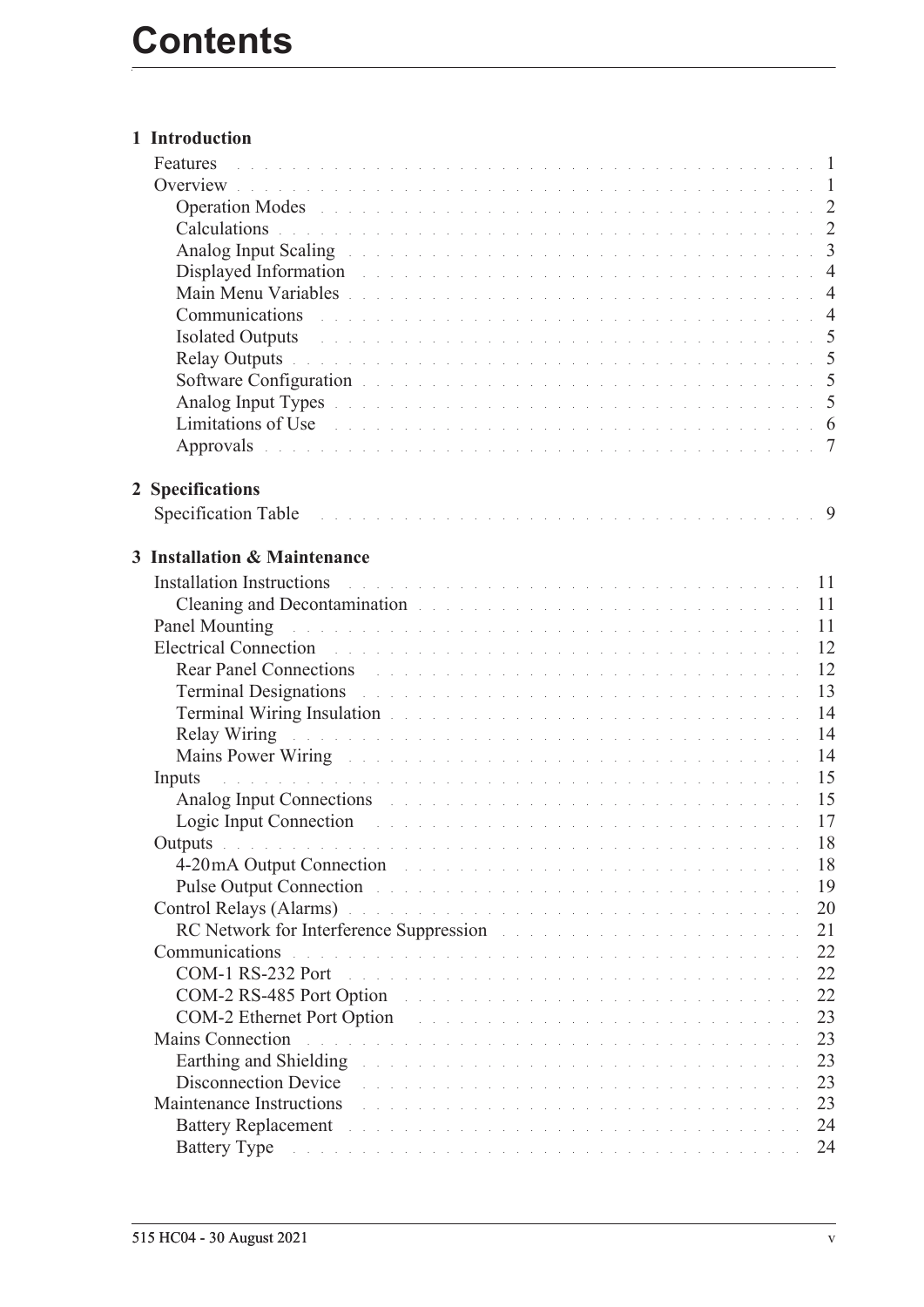# Contents

**1 Introduction**

- Features 1
- Overview 1
  - Operation Modes 2
  - Calculations 2
  - Analog Input Scaling 3
  - Displayed Information 4
  - Main Menu Variables 4
  - Communications 4
  - Isolated Outputs 5
  - Relay Outputs 5
  - Software Configuration 5
  - Analog Input Types 5
  - Limitations of Use 6
  - Approvals 7

**2 Specifications**

- Specification Table 9

**3 Installation & Maintenance**

- Installation Instructions 11
  - Cleaning and Decontamination 11
- Panel Mounting 11
- Electrical Connection 12
  - Rear Panel Connections 12
  - Terminal Designations 13
  - Terminal Wiring Insulation 14
  - Relay Wiring 14
  - Mains Power Wiring 14
- Inputs 15
  - Analog Input Connections 15
  - Logic Input Connection 17
- Outputs 18
  - 4-20mA Output Connection 18
  - Pulse Output Connection 19
- Control Relays (Alarms) 20
  - RC Network for Interference Suppression 21
- Communications 22
  - COM-1 RS-232 Port 22
  - COM-2 RS-485 Port Option 22
  - COM-2 Ethernet Port Option 23
- Mains Connection 23
  - Earthing and Shielding 23
  - Disconnection Device 23
- Maintenance Instructions 23
  - Battery Replacement 24
  - Battery Type 24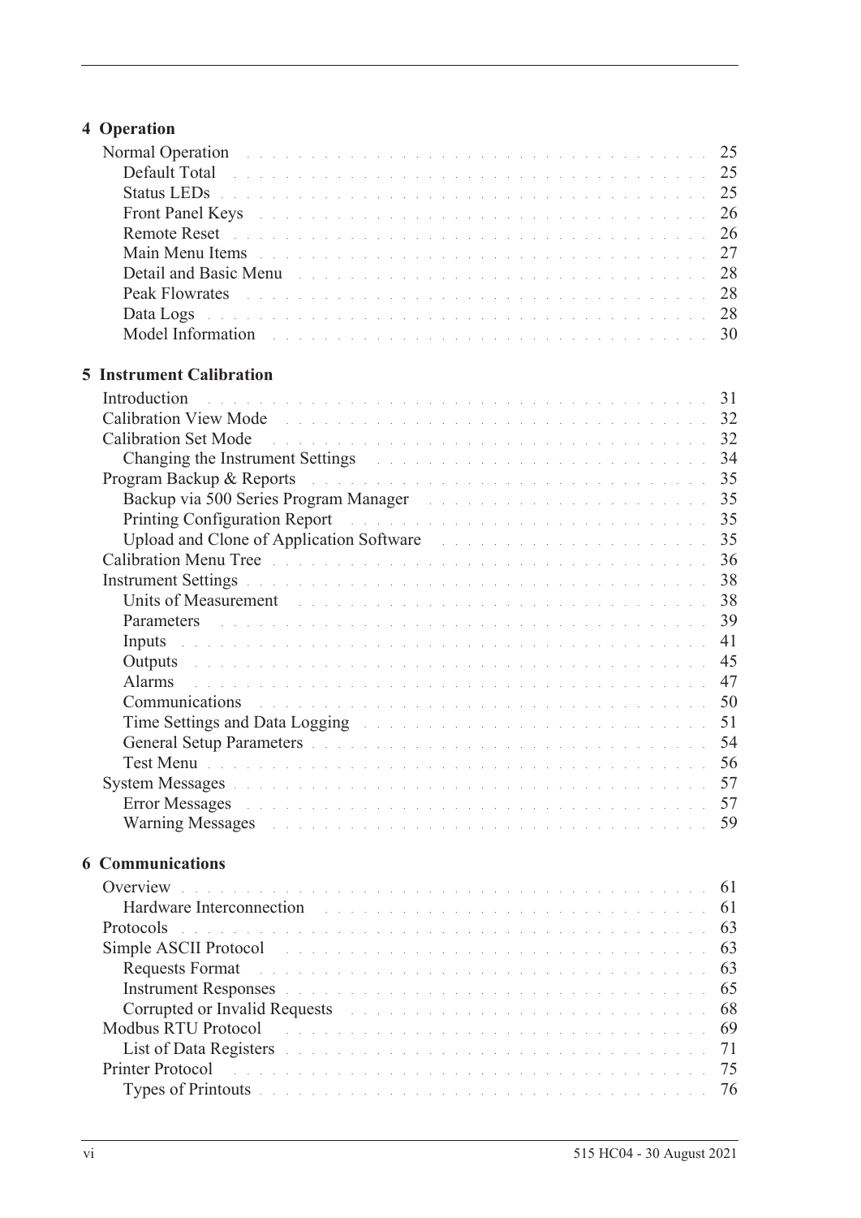## 4 Operation

- Normal Operation . . . . . 25
  - Default Total . . . . . 25
  - Status LEDs . . . . . 25
  - Front Panel Keys . . . . . 26
  - Remote Reset . . . . . 26
  - Main Menu Items . . . . . 27
  - Detail and Basic Menu . . . . . 28
  - Peak Flowrates . . . . . 28
  - Data Logs . . . . . 28
  - Model Information . . . . . 30

## 5 Instrument Calibration

- Introduction . . . . . 31
- Calibration View Mode . . . . . 32
- Calibration Set Mode . . . . . 32
  - Changing the Instrument Settings . . . . . 34
- Program Backup & Reports . . . . . 35
  - Backup via 500 Series Program Manager . . . . . 35
  - Printing Configuration Report . . . . . 35
  - Upload and Clone of Application Software . . . . . 35
- Calibration Menu Tree . . . . . 36
- Instrument Settings . . . . . 38
  - Units of Measurement . . . . . 38
  - Parameters . . . . . 39
  - Inputs . . . . . 41
  - Outputs . . . . . 45
  - Alarms . . . . . 47
  - Communications . . . . . 50
  - Time Settings and Data Logging . . . . . 51
  - General Setup Parameters . . . . . 54
  - Test Menu . . . . . 56
- System Messages . . . . . 57
  - Error Messages . . . . . 57
  - Warning Messages . . . . . 59

## 6 Communications

- Overview . . . . . 61
  - Hardware Interconnection . . . . . 61
- Protocols . . . . . 63
- Simple ASCII Protocol . . . . . 63
  - Requests Format . . . . . 63
  - Instrument Responses . . . . . 65
  - Corrupted or Invalid Requests . . . . . 68
- Modbus RTU Protocol . . . . . 69
  - List of Data Registers . . . . . 71
- Printer Protocol . . . . . 75
  - Types of Printouts . . . . . 76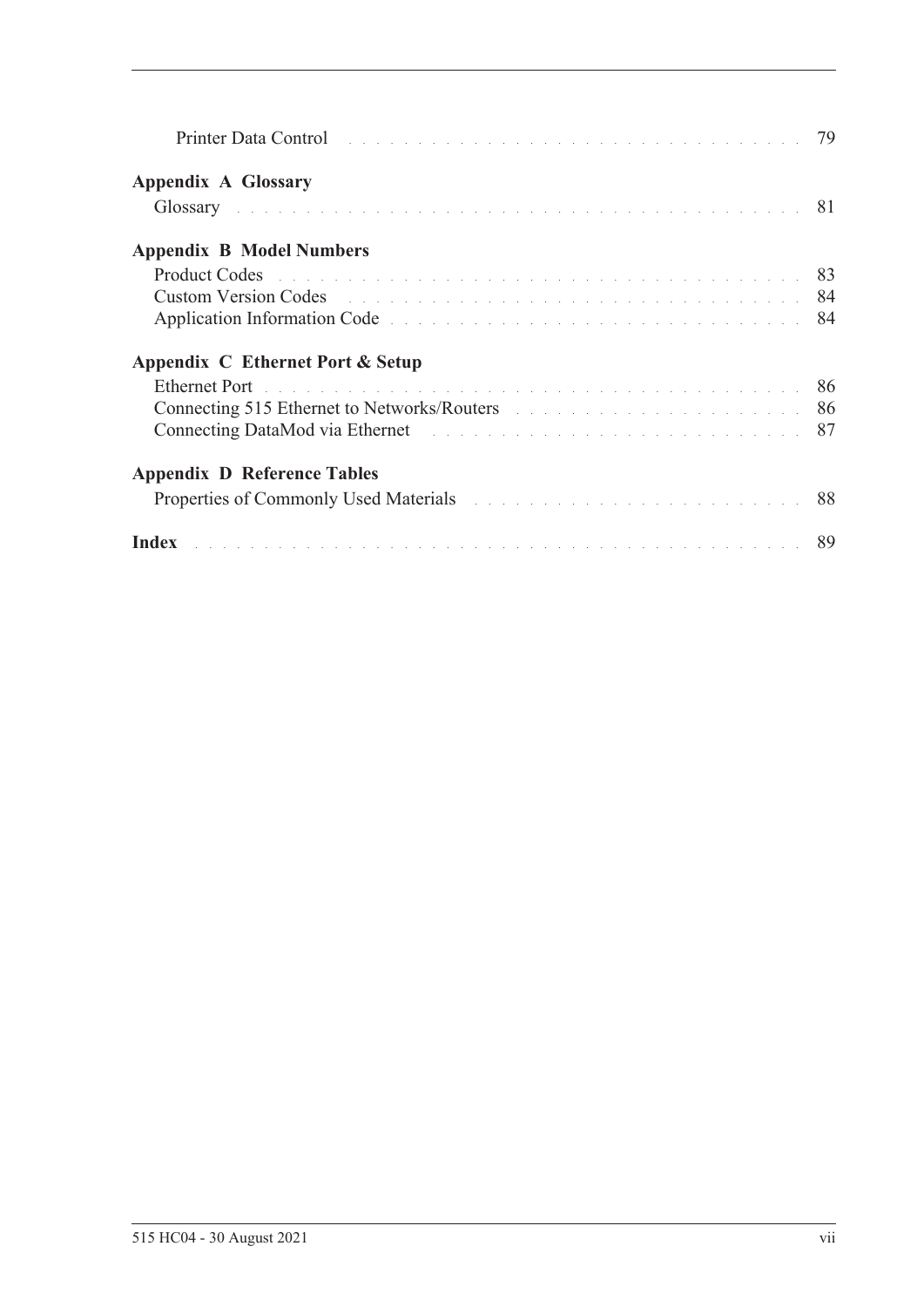Printer Data Control . . . . . . . . . . . . . . . . . . . . . . . . . . . . . . . . . 79

**Appendix A Glossary**

Glossary . . . . . . . . . . . . . . . . . . . . . . . . . . . . . . . . . . . . . . . . . 81

**Appendix B Model Numbers**

Product Codes . . . . . . . . . . . . . . . . . . . . . . . . . . . . . . . . . . . . . 83
Custom Version Codes . . . . . . . . . . . . . . . . . . . . . . . . . . . . . . . . 84
Application Information Code . . . . . . . . . . . . . . . . . . . . . . . . . . . 84

**Appendix C Ethernet Port & Setup**

Ethernet Port . . . . . . . . . . . . . . . . . . . . . . . . . . . . . . . . . . . . . . 86
Connecting 515 Ethernet to Networks/Routers . . . . . . . . . . . . . . . . 86
Connecting DataMod via Ethernet . . . . . . . . . . . . . . . . . . . . . . . . 87

**Appendix D Reference Tables**

Properties of Commonly Used Materials . . . . . . . . . . . . . . . . . . . . 88

**Index** . . . . . . . . . . . . . . . . . . . . . . . . . . . . . . . . . . . . . . . . . . 89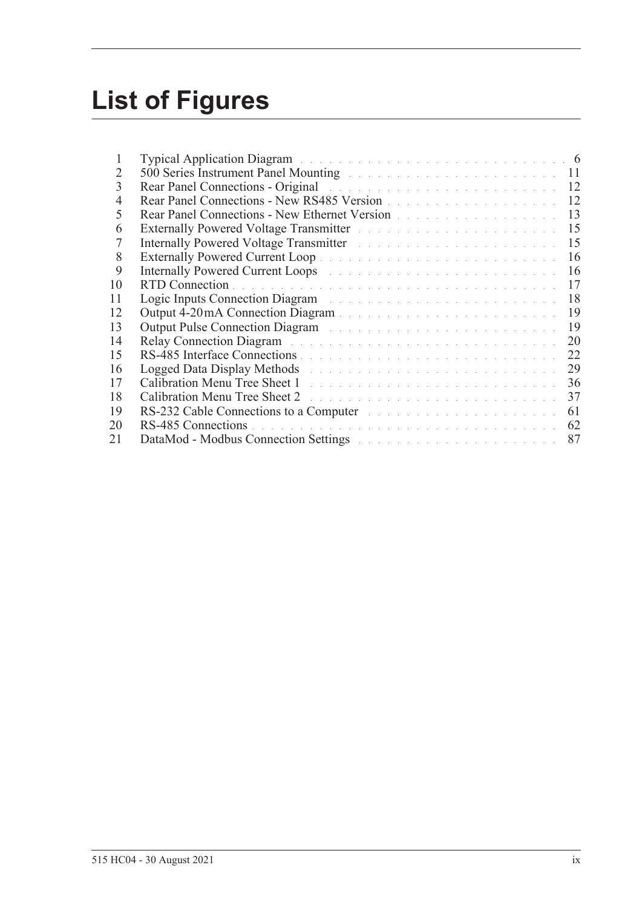# List of Figures

| | | |
|---|---|---|
| 1 | Typical Application Diagram | 6 |
| 2 | 500 Series Instrument Panel Mounting | 11 |
| 3 | Rear Panel Connections - Original | 12 |
| 4 | Rear Panel Connections - New RS485 Version | 12 |
| 5 | Rear Panel Connections - New Ethernet Version | 13 |
| 6 | Externally Powered Voltage Transmitter | 15 |
| 7 | Internally Powered Voltage Transmitter | 15 |
| 8 | Externally Powered Current Loop | 16 |
| 9 | Internally Powered Current Loops | 16 |
| 10 | RTD Connection | 17 |
| 11 | Logic Inputs Connection Diagram | 18 |
| 12 | Output 4-20 mA Connection Diagram | 19 |
| 13 | Output Pulse Connection Diagram | 19 |
| 14 | Relay Connection Diagram | 20 |
| 15 | RS-485 Interface Connections | 22 |
| 16 | Logged Data Display Methods | 29 |
| 17 | Calibration Menu Tree Sheet 1 | 36 |
| 18 | Calibration Menu Tree Sheet 2 | 37 |
| 19 | RS-232 Cable Connections to a Computer | 61 |
| 20 | RS-485 Connections | 62 |
| 21 | DataMod - Modbus Connection Settings | 87 |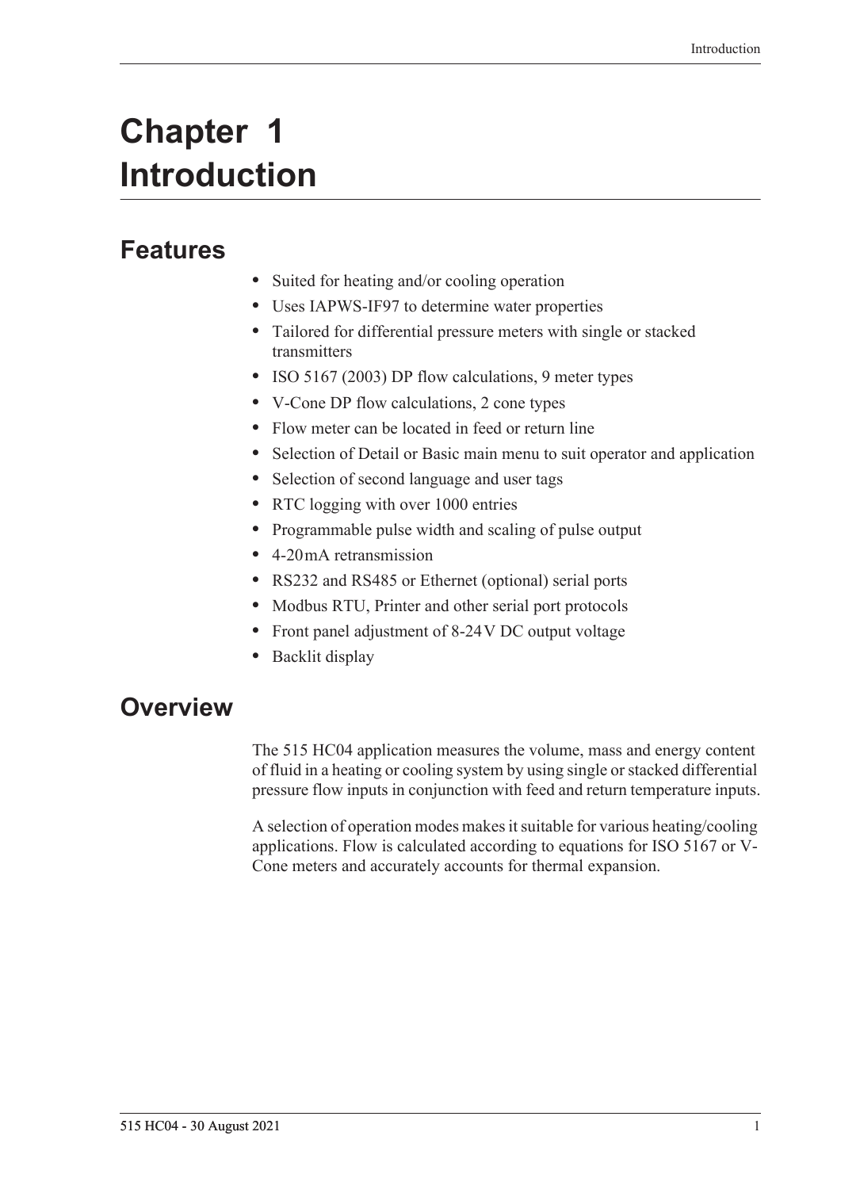# Chapter 1 Introduction

## Features

- Suited for heating and/or cooling operation
- Uses IAPWS-IF97 to determine water properties
- Tailored for differential pressure meters with single or stacked transmitters
- ISO 5167 (2003) DP flow calculations, 9 meter types
- V-Cone DP flow calculations, 2 cone types
- Flow meter can be located in feed or return line
- Selection of Detail or Basic main menu to suit operator and application
- Selection of second language and user tags
- RTC logging with over 1000 entries
- Programmable pulse width and scaling of pulse output
- 4-20 mA retransmission
- RS232 and RS485 or Ethernet (optional) serial ports
- Modbus RTU, Printer and other serial port protocols
- Front panel adjustment of 8-24 V DC output voltage
- Backlit display

## Overview

The 515 HC04 application measures the volume, mass and energy content of fluid in a heating or cooling system by using single or stacked differential pressure flow inputs in conjunction with feed and return temperature inputs.

A selection of operation modes makes it suitable for various heating/cooling applications. Flow is calculated according to equations for ISO 5167 or V-Cone meters and accurately accounts for thermal expansion.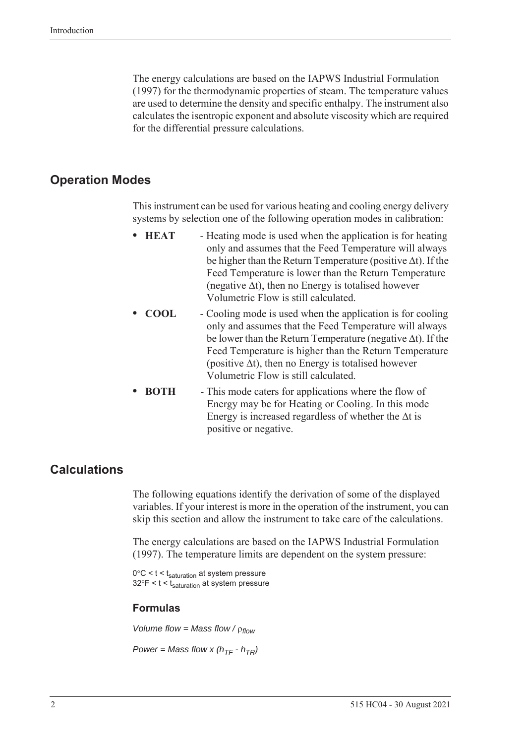The energy calculations are based on the IAPWS Industrial Formulation (1997) for the thermodynamic properties of steam. The temperature values are used to determine the density and specific enthalpy. The instrument also calculates the isentropic exponent and absolute viscosity which are required for the differential pressure calculations.

## Operation Modes

This instrument can be used for various heating and cooling energy delivery systems by selection one of the following operation modes in calibration:

- **HEAT** - Heating mode is used when the application is for heating only and assumes that the Feed Temperature will always be higher than the Return Temperature (positive $\Delta t$). If the Feed Temperature is lower than the Return Temperature (negative $\Delta t$), then no Energy is totalised however Volumetric Flow is still calculated.
- **COOL** - Cooling mode is used when the application is for cooling only and assumes that the Feed Temperature will always be lower than the Return Temperature (negative $\Delta t$). If the Feed Temperature is higher than the Return Temperature (positive $\Delta t$), then no Energy is totalised however Volumetric Flow is still calculated.
- **BOTH** - This mode caters for applications where the flow of Energy may be for Heating or Cooling. In this mode Energy is increased regardless of whether the $\Delta t$ is positive or negative.

## Calculations

The following equations identify the derivation of some of the displayed variables. If your interest is more in the operation of the instrument, you can skip this section and allow the instrument to take care of the calculations.

The energy calculations are based on the IAPWS Industrial Formulation (1997). The temperature limits are dependent on the system pressure:

$0°C < t < t_{saturation}$ at system pressure
$32°F < t < t_{saturation}$ at system pressure

### Formulas

$$Volume\ flow = Mass\ flow / \rho_{flow}$$

$$Power = Mass\ flow \times (h_{TF} - h_{TR})$$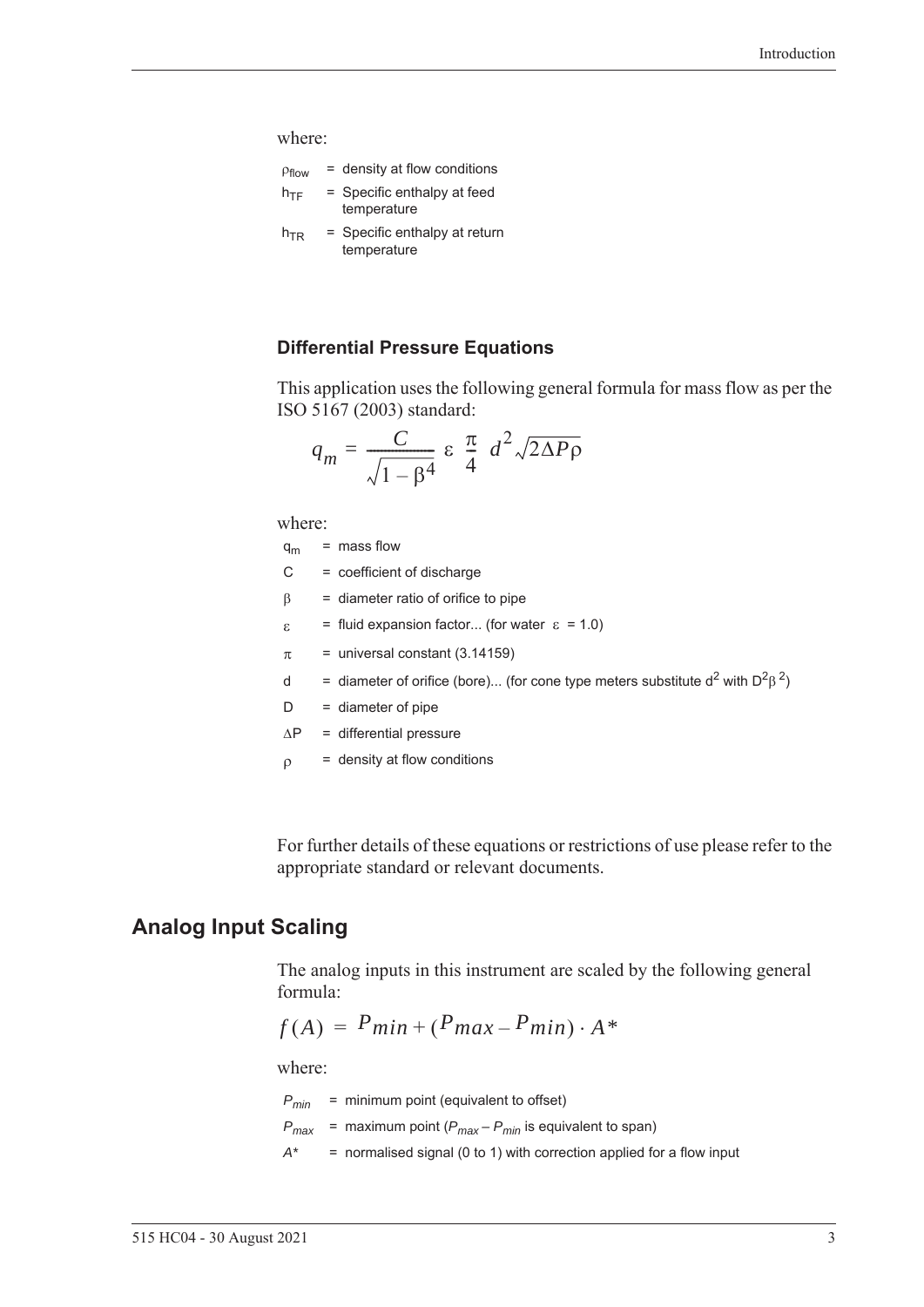where:

$\rho_{flow}$ = density at flow conditions

$h_{TF}$ = Specific enthalpy at feed temperature

$h_{TR}$ = Specific enthalpy at return temperature

### Differential Pressure Equations

This application uses the following general formula for mass flow as per the ISO 5167 (2003) standard:

$$q_m = \frac{C}{\sqrt{1-\beta^4}} \varepsilon \frac{\pi}{4} d^2 \sqrt{2\Delta P \rho}$$

where:

$q_m$ = mass flow

C = coefficient of discharge

$\beta$ = diameter ratio of orifice to pipe

$\varepsilon$ = fluid expansion factor... (for water $\varepsilon$ = 1.0)

$\pi$ = universal constant (3.14159)

d = diameter of orifice (bore)... (for cone type meters substitute $d^2$ with $D^2\beta^2$)

D = diameter of pipe

$\Delta P$ = differential pressure

$\rho$ = density at flow conditions

For further details of these equations or restrictions of use please refer to the appropriate standard or relevant documents.

## Analog Input Scaling

The analog inputs in this instrument are scaled by the following general formula:

$$f(A) = P_{min} + (P_{max} - P_{min}) \cdot A^*$$

where:

$P_{min}$ = minimum point (equivalent to offset)

$P_{max}$ = maximum point ($P_{max} - P_{min}$ is equivalent to span)

$A^*$ = normalised signal (0 to 1) with correction applied for a flow input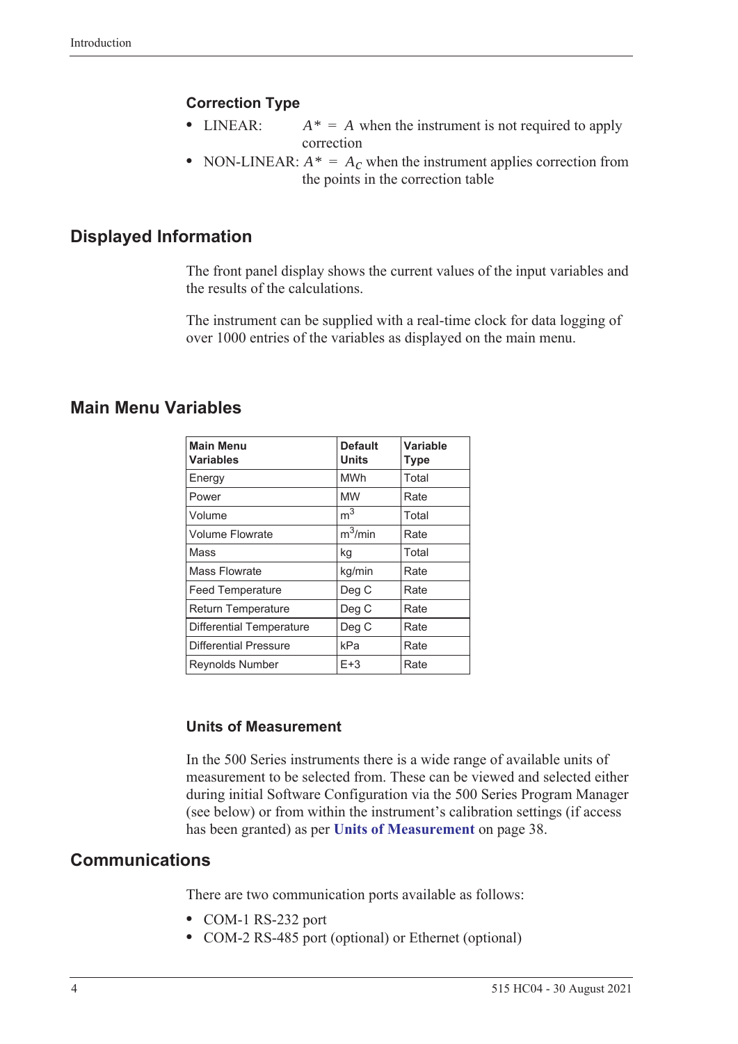### Correction Type

- LINEAR: $A^* = A$ when the instrument is not required to apply correction
- NON-LINEAR: $A^* = A_C$ when the instrument applies correction from the points in the correction table

## Displayed Information

The front panel display shows the current values of the input variables and the results of the calculations.

The instrument can be supplied with a real-time clock for data logging of over 1000 entries of the variables as displayed on the main menu.

## Main Menu Variables

| Main Menu Variables | Default Units | Variable Type |
|---|---|---|
| Energy | MWh | Total |
| Power | MW | Rate |
| Volume | $m^3$ | Total |
| Volume Flowrate | $m^3$/min | Rate |
| Mass | kg | Total |
| Mass Flowrate | kg/min | Rate |
| Feed Temperature | Deg C | Rate |
| Return Temperature | Deg C | Rate |
| Differential Temperature | Deg C | Rate |
| Differential Pressure | kPa | Rate |
| Reynolds Number | E+3 | Rate |

### Units of Measurement

In the 500 Series instruments there is a wide range of available units of measurement to be selected from. These can be viewed and selected either during initial Software Configuration via the 500 Series Program Manager (see below) or from within the instrument's calibration settings (if access has been granted) as per **Units of Measurement** on page 38.

## Communications

There are two communication ports available as follows:

- COM-1 RS-232 port
- COM-2 RS-485 port (optional) or Ethernet (optional)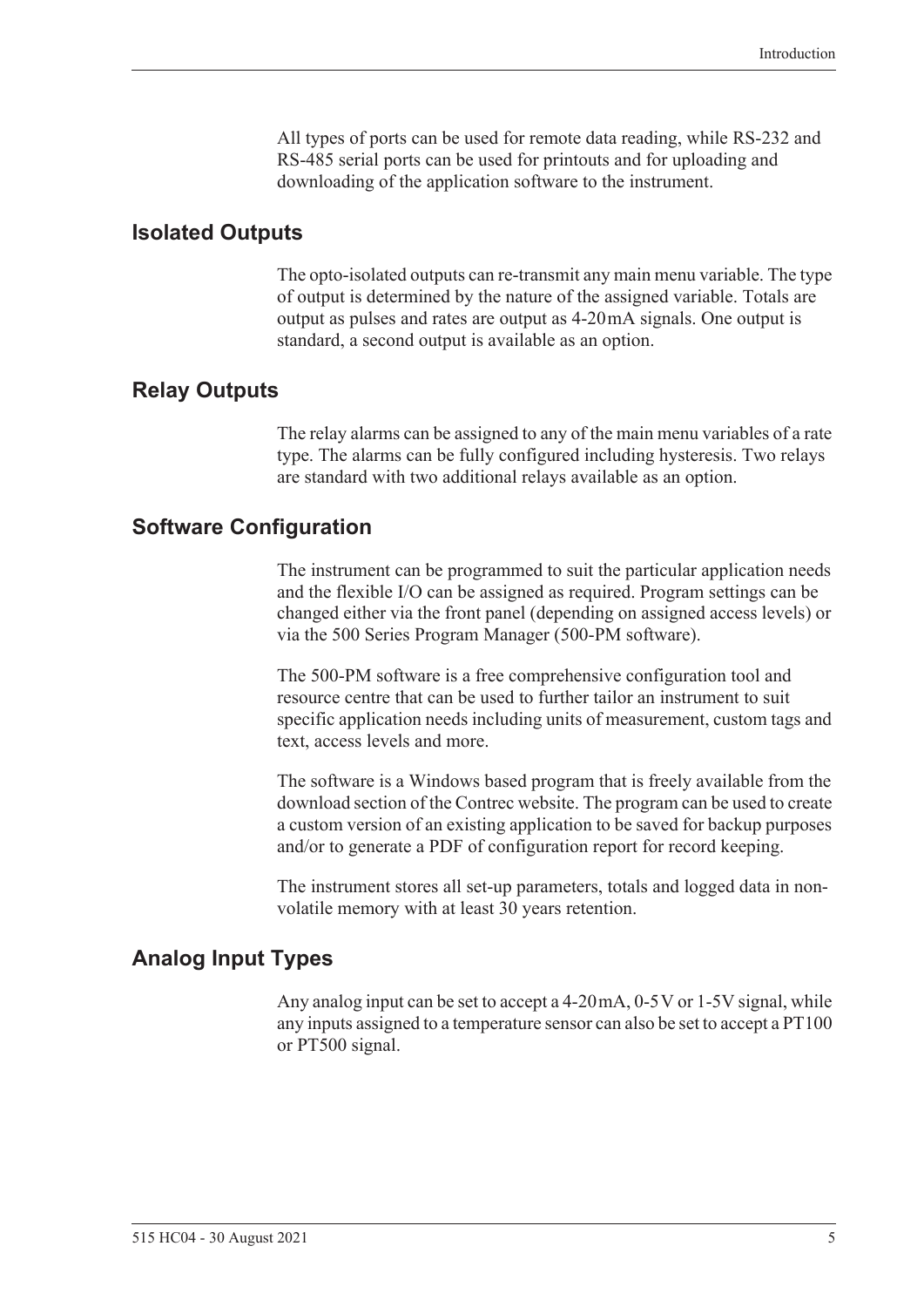All types of ports can be used for remote data reading, while RS-232 and RS-485 serial ports can be used for printouts and for uploading and downloading of the application software to the instrument.

## Isolated Outputs

The opto-isolated outputs can re-transmit any main menu variable. The type of output is determined by the nature of the assigned variable. Totals are output as pulses and rates are output as 4-20 mA signals. One output is standard, a second output is available as an option.

## Relay Outputs

The relay alarms can be assigned to any of the main menu variables of a rate type. The alarms can be fully configured including hysteresis. Two relays are standard with two additional relays available as an option.

## Software Configuration

The instrument can be programmed to suit the particular application needs and the flexible I/O can be assigned as required. Program settings can be changed either via the front panel (depending on assigned access levels) or via the 500 Series Program Manager (500-PM software).

The 500-PM software is a free comprehensive configuration tool and resource centre that can be used to further tailor an instrument to suit specific application needs including units of measurement, custom tags and text, access levels and more.

The software is a Windows based program that is freely available from the download section of the Contrec website. The program can be used to create a custom version of an existing application to be saved for backup purposes and/or to generate a PDF of configuration report for record keeping.

The instrument stores all set-up parameters, totals and logged data in non-volatile memory with at least 30 years retention.

## Analog Input Types

Any analog input can be set to accept a 4-20 mA, 0-5 V or 1-5 V signal, while any inputs assigned to a temperature sensor can also be set to accept a PT100 or PT500 signal.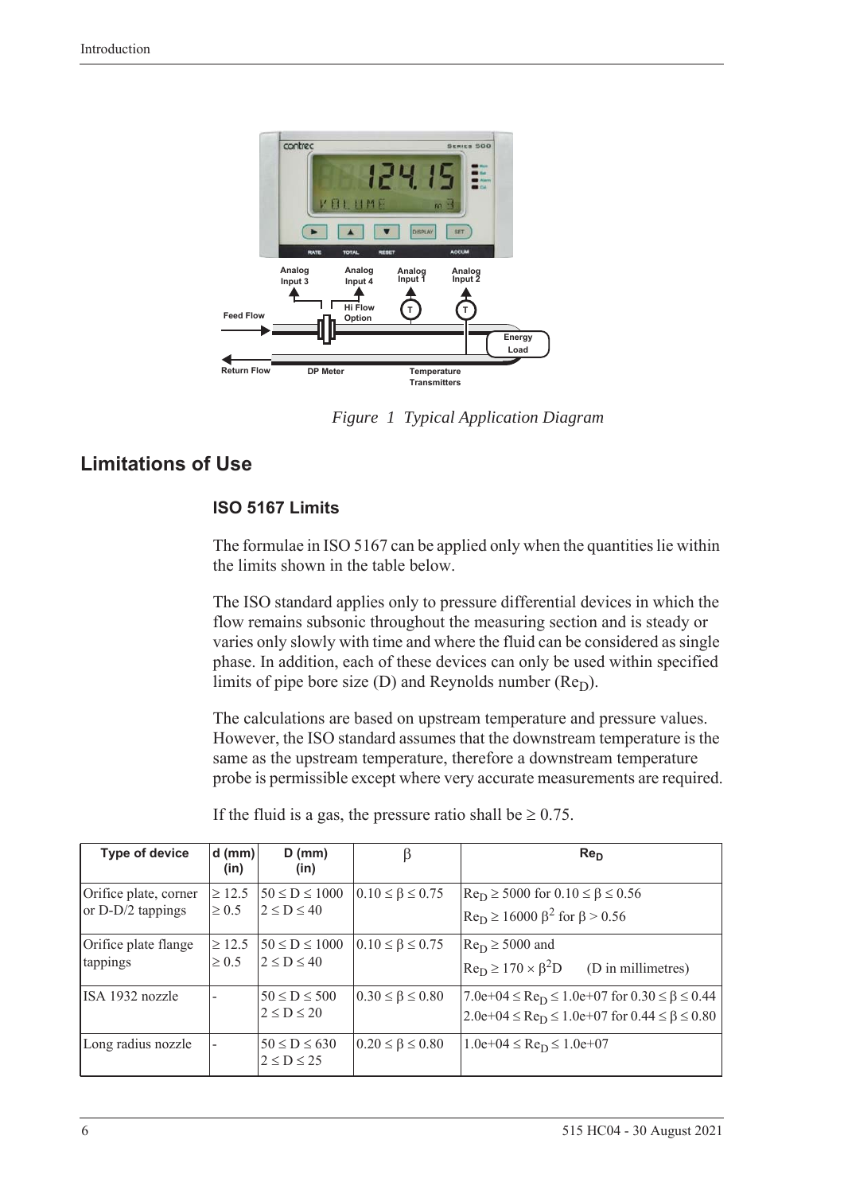*Figure 1 Typical Application Diagram*

## Limitations of Use

### ISO 5167 Limits

The formulae in ISO 5167 can be applied only when the quantities lie within the limits shown in the table below.

The ISO standard applies only to pressure differential devices in which the flow remains subsonic throughout the measuring section and is steady or varies only slowly with time and where the fluid can be considered as single phase. In addition, each of these devices can only be used within specified limits of pipe bore size (D) and Reynolds number ($Re_D$).

The calculations are based on upstream temperature and pressure values. However, the ISO standard assumes that the downstream temperature is the same as the upstream temperature, therefore a downstream temperature probe is permissible except where very accurate measurements are required.

If the fluid is a gas, the pressure ratio shall be $\geq 0.75$.

| Type of device | d (mm) (in) | D (mm) (in) | $\beta$ | $Re_D$ |
|---|---|---|---|---|
| Orifice plate, corner or D-D/2 tappings | $\geq 12.5$<br>$\geq 0.5$ | $50 \leq D \leq 1000$<br>$2 \leq D \leq 40$ | $0.10 \leq \beta \leq 0.75$ | $Re_D \geq 5000$ for $0.10 \leq \beta \leq 0.56$<br>$Re_D \geq 16000\ \beta^2$ for $\beta > 0.56$ |
| Orifice plate flange tappings | $\geq 12.5$<br>$\geq 0.5$ | $50 \leq D \leq 1000$<br>$2 \leq D \leq 40$ | $0.10 \leq \beta \leq 0.75$ | $Re_D \geq 5000$ and<br>$Re_D \geq 170 \times \beta^2 D$ (D in millimetres) |
| ISA 1932 nozzle | - | $50 \leq D \leq 500$<br>$2 \leq D \leq 20$ | $0.30 \leq \beta \leq 0.80$ | $7.0e{+}04 \leq Re_D \leq 1.0e{+}07$ for $0.30 \leq \beta \leq 0.44$<br>$2.0e{+}04 \leq Re_D \leq 1.0e{+}07$ for $0.44 \leq \beta \leq 0.80$ |
| Long radius nozzle | - | $50 \leq D \leq 630$<br>$2 \leq D \leq 25$ | $0.20 \leq \beta \leq 0.80$ | $1.0e{+}04 \leq Re_D \leq 1.0e{+}07$ |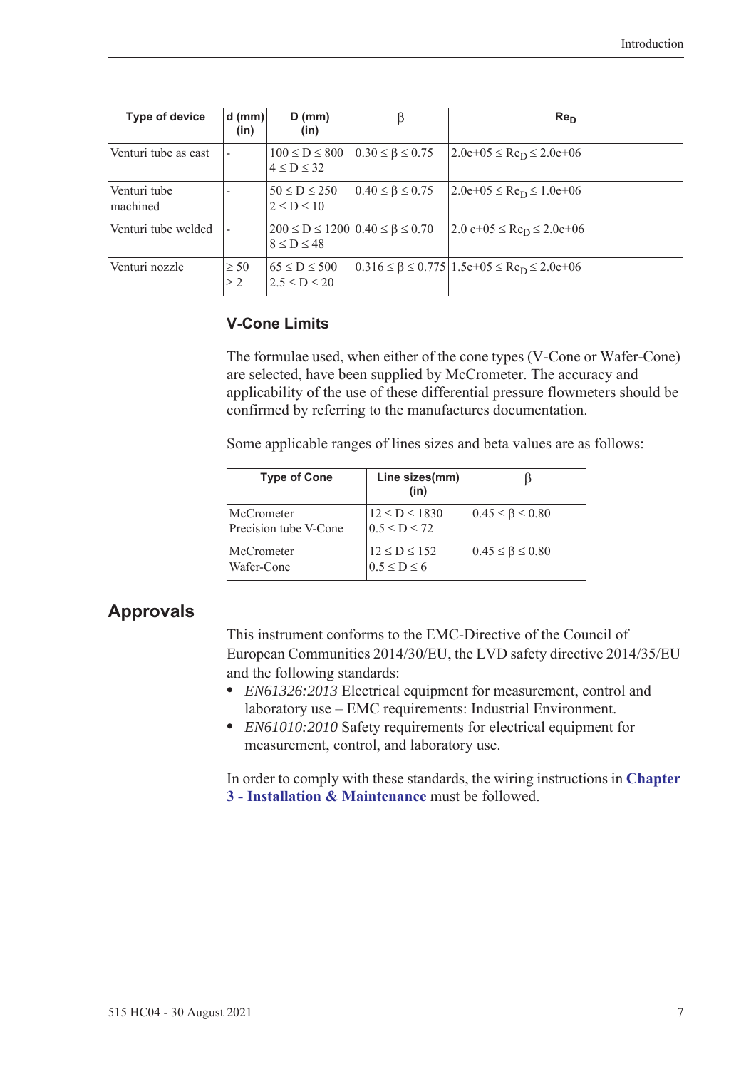| Type of device | d (mm) (in) | D (mm) (in) | $\beta$ | $Re_D$ |
|---|---|---|---|---|
| Venturi tube as cast | - | $100 \le D \le 800$<br>$4 \le D \le 32$ | $0.30 \le \beta \le 0.75$ | $2.0e{+}05 \le Re_D \le 2.0e{+}06$ |
| Venturi tube machined | - | $50 \le D \le 250$<br>$2 \le D \le 10$ | $0.40 \le \beta \le 0.75$ | $2.0e{+}05 \le Re_D \le 1.0e{+}06$ |
| Venturi tube welded | - | $200 \le D \le 1200$<br>$8 \le D \le 48$ | $0.40 \le \beta \le 0.70$ | $2.0\ e{+}05 \le Re_D \le 2.0e{+}06$ |
| Venturi nozzle | $\ge 50$<br>$\ge 2$ | $65 \le D \le 500$<br>$2.5 \le D \le 20$ | $0.316 \le \beta \le 0.775$ | $1.5e{+}05 \le Re_D \le 2.0e{+}06$ |

### V-Cone Limits

The formulae used, when either of the cone types (V-Cone or Wafer-Cone) are selected, have been supplied by McCrometer. The accuracy and applicability of the use of these differential pressure flowmeters should be confirmed by referring to the manufactures documentation.

Some applicable ranges of lines sizes and beta values are as follows:

| Type of Cone | Line sizes(mm) (in) | $\beta$ |
|---|---|---|
| McCrometer Precision tube V-Cone | $12 \le D \le 1830$<br>$0.5 \le D \le 72$ | $0.45 \le \beta \le 0.80$ |
| McCrometer Wafer-Cone | $12 \le D \le 152$<br>$0.5 \le D \le 6$ | $0.45 \le \beta \le 0.80$ |

## Approvals

This instrument conforms to the EMC-Directive of the Council of European Communities 2014/30/EU, the LVD safety directive 2014/35/EU and the following standards:

- *EN61326:2013* Electrical equipment for measurement, control and laboratory use – EMC requirements: Industrial Environment.
- *EN61010:2010* Safety requirements for electrical equipment for measurement, control, and laboratory use.

In order to comply with these standards, the wiring instructions in **Chapter 3 - Installation & Maintenance** must be followed.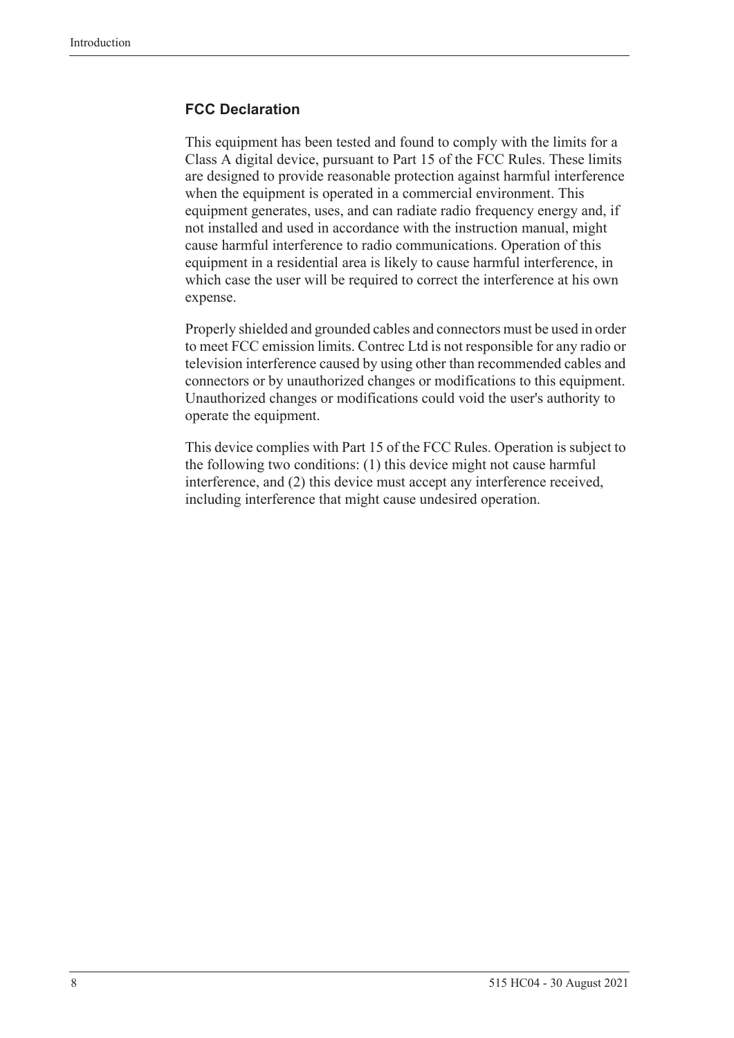### FCC Declaration

This equipment has been tested and found to comply with the limits for a Class A digital device, pursuant to Part 15 of the FCC Rules. These limits are designed to provide reasonable protection against harmful interference when the equipment is operated in a commercial environment. This equipment generates, uses, and can radiate radio frequency energy and, if not installed and used in accordance with the instruction manual, might cause harmful interference to radio communications. Operation of this equipment in a residential area is likely to cause harmful interference, in which case the user will be required to correct the interference at his own expense.

Properly shielded and grounded cables and connectors must be used in order to meet FCC emission limits. Contrec Ltd is not responsible for any radio or television interference caused by using other than recommended cables and connectors or by unauthorized changes or modifications to this equipment. Unauthorized changes or modifications could void the user's authority to operate the equipment.

This device complies with Part 15 of the FCC Rules. Operation is subject to the following two conditions: (1) this device might not cause harmful interference, and (2) this device must accept any interference received, including interference that might cause undesired operation.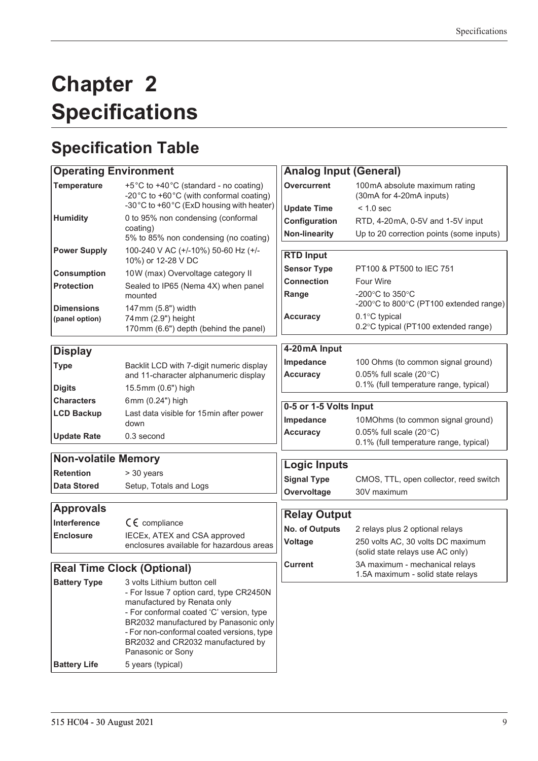# Chapter 2 Specifications

## Specification Table

| Operating Environment | |
|---|---|
| **Temperature** | +5°C to +40°C (standard - no coating)<br>-20°C to +60°C (with conformal coating)<br>-30°C to +60°C (ExD housing with heater) |
| **Humidity** | 0 to 95% non condensing (conformal coating)<br>5% to 85% non condensing (no coating) |
| **Power Supply** | 100-240 V AC (+/-10%) 50-60 Hz (+/-10%) or 12-28 V DC |
| **Consumption** | 10W (max) Overvoltage category II |
| **Protection** | Sealed to IP65 (Nema 4X) when panel mounted |
| **Dimensions (panel option)** | 147mm (5.8") width<br>74mm (2.9") height<br>170mm (6.6") depth (behind the panel) |

| Display | |
|---|---|
| **Type** | Backlit LCD with 7-digit numeric display and 11-character alphanumeric display |
| **Digits** | 15.5mm (0.6") high |
| **Characters** | 6mm (0.24") high |
| **LCD Backup** | Last data visible for 15min after power down |
| **Update Rate** | 0.3 second |

| Non-volatile Memory | |
|---|---|
| **Retention** | > 30 years |
| **Data Stored** | Setup, Totals and Logs |

| Approvals | |
|---|---|
| **Interference** | CE compliance |
| **Enclosure** | IECEx, ATEX and CSA approved enclosures available for hazardous areas |

| Real Time Clock (Optional) | |
|---|---|
| **Battery Type** | 3 volts Lithium button cell<br>- For Issue 7 option card, type CR2450N manufactured by Renata only<br>- For conformal coated 'C' version, type BR2032 manufactured by Panasonic only<br>- For non-conformal coated versions, type BR2032 and CR2032 manufactured by Panasonic or Sony |
| **Battery Life** | 5 years (typical) |

| Analog Input (General) | |
|---|---|
| **Overcurrent** | 100mA absolute maximum rating (30mA for 4-20mA inputs) |
| **Update Time** | < 1.0 sec |
| **Configuration** | RTD, 4-20mA, 0-5V and 1-5V input |
| **Non-linearity** | Up to 20 correction points (some inputs) |

| RTD Input | |
|---|---|
| **Sensor Type** | PT100 & PT500 to IEC 751 |
| **Connection** | Four Wire |
| **Range** | -200°C to 350°C<br>-200°C to 800°C (PT100 extended range) |
| **Accuracy** | 0.1°C typical<br>0.2°C typical (PT100 extended range) |

| 4-20mA Input | |
|---|---|
| **Impedance** | 100 Ohms (to common signal ground) |
| **Accuracy** | 0.05% full scale (20°C)<br>0.1% (full temperature range, typical) |

| 0-5 or 1-5 Volts Input | |
|---|---|
| **Impedance** | 10MOhms (to common signal ground) |
| **Accuracy** | 0.05% full scale (20°C)<br>0.1% (full temperature range, typical) |

| Logic Inputs | |
|---|---|
| **Signal Type** | CMOS, TTL, open collector, reed switch |
| **Overvoltage** | 30V maximum |

| Relay Output | |
|---|---|
| **No. of Outputs** | 2 relays plus 2 optional relays |
| **Voltage** | 250 volts AC, 30 volts DC maximum (solid state relays use AC only) |
| **Current** | 3A maximum - mechanical relays<br>1.5A maximum - solid state relays |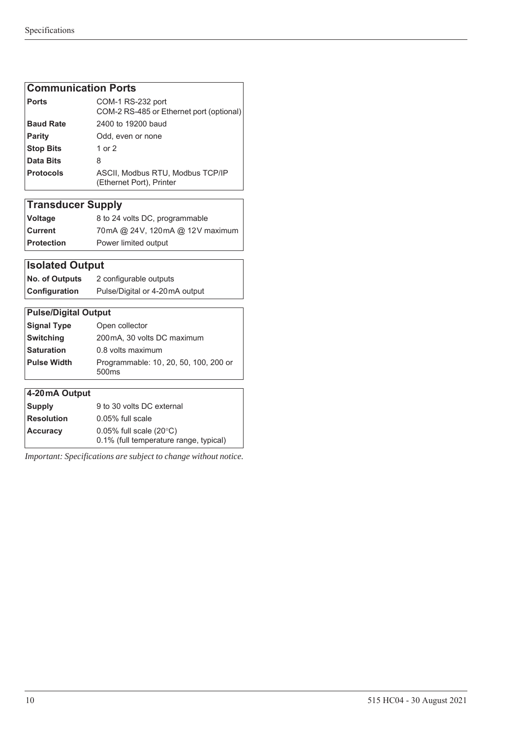| Communication Ports | |
|---|---|
| **Ports** | COM-1 RS-232 port<br>COM-2 RS-485 or Ethernet port (optional) |
| **Baud Rate** | 2400 to 19200 baud |
| **Parity** | Odd, even or none |
| **Stop Bits** | 1 or 2 |
| **Data Bits** | 8 |
| **Protocols** | ASCII, Modbus RTU, Modbus TCP/IP (Ethernet Port), Printer |

| Transducer Supply | |
|---|---|
| **Voltage** | 8 to 24 volts DC, programmable |
| **Current** | 70mA @ 24V, 120mA @ 12V maximum |
| **Protection** | Power limited output |

| Isolated Output | |
|---|---|
| **No. of Outputs** | 2 configurable outputs |
| **Configuration** | Pulse/Digital or 4-20mA output |

| Pulse/Digital Output | |
|---|---|
| **Signal Type** | Open collector |
| **Switching** | 200mA, 30 volts DC maximum |
| **Saturation** | 0.8 volts maximum |
| **Pulse Width** | Programmable: 10, 20, 50, 100, 200 or 500ms |

| 4-20mA Output | |
|---|---|
| **Supply** | 9 to 30 volts DC external |
| **Resolution** | 0.05% full scale |
| **Accuracy** | 0.05% full scale (20°C)<br>0.1% (full temperature range, typical) |

*Important: Specifications are subject to change without notice.*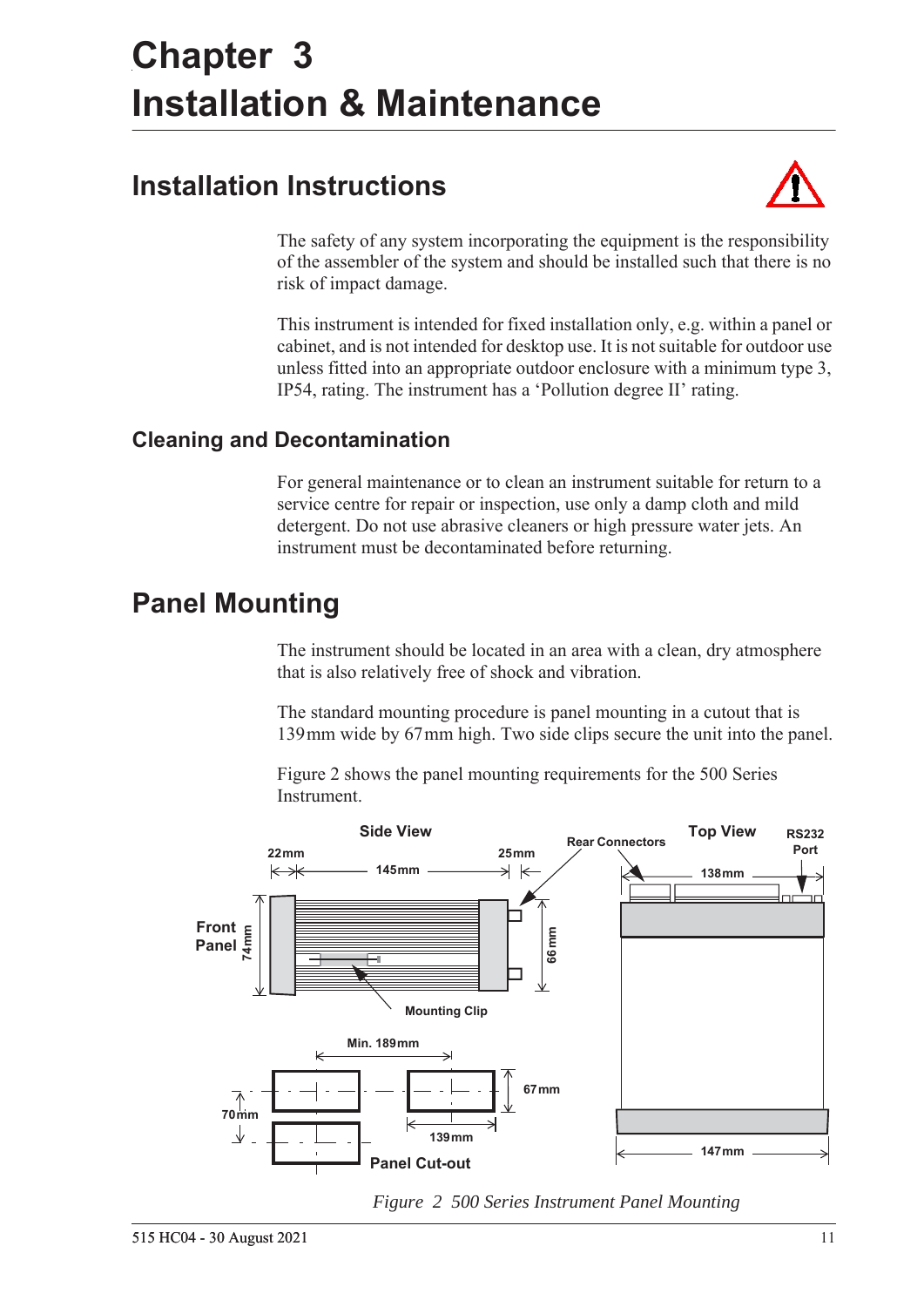// Chapter 3 Installation & Maintenance

# Chapter 3
# Installation & Maintenance

## Installation Instructions

The safety of any system incorporating the equipment is the responsibility of the assembler of the system and should be installed such that there is no risk of impact damage.

This instrument is intended for fixed installation only, e.g. within a panel or cabinet, and is not intended for desktop use. It is not suitable for outdoor use unless fitted into an appropriate outdoor enclosure with a minimum type 3, IP54, rating. The instrument has a 'Pollution degree II' rating.

### Cleaning and Decontamination

For general maintenance or to clean an instrument suitable for return to a service centre for repair or inspection, use only a damp cloth and mild detergent. Do not use abrasive cleaners or high pressure water jets. An instrument must be decontaminated before returning.

## Panel Mounting

The instrument should be located in an area with a clean, dry atmosphere that is also relatively free of shock and vibration.

The standard mounting procedure is panel mounting in a cutout that is 139 mm wide by 67 mm high. Two side clips secure the unit into the panel.

Figure 2 shows the panel mounting requirements for the 500 Series Instrument.

*Figure 2 500 Series Instrument Panel Mounting*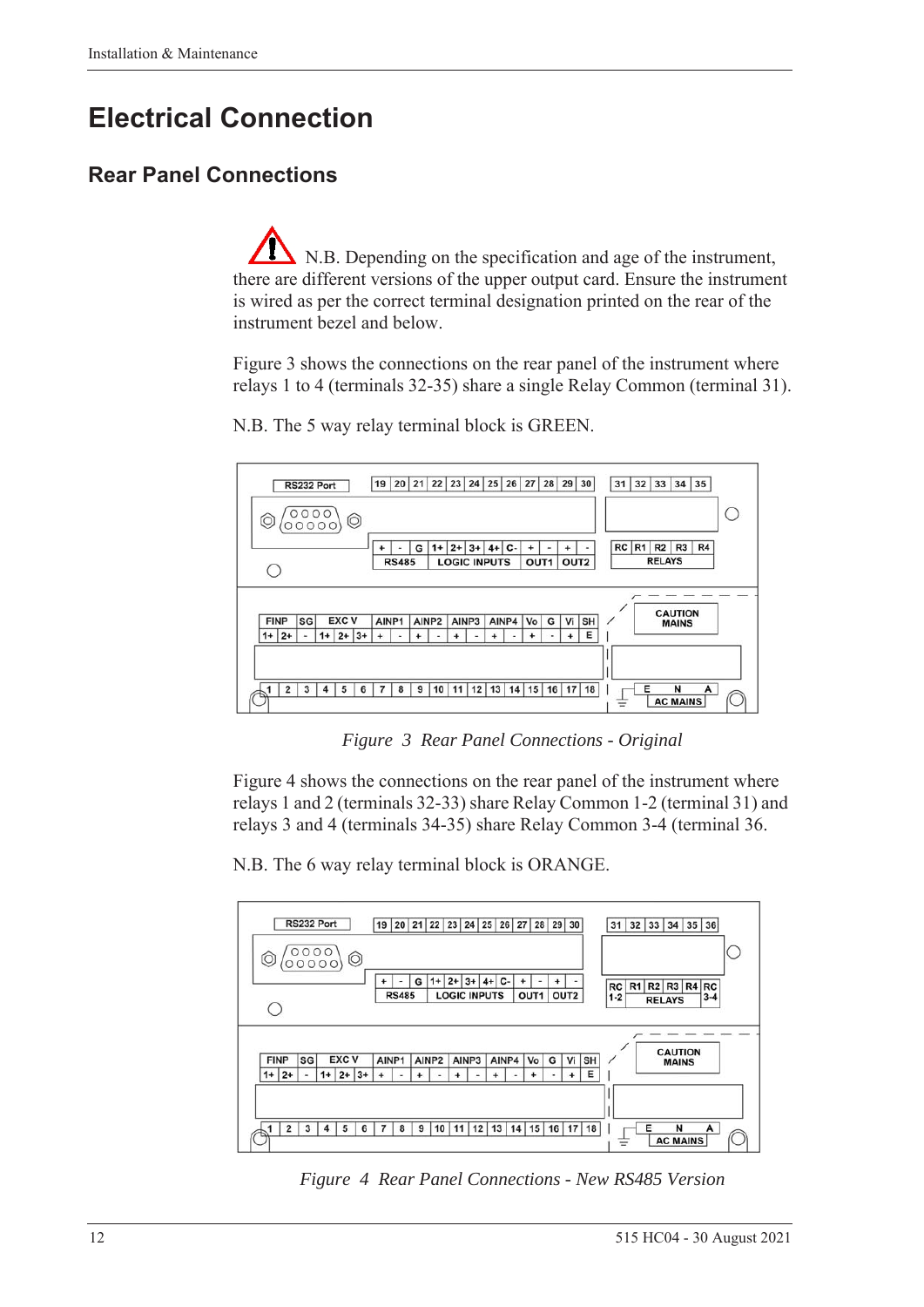# Electrical Connection

## Rear Panel Connections

N.B. Depending on the specification and age of the instrument, there are different versions of the upper output card. Ensure the instrument is wired as per the correct terminal designation printed on the rear of the instrument bezel and below.

Figure 3 shows the connections on the rear panel of the instrument where relays 1 to 4 (terminals 32-35) share a single Relay Common (terminal 31).

N.B. The 5 way relay terminal block is GREEN.

*Figure 3 Rear Panel Connections - Original*

Figure 4 shows the connections on the rear panel of the instrument where relays 1 and 2 (terminals 32-33) share Relay Common 1-2 (terminal 31) and relays 3 and 4 (terminals 34-35) share Relay Common 3-4 (terminal 36.

N.B. The 6 way relay terminal block is ORANGE.

*Figure 4 Rear Panel Connections - New RS485 Version*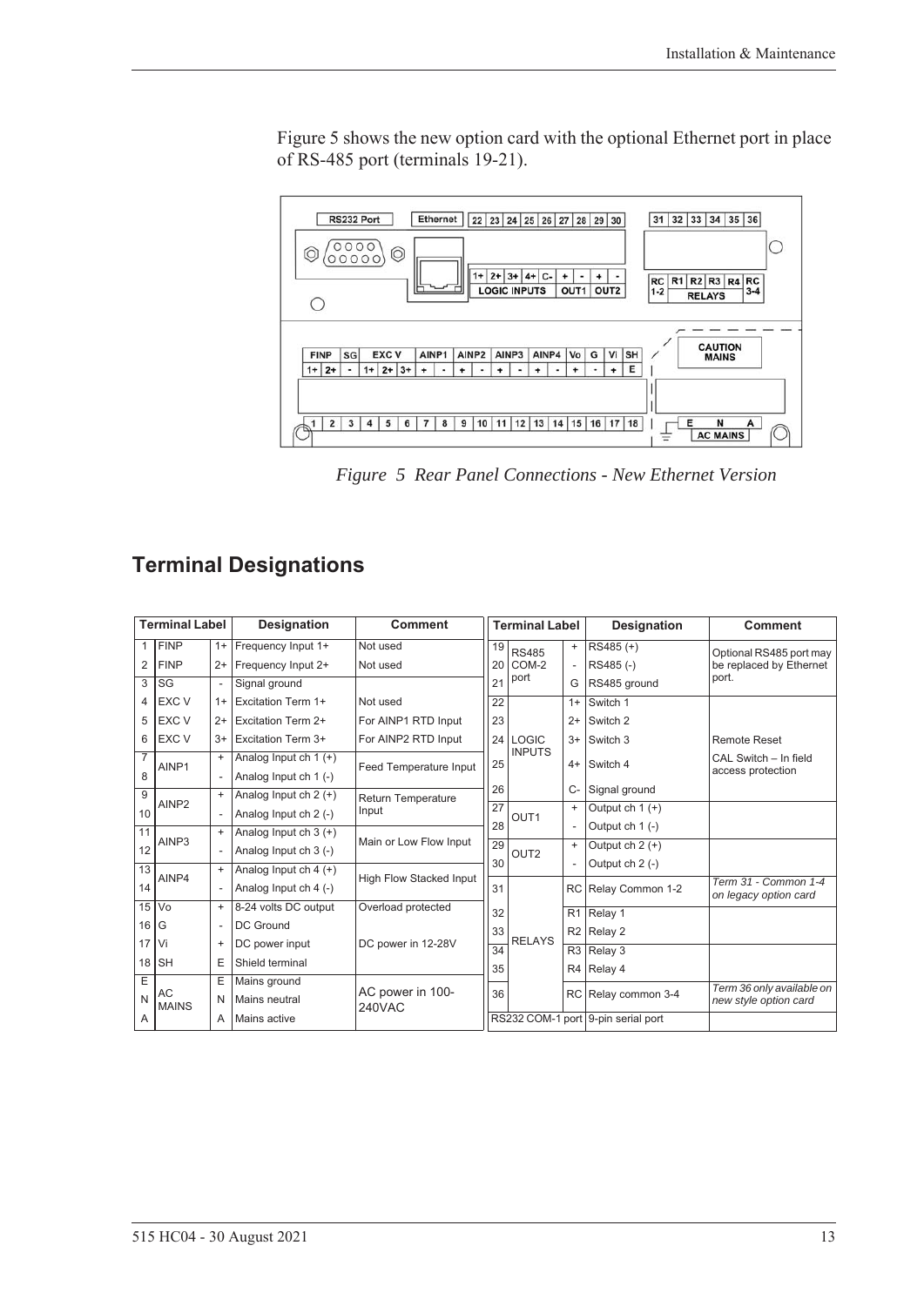Figure 5 shows the new option card with the optional Ethernet port in place of RS-485 port (terminals 19-21).

*Figure 5 Rear Panel Connections - New Ethernet Version*

## Terminal Designations

| Terminal Label | | | Designation | Comment |
|---|---|---|---|---|
| 1 | FINP | 1+ | Frequency Input 1+ | Not used |
| 2 | FINP | 2+ | Frequency Input 2+ | Not used |
| 3 | SG | - | Signal ground | |
| 4 | EXC V | 1+ | Excitation Term 1+ | Not used |
| 5 | EXC V | 2+ | Excitation Term 2+ | For AINP1 RTD Input |
| 6 | EXC V | 3+ | Excitation Term 3+ | For AINP2 RTD Input |
| 7 | AINP1 | + | Analog Input ch 1 (+) | Feed Temperature Input |
| 8 | | - | Analog Input ch 1 (-) | |
| 9 | AINP2 | + | Analog Input ch 2 (+) | Return Temperature Input |
| 10 | | - | Analog Input ch 2 (-) | |
| 11 | AINP3 | + | Analog Input ch 3 (+) | Main or Low Flow Input |
| 12 | | - | Analog Input ch 3 (-) | |
| 13 | AINP4 | + | Analog Input ch 4 (+) | High Flow Stacked Input |
| 14 | | - | Analog Input ch 4 (-) | |
| 15 | Vo | + | 8-24 volts DC output | Overload protected |
| 16 | G | - | DC Ground | |
| 17 | Vi | + | DC power input | DC power in 12-28V |
| 18 | SH | E | Shield terminal | |
| E | AC MAINS | E | Mains ground | AC power in 100-240VAC |
| N | | N | Mains neutral | |
| A | | A | Mains active | |

| Terminal Label | | | Designation | Comment |
|---|---|---|---|---|
| 19 | RS485 COM-2 port | + | RS485 (+) | Optional RS485 port may be replaced by Ethernet port. |
| 20 | | - | RS485 (-) | |
| 21 | | G | RS485 ground | |
| 22 | LOGIC INPUTS | 1+ | Switch 1 | |
| 23 | | 2+ | Switch 2 | |
| 24 | | 3+ | Switch 3 | Remote Reset |
| 25 | | 4+ | Switch 4 | CAL Switch – In field access protection |
| 26 | | C- | Signal ground | |
| 27 | OUT1 | + | Output ch 1 (+) | |
| 28 | | - | Output ch 1 (-) | |
| 29 | OUT2 | + | Output ch 2 (+) | |
| 30 | | - | Output ch 2 (-) | |
| 31 | RELAYS | RC | Relay Common 1-2 | *Term 31 - Common 1-4 on legacy option card* |
| 32 | | R1 | Relay 1 | |
| 33 | | R2 | Relay 2 | |
| 34 | | R3 | Relay 3 | |
| 35 | | R4 | Relay 4 | |
| 36 | | RC | Relay common 3-4 | *Term 36 only available on new style option card* |
| RS232 COM-1 port | | | 9-pin serial port | |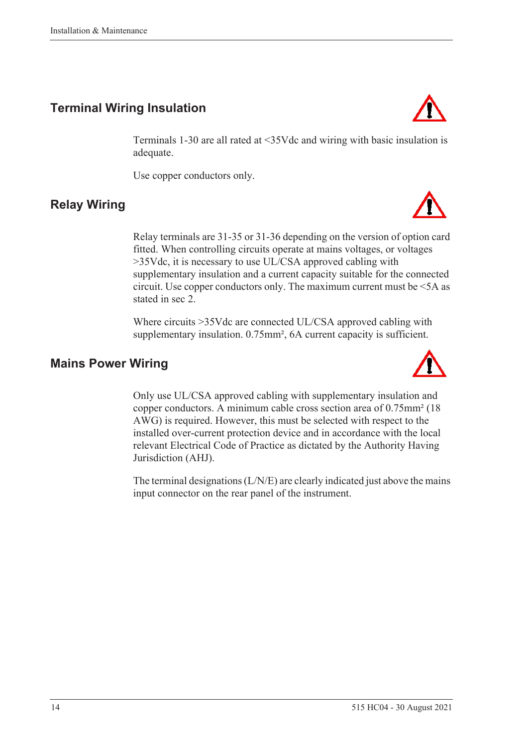## Terminal Wiring Insulation

Terminals 1-30 are all rated at <35Vdc and wiring with basic insulation is adequate.

Use copper conductors only.

## Relay Wiring

Relay terminals are 31-35 or 31-36 depending on the version of option card fitted. When controlling circuits operate at mains voltages, or voltages >35Vdc, it is necessary to use UL/CSA approved cabling with supplementary insulation and a current capacity suitable for the connected circuit. Use copper conductors only. The maximum current must be <5A as stated in sec 2.

Where circuits >35Vdc are connected UL/CSA approved cabling with supplementary insulation. 0.75mm², 6A current capacity is sufficient.

## Mains Power Wiring

Only use UL/CSA approved cabling with supplementary insulation and copper conductors. A minimum cable cross section area of 0.75mm² (18 AWG) is required. However, this must be selected with respect to the installed over-current protection device and in accordance with the local relevant Electrical Code of Practice as dictated by the Authority Having Jurisdiction (AHJ).

The terminal designations (L/N/E) are clearly indicated just above the mains input connector on the rear panel of the instrument.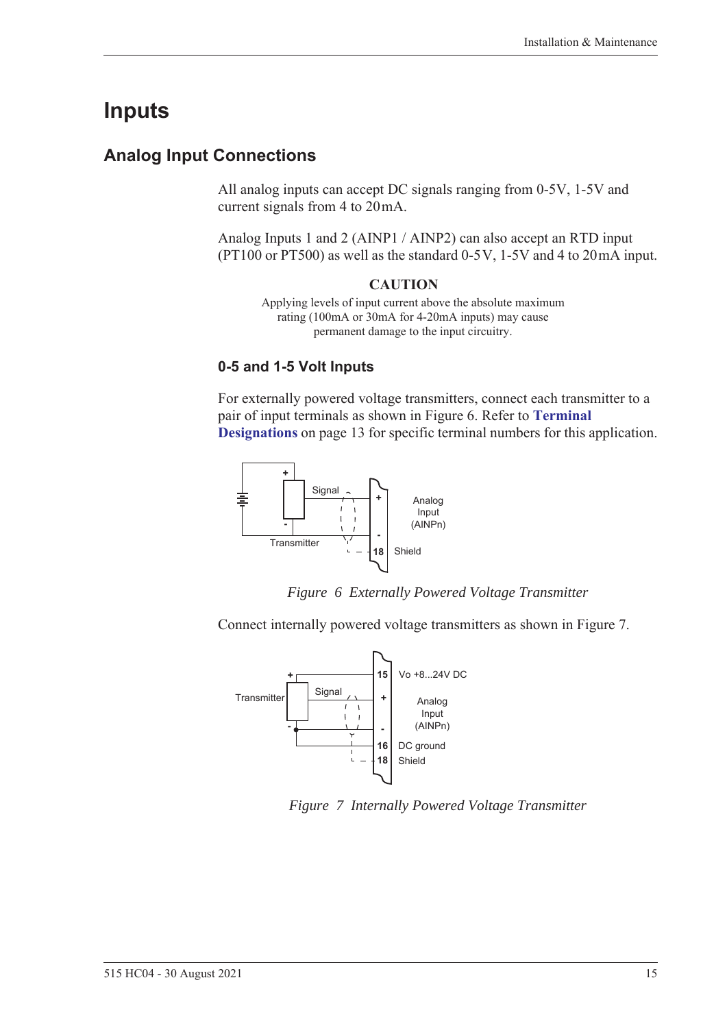# Inputs

## Analog Input Connections

All analog inputs can accept DC signals ranging from 0-5V, 1-5V and current signals from 4 to 20 mA.

Analog Inputs 1 and 2 (AINP1 / AINP2) can also accept an RTD input (PT100 or PT500) as well as the standard 0-5 V, 1-5V and 4 to 20 mA input.

**CAUTION**

Applying levels of input current above the absolute maximum rating (100mA or 30mA for 4-20mA inputs) may cause permanent damage to the input circuitry.

### 0-5 and 1-5 Volt Inputs

For externally powered voltage transmitters, connect each transmitter to a pair of input terminals as shown in Figure 6. Refer to **Terminal Designations** on page 13 for specific terminal numbers for this application.

*Figure 6 Externally Powered Voltage Transmitter*

Connect internally powered voltage transmitters as shown in Figure 7.

*Figure 7 Internally Powered Voltage Transmitter*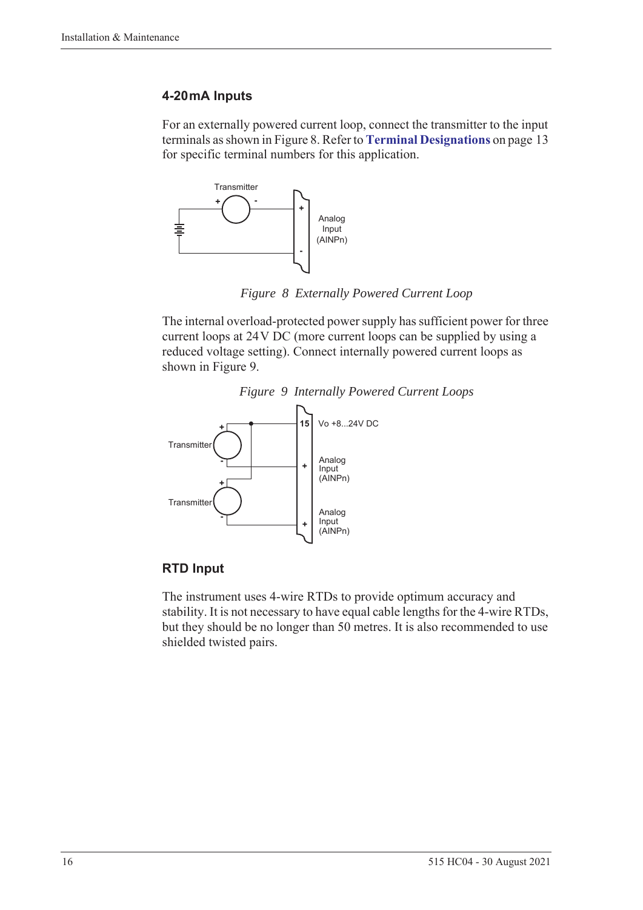### 4-20 mA Inputs

For an externally powered current loop, connect the transmitter to the input terminals as shown in Figure 8. Refer to **Terminal Designations** on page 13 for specific terminal numbers for this application.

*Figure 8 Externally Powered Current Loop*

The internal overload-protected power supply has sufficient power for three current loops at 24 V DC (more current loops can be supplied by using a reduced voltage setting). Connect internally powered current loops as shown in Figure 9.

*Figure 9 Internally Powered Current Loops*

### RTD Input

The instrument uses 4-wire RTDs to provide optimum accuracy and stability. It is not necessary to have equal cable lengths for the 4-wire RTDs, but they should be no longer than 50 metres. It is also recommended to use shielded twisted pairs.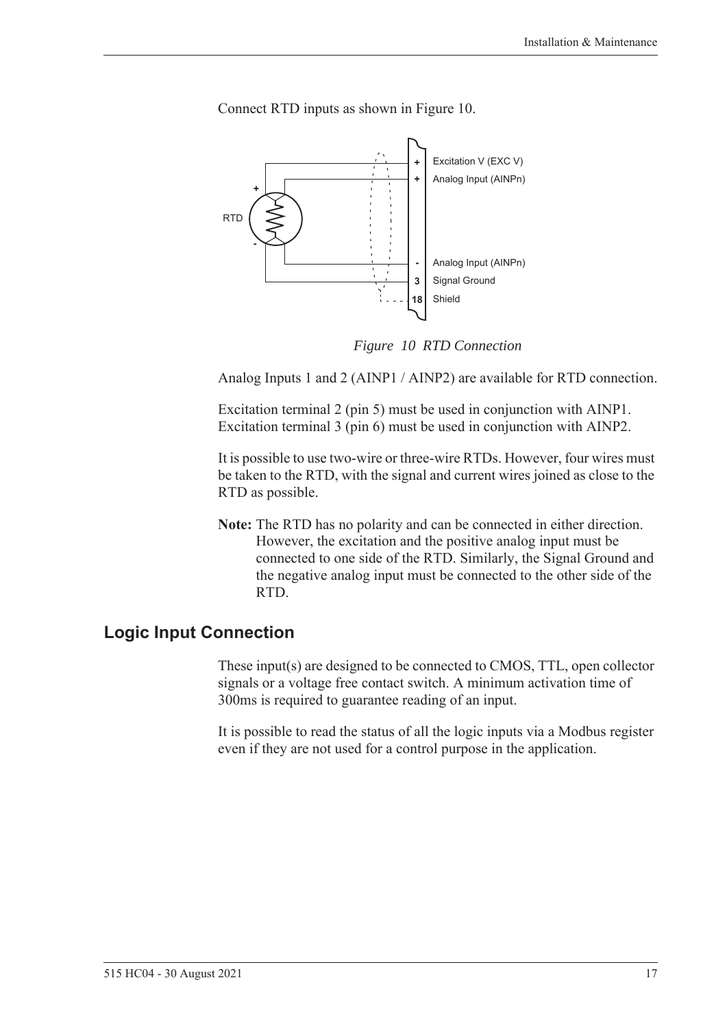Connect RTD inputs as shown in Figure 10.

*Figure 10 RTD Connection*

Analog Inputs 1 and 2 (AINP1 / AINP2) are available for RTD connection.

Excitation terminal 2 (pin 5) must be used in conjunction with AINP1. Excitation terminal 3 (pin 6) must be used in conjunction with AINP2.

It is possible to use two-wire or three-wire RTDs. However, four wires must be taken to the RTD, with the signal and current wires joined as close to the RTD as possible.

**Note:** The RTD has no polarity and can be connected in either direction. However, the excitation and the positive analog input must be connected to one side of the RTD. Similarly, the Signal Ground and the negative analog input must be connected to the other side of the RTD.

## Logic Input Connection

These input(s) are designed to be connected to CMOS, TTL, open collector signals or a voltage free contact switch. A minimum activation time of 300ms is required to guarantee reading of an input.

It is possible to read the status of all the logic inputs via a Modbus register even if they are not used for a control purpose in the application.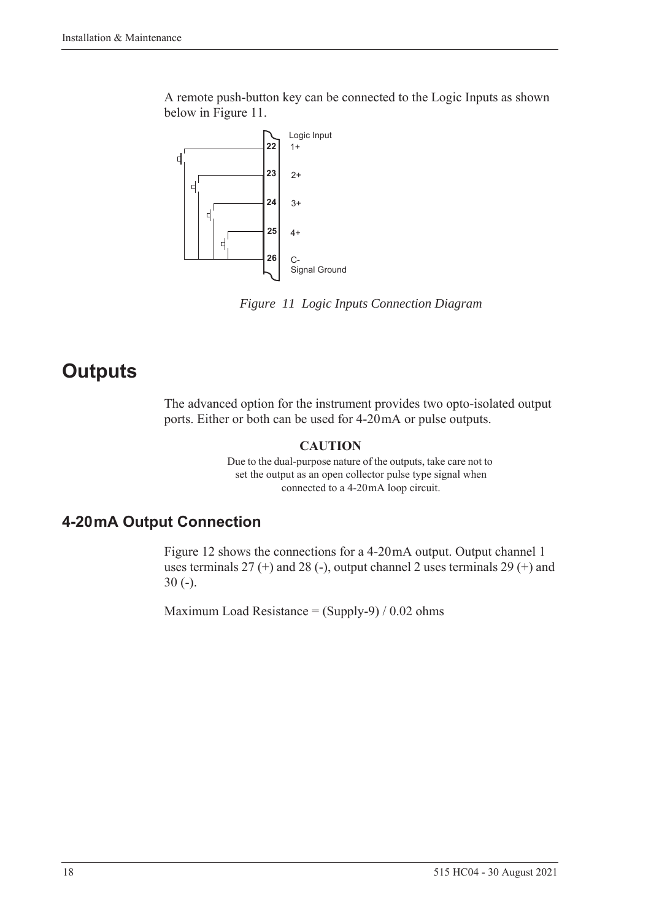A remote push-button key can be connected to the Logic Inputs as shown below in Figure 11.

*Figure 11 Logic Inputs Connection Diagram*

# Outputs

The advanced option for the instrument provides two opto-isolated output ports. Either or both can be used for 4-20 mA or pulse outputs.

**CAUTION**

Due to the dual-purpose nature of the outputs, take care not to set the output as an open collector pulse type signal when connected to a 4-20 mA loop circuit.

## 4-20 mA Output Connection

Figure 12 shows the connections for a 4-20 mA output. Output channel 1 uses terminals 27 (+) and 28 (-), output channel 2 uses terminals 29 (+) and 30 (-).

Maximum Load Resistance = (Supply-9) / 0.02 ohms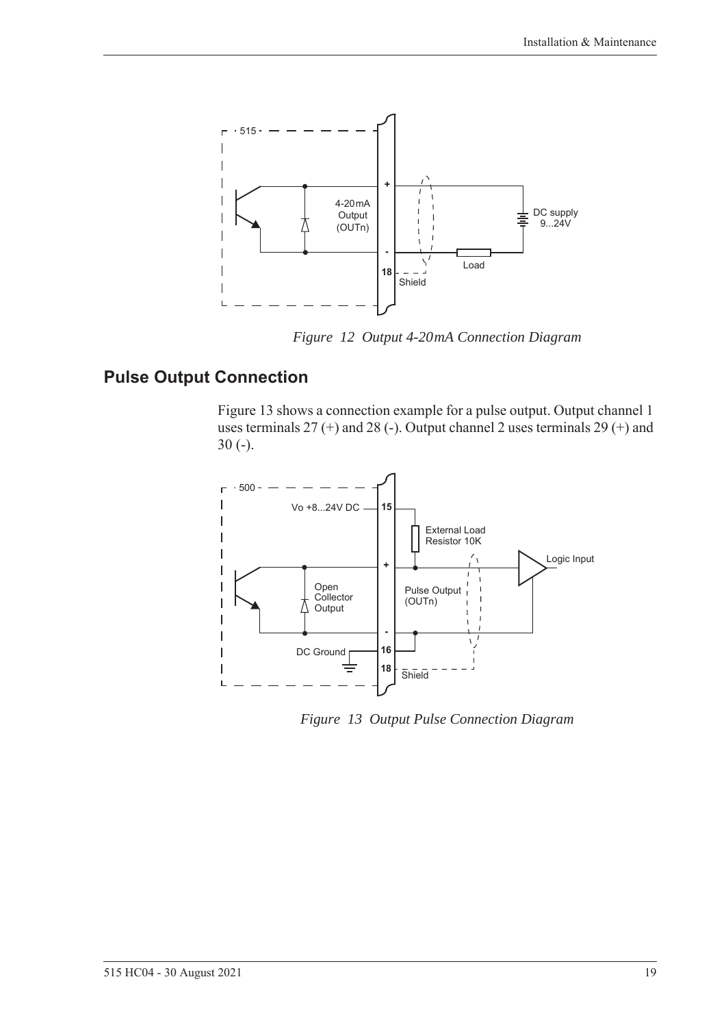*Figure 12 Output 4-20mA Connection Diagram*

## Pulse Output Connection

Figure 13 shows a connection example for a pulse output. Output channel 1 uses terminals 27 (+) and 28 (-). Output channel 2 uses terminals 29 (+) and 30 (-).

*Figure 13 Output Pulse Connection Diagram*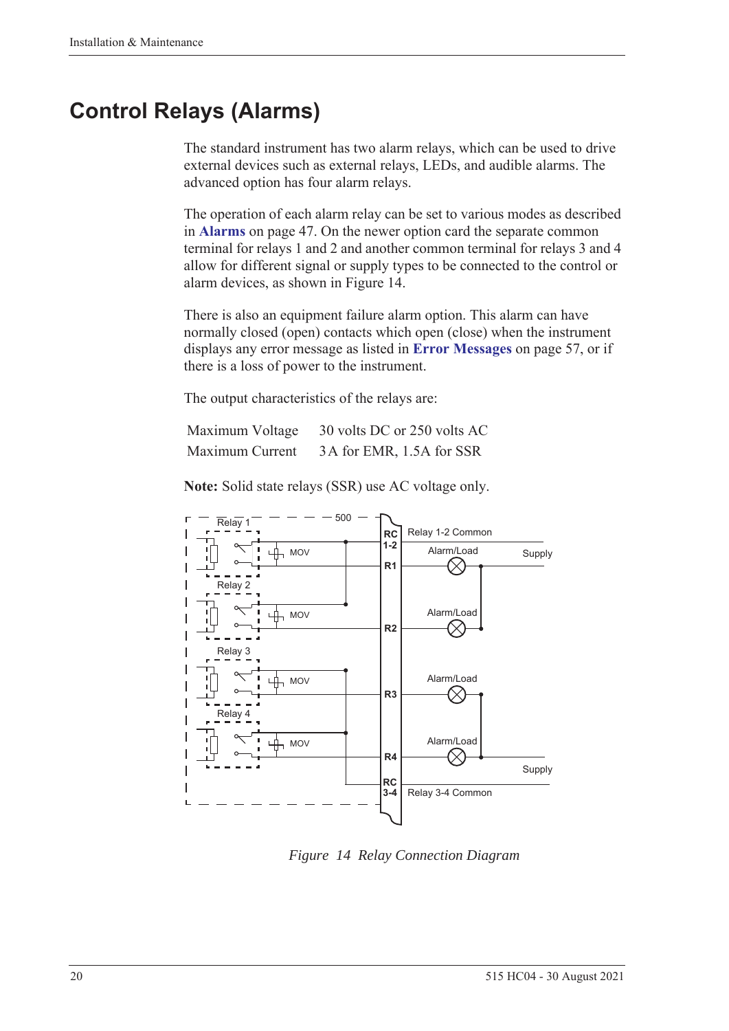# Control Relays (Alarms)

The standard instrument has two alarm relays, which can be used to drive external devices such as external relays, LEDs, and audible alarms. The advanced option has four alarm relays.

The operation of each alarm relay can be set to various modes as described in **Alarms** on page 47. On the newer option card the separate common terminal for relays 1 and 2 and another common terminal for relays 3 and 4 allow for different signal or supply types to be connected to the control or alarm devices, as shown in Figure 14.

There is also an equipment failure alarm option. This alarm can have normally closed (open) contacts which open (close) when the instrument displays any error message as listed in **Error Messages** on page 57, or if there is a loss of power to the instrument.

The output characteristics of the relays are:

| | |
|---|---|
| Maximum Voltage | 30 volts DC or 250 volts AC |
| Maximum Current | 3 A for EMR, 1.5A for SSR |

**Note:** Solid state relays (SSR) use AC voltage only.

*Figure 14 Relay Connection Diagram*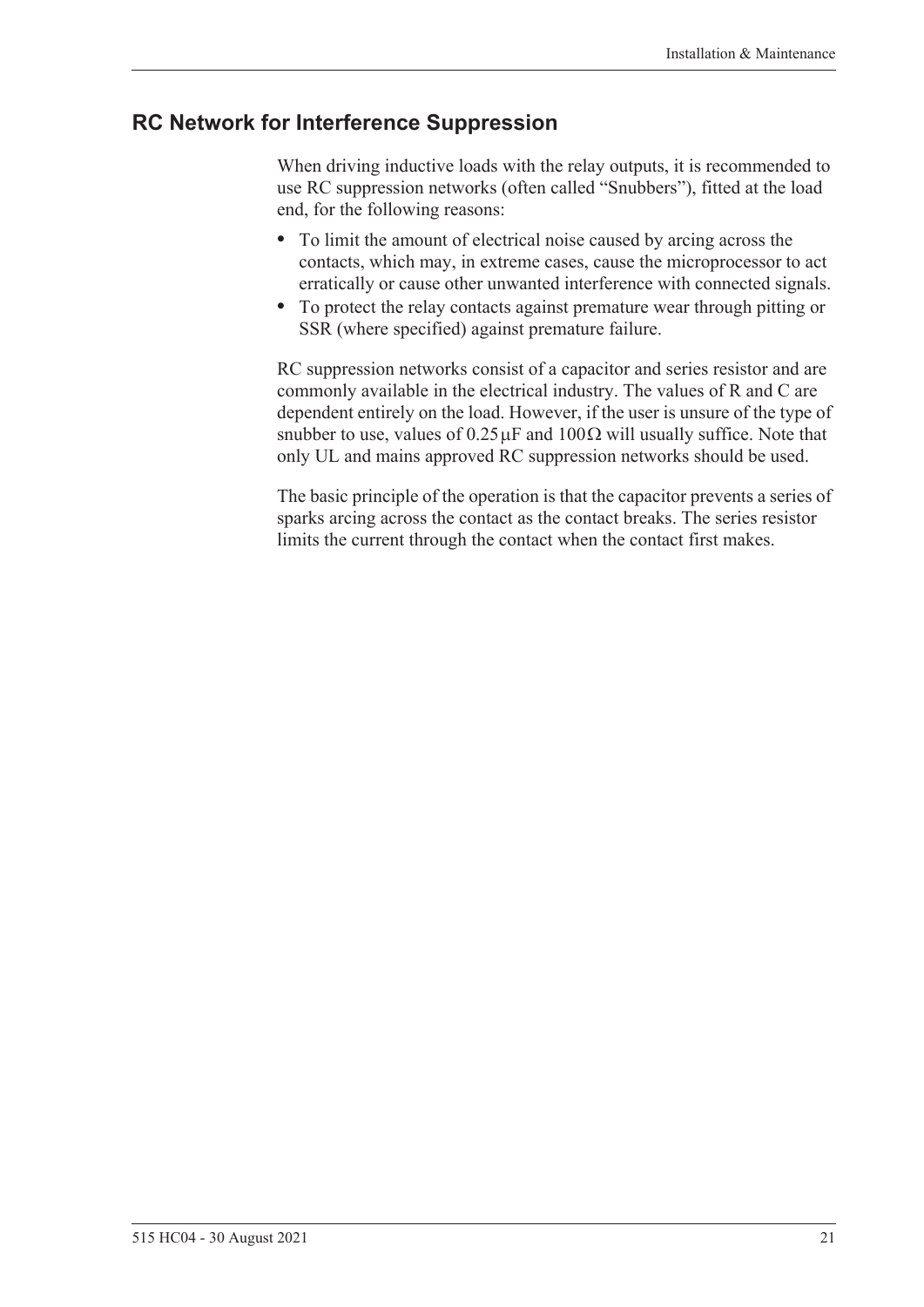## RC Network for Interference Suppression

When driving inductive loads with the relay outputs, it is recommended to use RC suppression networks (often called "Snubbers"), fitted at the load end, for the following reasons:

- To limit the amount of electrical noise caused by arcing across the contacts, which may, in extreme cases, cause the microprocessor to act erratically or cause other unwanted interference with connected signals.
- To protect the relay contacts against premature wear through pitting or SSR (where specified) against premature failure.

RC suppression networks consist of a capacitor and series resistor and are commonly available in the electrical industry. The values of R and C are dependent entirely on the load. However, if the user is unsure of the type of snubber to use, values of $0.25\,\mu F$ and $100\,\Omega$ will usually suffice. Note that only UL and mains approved RC suppression networks should be used.

The basic principle of the operation is that the capacitor prevents a series of sparks arcing across the contact as the contact breaks. The series resistor limits the current through the contact when the contact first makes.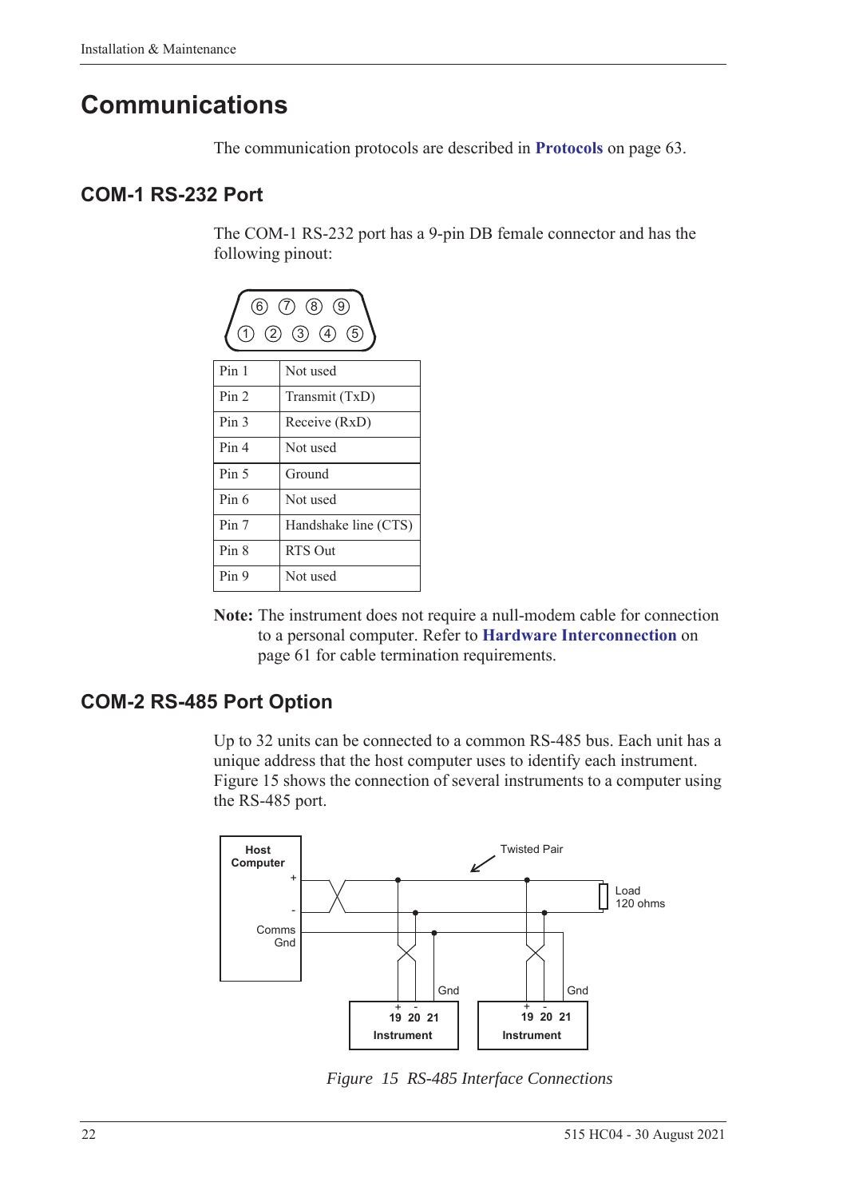# Communications

The communication protocols are described in **Protocols** on page 63.

## COM-1 RS-232 Port

The COM-1 RS-232 port has a 9-pin DB female connector and has the following pinout:

| Pin | Function |
|---|---|
| Pin 1 | Not used |
| Pin 2 | Transmit (TxD) |
| Pin 3 | Receive (RxD) |
| Pin 4 | Not used |
| Pin 5 | Ground |
| Pin 6 | Not used |
| Pin 7 | Handshake line (CTS) |
| Pin 8 | RTS Out |
| Pin 9 | Not used |

**Note:** The instrument does not require a null-modem cable for connection to a personal computer. Refer to **Hardware Interconnection** on page 61 for cable termination requirements.

## COM-2 RS-485 Port Option

Up to 32 units can be connected to a common RS-485 bus. Each unit has a unique address that the host computer uses to identify each instrument. Figure 15 shows the connection of several instruments to a computer using the RS-485 port.

*Figure 15 RS-485 Interface Connections*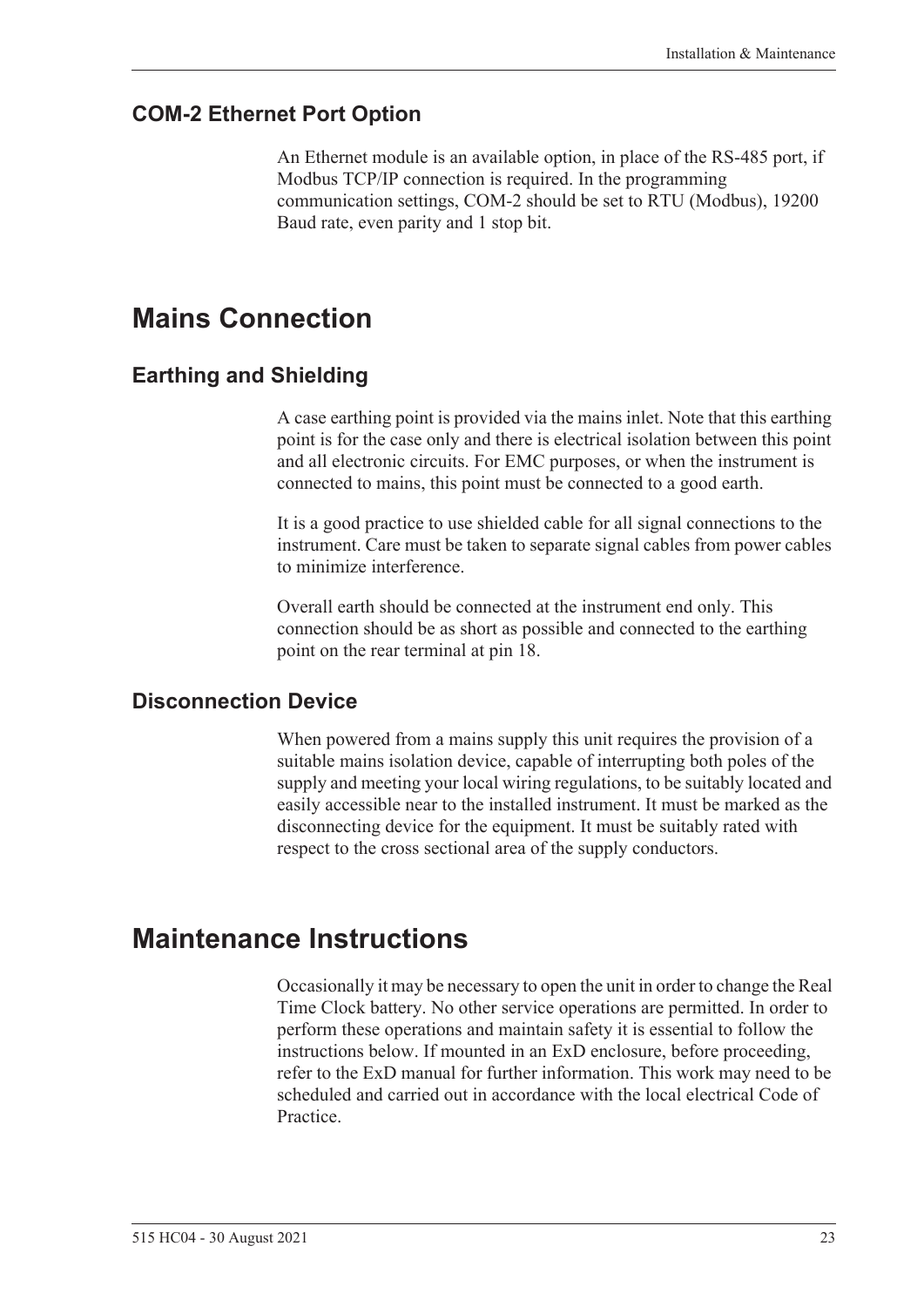### COM-2 Ethernet Port Option

An Ethernet module is an available option, in place of the RS-485 port, if Modbus TCP/IP connection is required. In the programming communication settings, COM-2 should be set to RTU (Modbus), 19200 Baud rate, even parity and 1 stop bit.

## Mains Connection

### Earthing and Shielding

A case earthing point is provided via the mains inlet. Note that this earthing point is for the case only and there is electrical isolation between this point and all electronic circuits. For EMC purposes, or when the instrument is connected to mains, this point must be connected to a good earth.

It is a good practice to use shielded cable for all signal connections to the instrument. Care must be taken to separate signal cables from power cables to minimize interference.

Overall earth should be connected at the instrument end only. This connection should be as short as possible and connected to the earthing point on the rear terminal at pin 18.

### Disconnection Device

When powered from a mains supply this unit requires the provision of a suitable mains isolation device, capable of interrupting both poles of the supply and meeting your local wiring regulations, to be suitably located and easily accessible near to the installed instrument. It must be marked as the disconnecting device for the equipment. It must be suitably rated with respect to the cross sectional area of the supply conductors.

## Maintenance Instructions

Occasionally it may be necessary to open the unit in order to change the Real Time Clock battery. No other service operations are permitted. In order to perform these operations and maintain safety it is essential to follow the instructions below. If mounted in an ExD enclosure, before proceeding, refer to the ExD manual for further information. This work may need to be scheduled and carried out in accordance with the local electrical Code of Practice.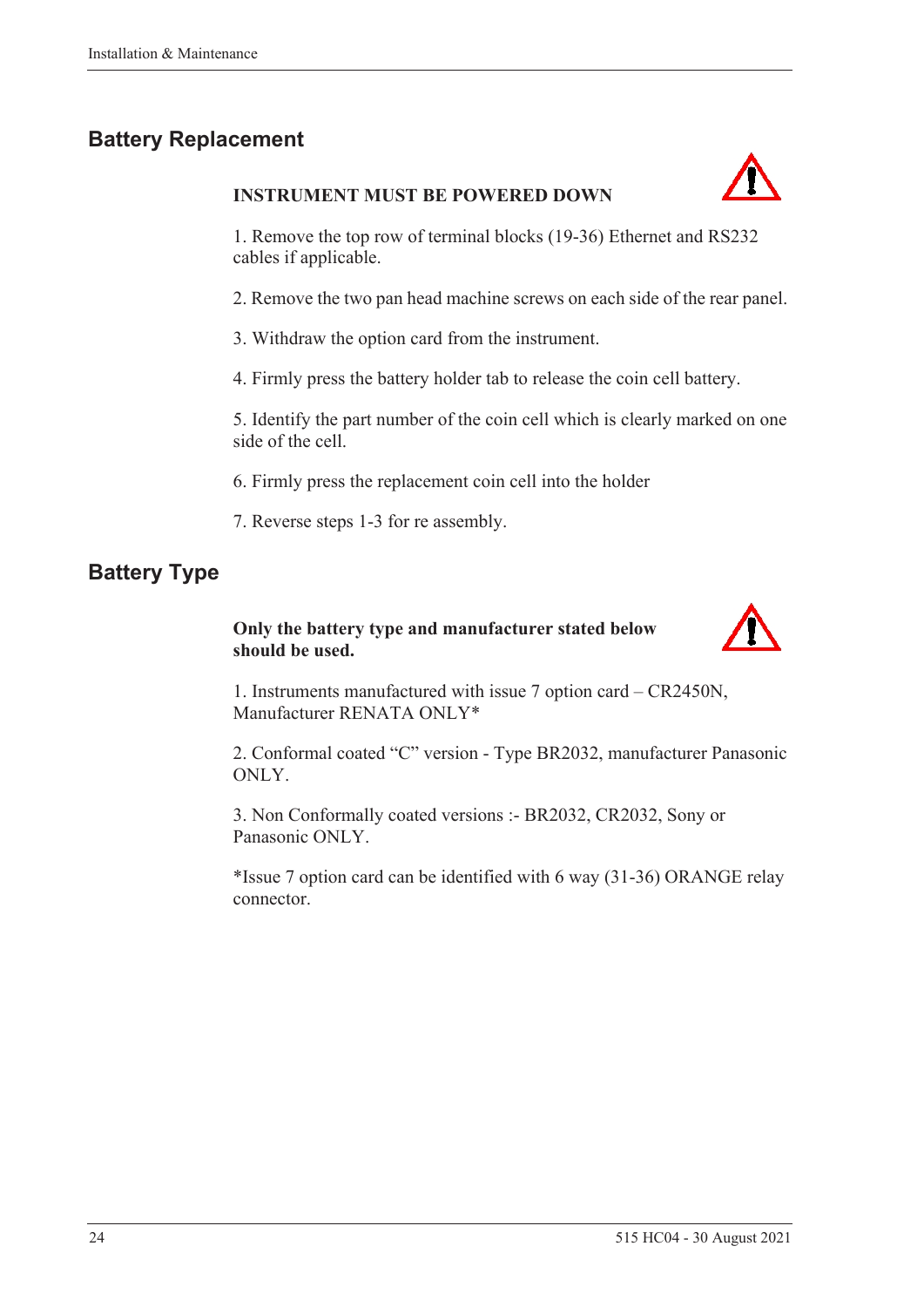## Battery Replacement

**INSTRUMENT MUST BE POWERED DOWN**

1. Remove the top row of terminal blocks (19-36) Ethernet and RS232 cables if applicable.

2. Remove the two pan head machine screws on each side of the rear panel.

3. Withdraw the option card from the instrument.

4. Firmly press the battery holder tab to release the coin cell battery.

5. Identify the part number of the coin cell which is clearly marked on one side of the cell.

6. Firmly press the replacement coin cell into the holder

7. Reverse steps 1-3 for re assembly.

## Battery Type

**Only the battery type and manufacturer stated below should be used.**

1. Instruments manufactured with issue 7 option card – CR2450N, Manufacturer RENATA ONLY*

2. Conformal coated “C” version - Type BR2032, manufacturer Panasonic ONLY.

3. Non Conformally coated versions :- BR2032, CR2032, Sony or Panasonic ONLY.

*Issue 7 option card can be identified with 6 way (31-36) ORANGE relay connector.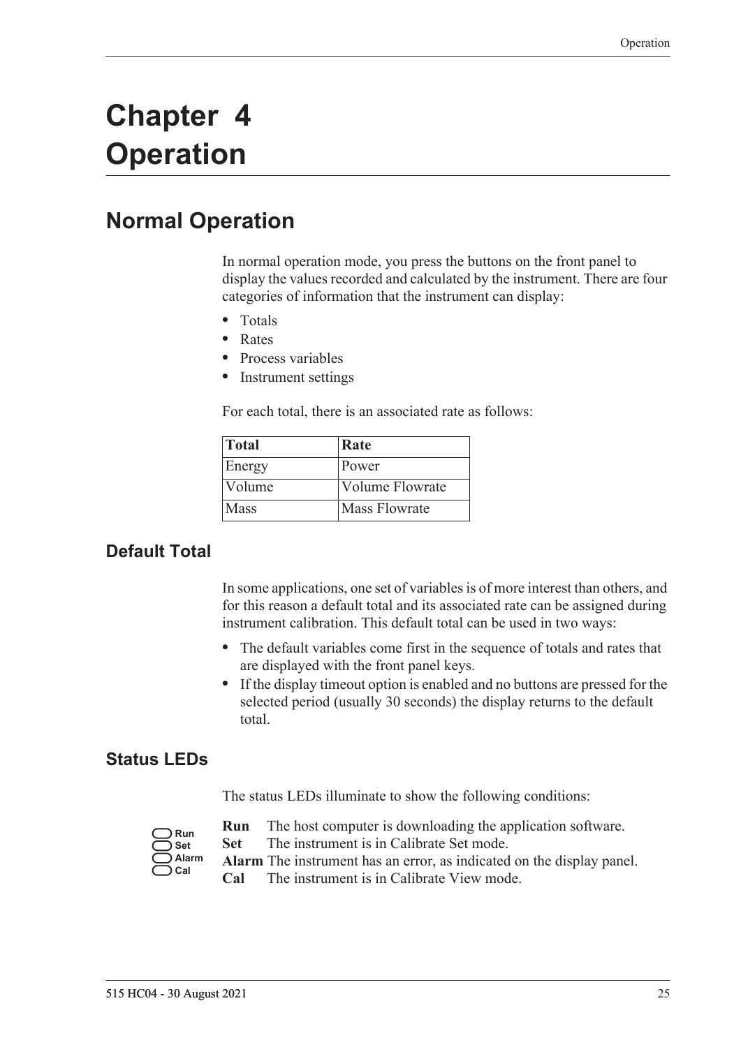# Chapter 4 Operation

## Normal Operation

In normal operation mode, you press the buttons on the front panel to display the values recorded and calculated by the instrument. There are four categories of information that the instrument can display:

- Totals
- Rates
- Process variables
- Instrument settings

For each total, there is an associated rate as follows:

| Total | Rate |
|---|---|
| Energy | Power |
| Volume | Volume Flowrate |
| Mass | Mass Flowrate |

### Default Total

In some applications, one set of variables is of more interest than others, and for this reason a default total and its associated rate can be assigned during instrument calibration. This default total can be used in two ways:

- The default variables come first in the sequence of totals and rates that are displayed with the front panel keys.
- If the display timeout option is enabled and no buttons are pressed for the selected period (usually 30 seconds) the display returns to the default total.

### Status LEDs

The status LEDs illuminate to show the following conditions:

**Run** The host computer is downloading the application software.
**Set** The instrument is in Calibrate Set mode.
**Alarm** The instrument has an error, as indicated on the display panel.
**Cal** The instrument is in Calibrate View mode.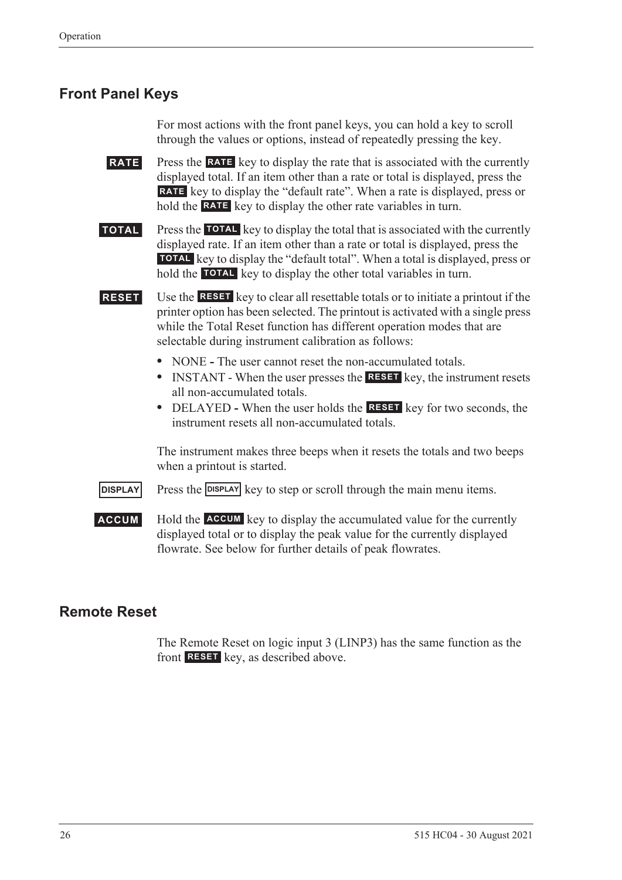## Front Panel Keys

For most actions with the front panel keys, you can hold a key to scroll through the values or options, instead of repeatedly pressing the key.

**RATE** Press the **RATE** key to display the rate that is associated with the currently displayed total. If an item other than a rate or total is displayed, press the **RATE** key to display the “default rate”. When a rate is displayed, press or hold the **RATE** key to display the other rate variables in turn.

**TOTAL** Press the **TOTAL** key to display the total that is associated with the currently displayed rate. If an item other than a rate or total is displayed, press the **TOTAL** key to display the “default total”. When a total is displayed, press or hold the **TOTAL** key to display the other total variables in turn.

**RESET** Use the **RESET** key to clear all resettable totals or to initiate a printout if the printer option has been selected. The printout is activated with a single press while the Total Reset function has different operation modes that are selectable during instrument calibration as follows:

- NONE - The user cannot reset the non-accumulated totals.
- INSTANT - When the user presses the **RESET** key, the instrument resets all non-accumulated totals.
- DELAYED - When the user holds the **RESET** key for two seconds, the instrument resets all non-accumulated totals.

The instrument makes three beeps when it resets the totals and two beeps when a printout is started.

**DISPLAY** Press the **DISPLAY** key to step or scroll through the main menu items.

**ACCUM** Hold the **ACCUM** key to display the accumulated value for the currently displayed total or to display the peak value for the currently displayed flowrate. See below for further details of peak flowrates.

## Remote Reset

The Remote Reset on logic input 3 (LINP3) has the same function as the front **RESET** key, as described above.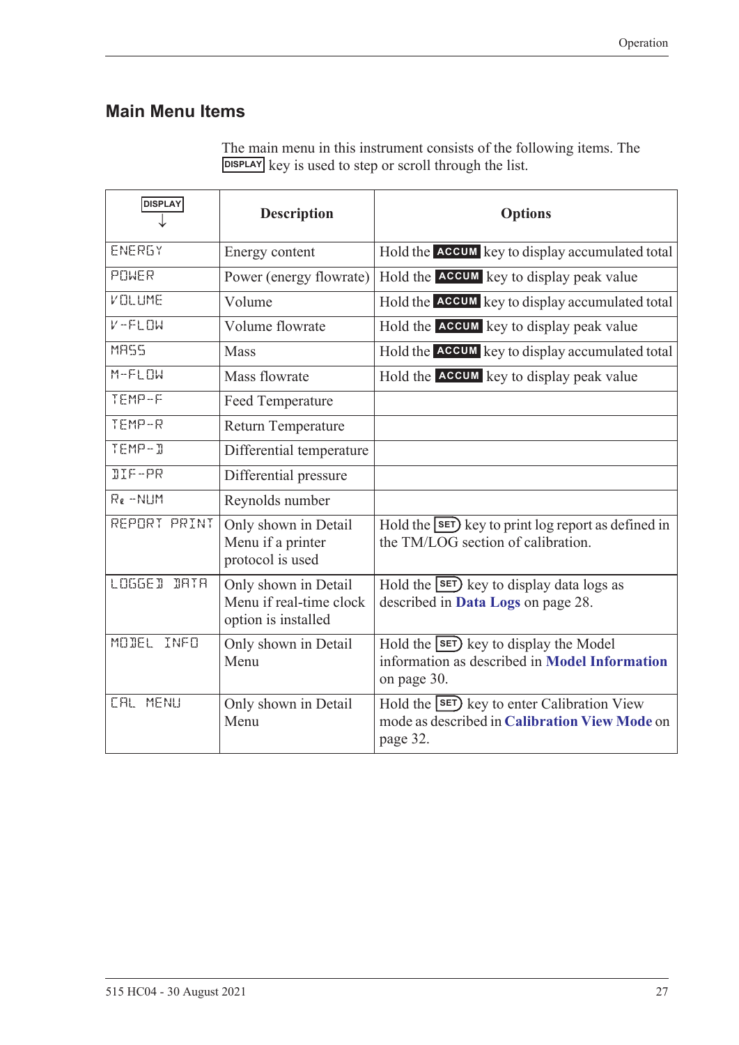## Main Menu Items

The main menu in this instrument consists of the following items. The DISPLAY key is used to step or scroll through the list.

| DISPLAY ↓ | Description | Options |
|---|---|---|
| ENERGY | Energy content | Hold the ACCUM key to display accumulated total |
| POWER | Power (energy flowrate) | Hold the ACCUM key to display peak value |
| VOLUME | Volume | Hold the ACCUM key to display accumulated total |
| V-FLOW | Volume flowrate | Hold the ACCUM key to display peak value |
| MASS | Mass | Hold the ACCUM key to display accumulated total |
| M-FLOW | Mass flowrate | Hold the ACCUM key to display peak value |
| TEMP-F | Feed Temperature | |
| TEMP-R | Return Temperature | |
| TEMP-D | Differential temperature | |
| DIF-PR | Differential pressure | |
| Re -NUM | Reynolds number | |
| REPORT PRINT | Only shown in Detail Menu if a printer protocol is used | Hold the SET key to print log report as defined in the TM/LOG section of calibration. |
| LOGGED DATA | Only shown in Detail Menu if real-time clock option is installed | Hold the SET key to display data logs as described in **Data Logs** on page 28. |
| MODEL INFO | Only shown in Detail Menu | Hold the SET key to display the Model information as described in **Model Information** on page 30. |
| CAL MENU | Only shown in Detail Menu | Hold the SET key to enter Calibration View mode as described in **Calibration View Mode** on page 32. |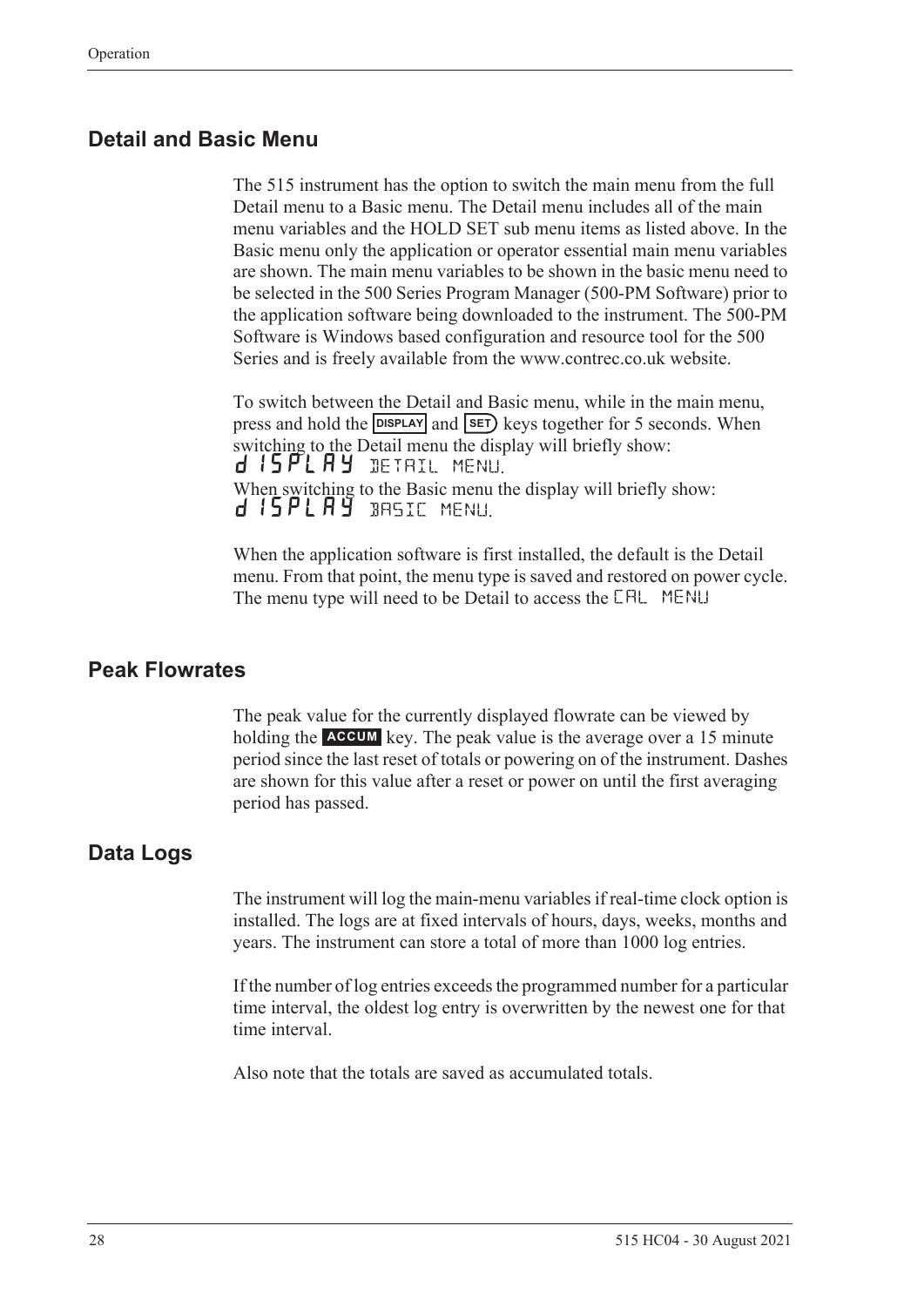## Detail and Basic Menu

The 515 instrument has the option to switch the main menu from the full Detail menu to a Basic menu. The Detail menu includes all of the main menu variables and the HOLD SET sub menu items as listed above. In the Basic menu only the application or operator essential main menu variables are shown. The main menu variables to be shown in the basic menu need to be selected in the 500 Series Program Manager (500-PM Software) prior to the application software being downloaded to the instrument. The 500-PM Software is Windows based configuration and resource tool for the 500 Series and is freely available from the www.contrec.co.uk website.

To switch between the Detail and Basic menu, while in the main menu, press and hold the DISPLAY and SET keys together for 5 seconds. When switching to the Detail menu the display will briefly show:
dISPLAY DETAIL MENU.
When switching to the Basic menu the display will briefly show:
dISPLAY BASIC MENU.

When the application software is first installed, the default is the Detail menu. From that point, the menu type is saved and restored on power cycle. The menu type will need to be Detail to access the CAL MENU

## Peak Flowrates

The peak value for the currently displayed flowrate can be viewed by holding the ACCUM key. The peak value is the average over a 15 minute period since the last reset of totals or powering on of the instrument. Dashes are shown for this value after a reset or power on until the first averaging period has passed.

## Data Logs

The instrument will log the main-menu variables if real-time clock option is installed. The logs are at fixed intervals of hours, days, weeks, months and years. The instrument can store a total of more than 1000 log entries.

If the number of log entries exceeds the programmed number for a particular time interval, the oldest log entry is overwritten by the newest one for that time interval.

Also note that the totals are saved as accumulated totals.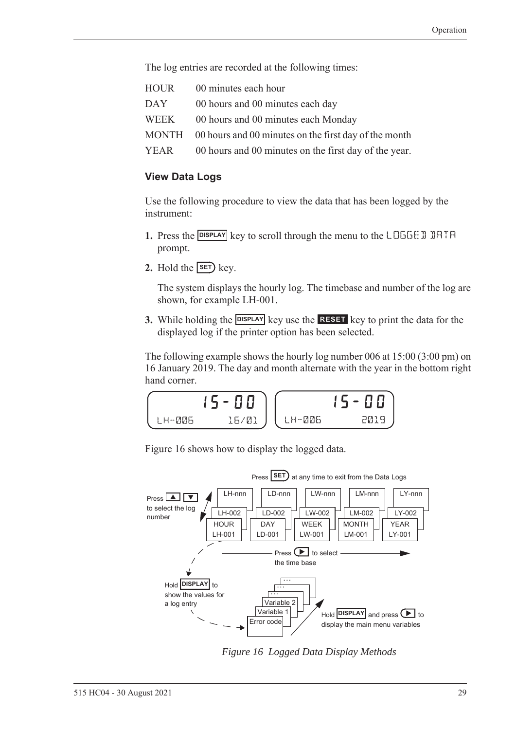The log entries are recorded at the following times:

| | |
|---|---|
| HOUR | 00 minutes each hour |
| DAY | 00 hours and 00 minutes each day |
| WEEK | 00 hours and 00 minutes each Monday |
| MONTH | 00 hours and 00 minutes on the first day of the month |
| YEAR | 00 hours and 00 minutes on the first day of the year. |

### View Data Logs

Use the following procedure to view the data that has been logged by the instrument:

1. Press the DISPLAY key to scroll through the menu to the LOGGED DATA prompt.
2. Hold the SET key.

   The system displays the hourly log. The timebase and number of the log are shown, for example LH-001.

3. While holding the DISPLAY key use the RESET key to print the data for the displayed log if the printer option has been selected.

The following example shows the hourly log number 006 at 15:00 (3:00 pm) on 16 January 2019. The day and month alternate with the year in the bottom right hand corner.

```
      15-00          15-00
LH-006    16/01   LH-006    2019
```

Figure 16 shows how to display the logged data.

Press SET at any time to exit from the Data Logs

Press ▲ ▼ to select the log number

| HOUR | DAY | WEEK | MONTH | YEAR |
|---|---|---|---|---|
| LH-001 | LD-001 | LW-001 | LM-001 | LY-001 |
| LH-002 | LD-002 | LW-002 | LM-002 | LY-002 |
| LH-nnn | LD-nnn | LW-nnn | LM-nnn | LY-nnn |

Press ▶ to select the time base

Hold DISPLAY to show the values for a log entry: Error code, Variable 1, Variable 2, ...

Hold DISPLAY and press ▶ to display the main menu variables

*Figure 16 Logged Data Display Methods*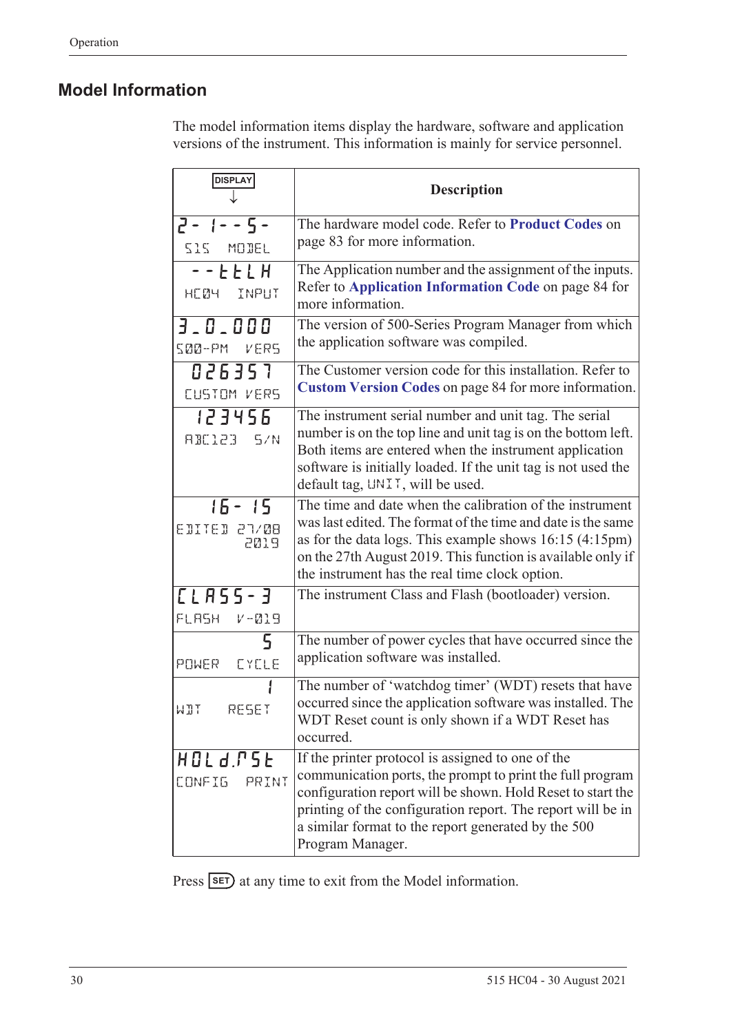## Model Information

The model information items display the hardware, software and application versions of the instrument. This information is mainly for service personnel.

| DISPLAY ↓ | Description |
|---|---|
| 2- 1- - 5- <br> 515 MODEL | The hardware model code. Refer to **Product Codes** on page 83 for more information. |
| - - t t L H <br> HC04 INPUT | The Application number and the assignment of the inputs. Refer to **Application Information Code** on page 84 for more information. |
| 3_0_000 <br> 500-PM VERS | The version of 500-Series Program Manager from which the application software was compiled. |
| 026357 <br> CUSTOM VERS | The Customer version code for this installation. Refer to **Custom Version Codes** on page 84 for more information. |
| 123456 <br> ABC123 S/N | The instrument serial number and unit tag. The serial number is on the top line and unit tag is on the bottom left. Both items are entered when the instrument application software is initially loaded. If the unit tag is not used the default tag, UNIT, will be used. |
| 16- 15 <br> EDITED 27/08 2019 | The time and date when the calibration of the instrument was last edited. The format of the time and date is the same as for the data logs. This example shows 16:15 (4:15pm) on the 27th August 2019. This function is available only if the instrument has the real time clock option. |
| CLASS-3 <br> FLASH V-019 | The instrument Class and Flash (bootloader) version. |
| 5 <br> POWER CYCLE | The number of power cycles that have occurred since the application software was installed. |
| 1 <br> WDT RESET | The number of 'watchdog timer' (WDT) resets that have occurred since the application software was installed. The WDT Reset count is only shown if a WDT Reset has occurred. |
| HOLd.rSt <br> CONFIG PRINT | If the printer protocol is assigned to one of the communication ports, the prompt to print the full program configuration report will be shown. Hold Reset to start the printing of the configuration report. The report will be in a similar format to the report generated by the 500 Program Manager. |

Press SET at any time to exit from the Model information.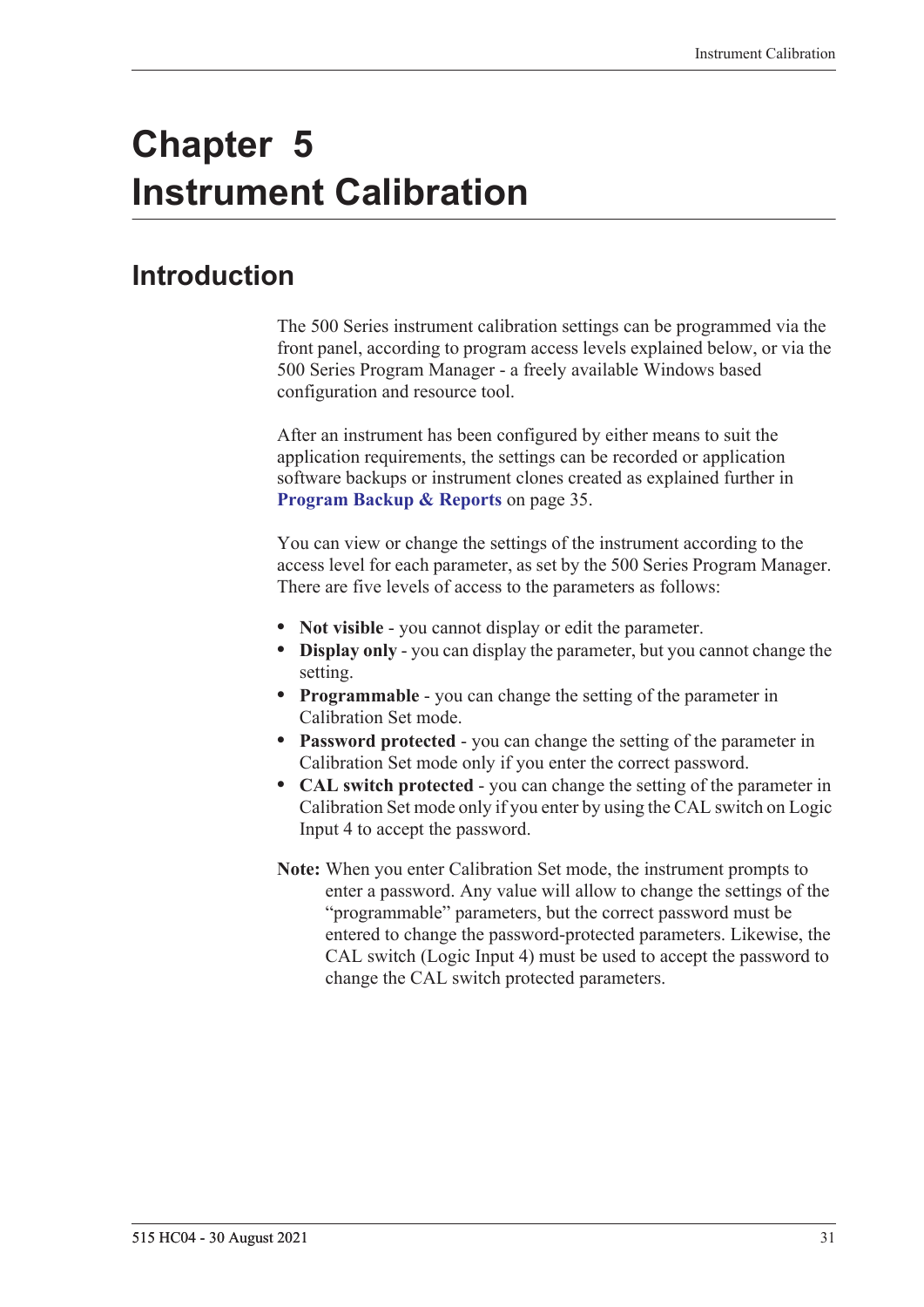# Chapter 5 Instrument Calibration

## Introduction

The 500 Series instrument calibration settings can be programmed via the front panel, according to program access levels explained below, or via the 500 Series Program Manager - a freely available Windows based configuration and resource tool.

After an instrument has been configured by either means to suit the application requirements, the settings can be recorded or application software backups or instrument clones created as explained further in **Program Backup & Reports** on page 35.

You can view or change the settings of the instrument according to the access level for each parameter, as set by the 500 Series Program Manager. There are five levels of access to the parameters as follows:

- **Not visible** - you cannot display or edit the parameter.
- **Display only** - you can display the parameter, but you cannot change the setting.
- **Programmable** - you can change the setting of the parameter in Calibration Set mode.
- **Password protected** - you can change the setting of the parameter in Calibration Set mode only if you enter the correct password.
- **CAL switch protected** - you can change the setting of the parameter in Calibration Set mode only if you enter by using the CAL switch on Logic Input 4 to accept the password.

**Note:** When you enter Calibration Set mode, the instrument prompts to enter a password. Any value will allow to change the settings of the "programmable" parameters, but the correct password must be entered to change the password-protected parameters. Likewise, the CAL switch (Logic Input 4) must be used to accept the password to change the CAL switch protected parameters.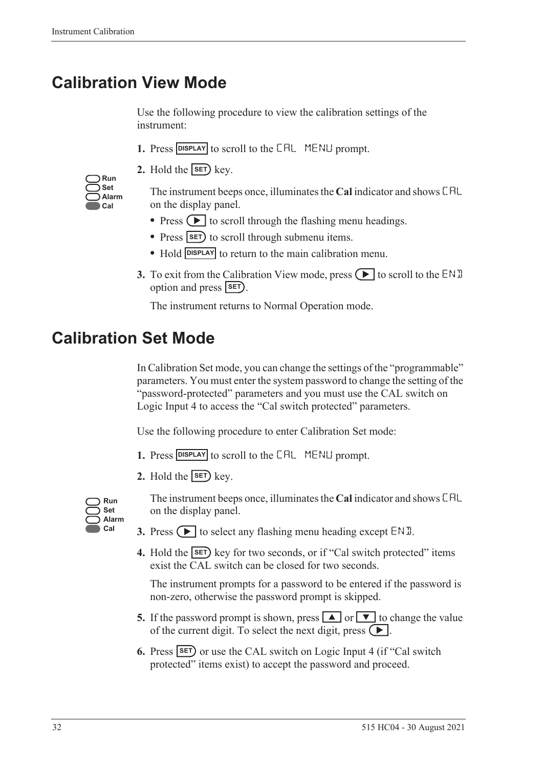## Calibration View Mode

Use the following procedure to view the calibration settings of the instrument:

1. Press DISPLAY to scroll to the CAL MENU prompt.
2. Hold the SET key.

   The instrument beeps once, illuminates the **Cal** indicator and shows CAL on the display panel.

   - Press ▶ to scroll through the flashing menu headings.
   - Press SET to scroll through submenu items.
   - Hold DISPLAY to return to the main calibration menu.
3. To exit from the Calibration View mode, press ▶ to scroll to the END option and press SET.

   The instrument returns to Normal Operation mode.

## Calibration Set Mode

In Calibration Set mode, you can change the settings of the "programmable" parameters. You must enter the system password to change the setting of the "password-protected" parameters and you must use the CAL switch on Logic Input 4 to access the "Cal switch protected" parameters.

Use the following procedure to enter Calibration Set mode:

1. Press DISPLAY to scroll to the CAL MENU prompt.
2. Hold the SET key.

   The instrument beeps once, illuminates the **Cal** indicator and shows CAL on the display panel.
3. Press ▶ to select any flashing menu heading except END.
4. Hold the SET key for two seconds, or if "Cal switch protected" items exist the CAL switch can be closed for two seconds.

   The instrument prompts for a password to be entered if the password is non-zero, otherwise the password prompt is skipped.
5. If the password prompt is shown, press ▲ or ▼ to change the value of the current digit. To select the next digit, press ▶.
6. Press SET or use the CAL switch on Logic Input 4 (if "Cal switch protected" items exist) to accept the password and proceed.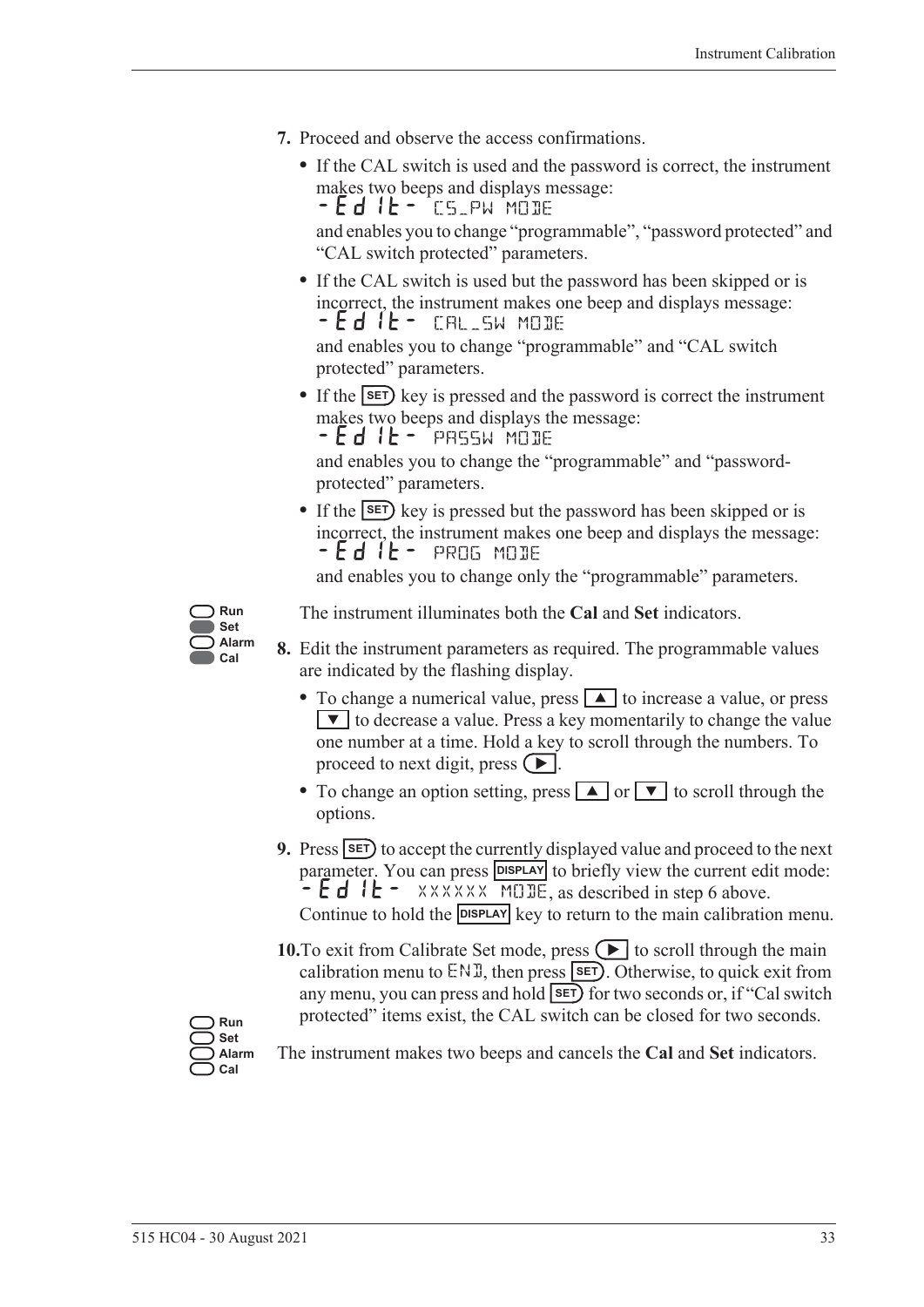**7.** Proceed and observe the access confirmations.

- If the CAL switch is used and the password is correct, the instrument makes two beeps and displays message:
  -Edit- CS_PW MODE
  and enables you to change "programmable", "password protected" and "CAL switch protected" parameters.
- If the CAL switch is used but the password has been skipped or is incorrect, the instrument makes one beep and displays message:
  -Edit- CAL_SW MODE
  and enables you to change "programmable" and "CAL switch protected" parameters.
- If the SET key is pressed and the password is correct the instrument makes two beeps and displays the message:
  -Edit- PASSW MODE
  and enables you to change the "programmable" and "password-protected" parameters.
- If the SET key is pressed but the password has been skipped or is incorrect, the instrument makes one beep and displays the message:
  -Edit- PROG MODE
  and enables you to change only the "programmable" parameters.

Run
Set
Alarm
Cal

The instrument illuminates both the **Cal** and **Set** indicators.

**8.** Edit the instrument parameters as required. The programmable values are indicated by the flashing display.

- To change a numerical value, press ▲ to increase a value, or press ▼ to decrease a value. Press a key momentarily to change the value one number at a time. Hold a key to scroll through the numbers. To proceed to next digit, press ▶.
- To change an option setting, press ▲ or ▼ to scroll through the options.

**9.** Press SET to accept the currently displayed value and proceed to the next parameter. You can press DISPLAY to briefly view the current edit mode: -Edit- XXXXXX MODE, as described in step 6 above. Continue to hold the DISPLAY key to return to the main calibration menu.

**10.** To exit from Calibrate Set mode, press ▶ to scroll through the main calibration menu to END, then press SET. Otherwise, to quick exit from any menu, you can press and hold SET for two seconds or, if "Cal switch protected" items exist, the CAL switch can be closed for two seconds.

Run
Set
Alarm
Cal

The instrument makes two beeps and cancels the **Cal** and **Set** indicators.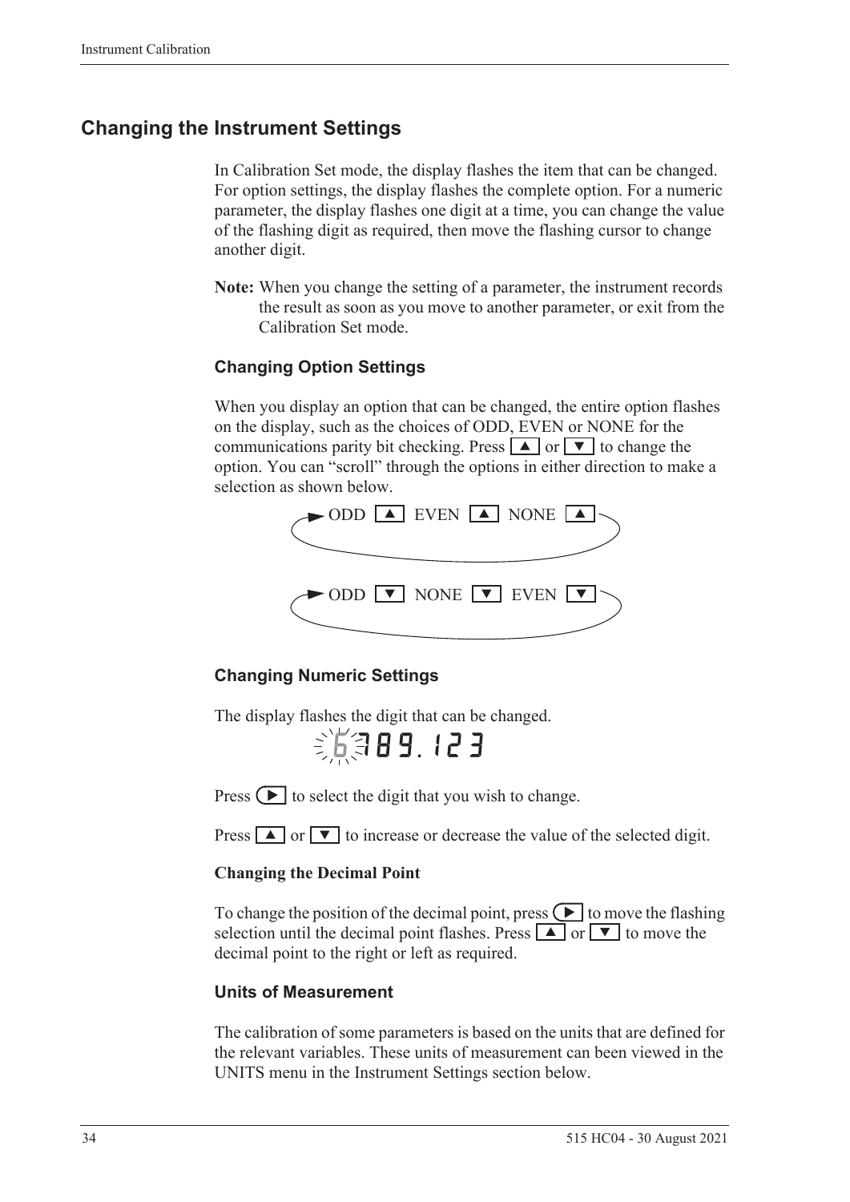## Changing the Instrument Settings

In Calibration Set mode, the display flashes the item that can be changed. For option settings, the display flashes the complete option. For a numeric parameter, the display flashes one digit at a time, you can change the value of the flashing digit as required, then move the flashing cursor to change another digit.

**Note:** When you change the setting of a parameter, the instrument records the result as soon as you move to another parameter, or exit from the Calibration Set mode.

### Changing Option Settings

When you display an option that can be changed, the entire option flashes on the display, such as the choices of ODD, EVEN or NONE for the communications parity bit checking. Press ▲ or ▼ to change the option. You can "scroll" through the options in either direction to make a selection as shown below.

ODD ▲ EVEN ▲ NONE ▲

ODD ▼ NONE ▼ EVEN ▼

### Changing Numeric Settings

The display flashes the digit that can be changed.

6789.123

Press ▶ to select the digit that you wish to change.

Press ▲ or ▼ to increase or decrease the value of the selected digit.

**Changing the Decimal Point**

To change the position of the decimal point, press ▶ to move the flashing selection until the decimal point flashes. Press ▲ or ▼ to move the decimal point to the right or left as required.

### Units of Measurement

The calibration of some parameters is based on the units that are defined for the relevant variables. These units of measurement can been viewed in the UNITS menu in the Instrument Settings section below.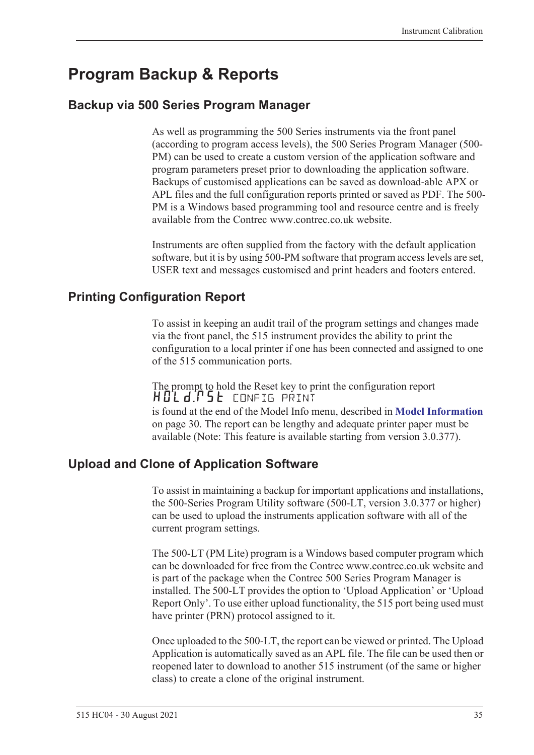# Program Backup & Reports

## Backup via 500 Series Program Manager

As well as programming the 500 Series instruments via the front panel (according to program access levels), the 500 Series Program Manager (500-PM) can be used to create a custom version of the application software and program parameters preset prior to downloading the application software. Backups of customised applications can be saved as download-able APX or APL files and the full configuration reports printed or saved as PDF. The 500-PM is a Windows based programming tool and resource centre and is freely available from the Contrec www.contrec.co.uk website.

Instruments are often supplied from the factory with the default application software, but it is by using 500-PM software that program access levels are set, USER text and messages customised and print headers and footers entered.

## Printing Configuration Report

To assist in keeping an audit trail of the program settings and changes made via the front panel, the 515 instrument provides the ability to print the configuration to a local printer if one has been connected and assigned to one of the 515 communication ports.

The prompt to hold the Reset key to print the configuration report
HOLd.RST CONFIG PRINT
is found at the end of the Model Info menu, described in **Model Information** on page 30. The report can be lengthy and adequate printer paper must be available (Note: This feature is available starting from version 3.0.377).

## Upload and Clone of Application Software

To assist in maintaining a backup for important applications and installations, the 500-Series Program Utility software (500-LT, version 3.0.377 or higher) can be used to upload the instruments application software with all of the current program settings.

The 500-LT (PM Lite) program is a Windows based computer program which can be downloaded for free from the Contrec www.contrec.co.uk website and is part of the package when the Contrec 500 Series Program Manager is installed. The 500-LT provides the option to 'Upload Application' or 'Upload Report Only'. To use either upload functionality, the 515 port being used must have printer (PRN) protocol assigned to it.

Once uploaded to the 500-LT, the report can be viewed or printed. The Upload Application is automatically saved as an APL file. The file can be used then or reopened later to download to another 515 instrument (of the same or higher class) to create a clone of the original instrument.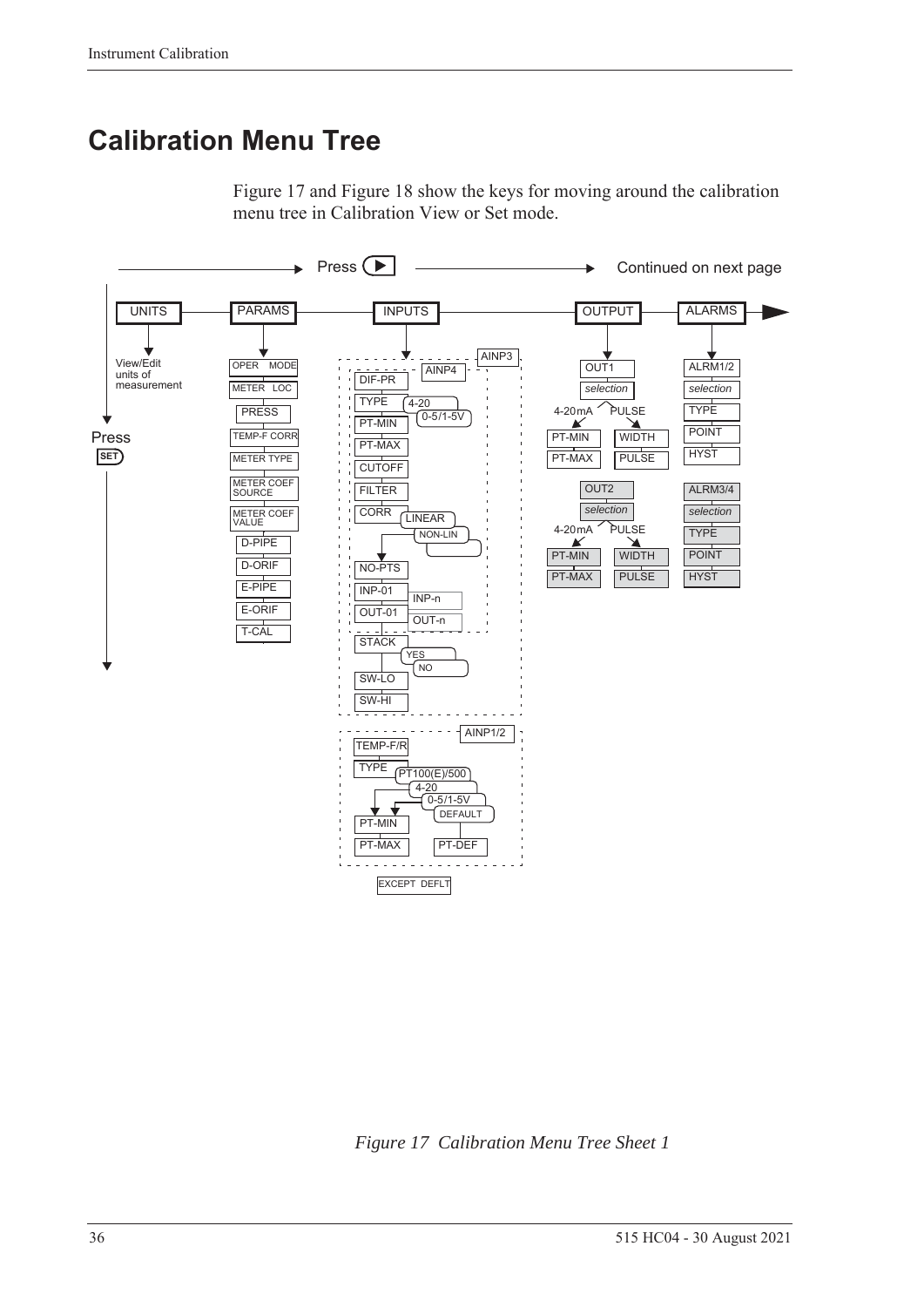# Calibration Menu Tree

Figure 17 and Figure 18 show the keys for moving around the calibration menu tree in Calibration View or Set mode.

Press ▶ → Continued on next page

Press SET ↓

- **UNITS**
  - View/Edit units of measurement
- **PARAMS**
  - OPER MODE
  - METER LOC
  - PRESS
  - TEMP-F CORR
  - METER TYPE
  - METER COEF SOURCE
  - METER COEF VALUE
    - D-PIPE
    - D-ORIF
    - E-PIPE
    - E-ORIF
    - T-CAL
- **INPUTS**
  - AINP3 / AINP4
    - DIF-PR
    - TYPE (4-20 / 0-5/1-5V)
    - PT-MIN
    - PT-MAX
    - CUTOFF
    - FILTER
    - CORR (LINEAR / NON-LIN)
      - NO-PTS
      - INP-01 … INP-n
      - OUT-01 … OUT-n
    - STACK (YES / NO)
    - SW-LO
    - SW-HI
  - AINP1/2
    - TEMP-F/R
    - TYPE (PT100(E)/500 / 4-20 / 0-5/1-5V / DEFAULT)
      - PT-MIN
      - PT-MAX
      - PT-DEF
  - EXCEPT DEFLT
- **OUTPUT**
  - OUT1
    - *selection*
      - 4-20mA: PT-MIN, PT-MAX
      - PULSE: WIDTH, PULSE
  - OUT2
    - *selection*
      - 4-20mA: PT-MIN, PT-MAX
      - PULSE: WIDTH, PULSE
- **ALARMS**
  - ALRM1/2
    - *selection*
    - TYPE
    - POINT
    - HYST
  - ALRM3/4
    - *selection*
    - TYPE
    - POINT
    - HYST

*Figure 17 Calibration Menu Tree Sheet 1*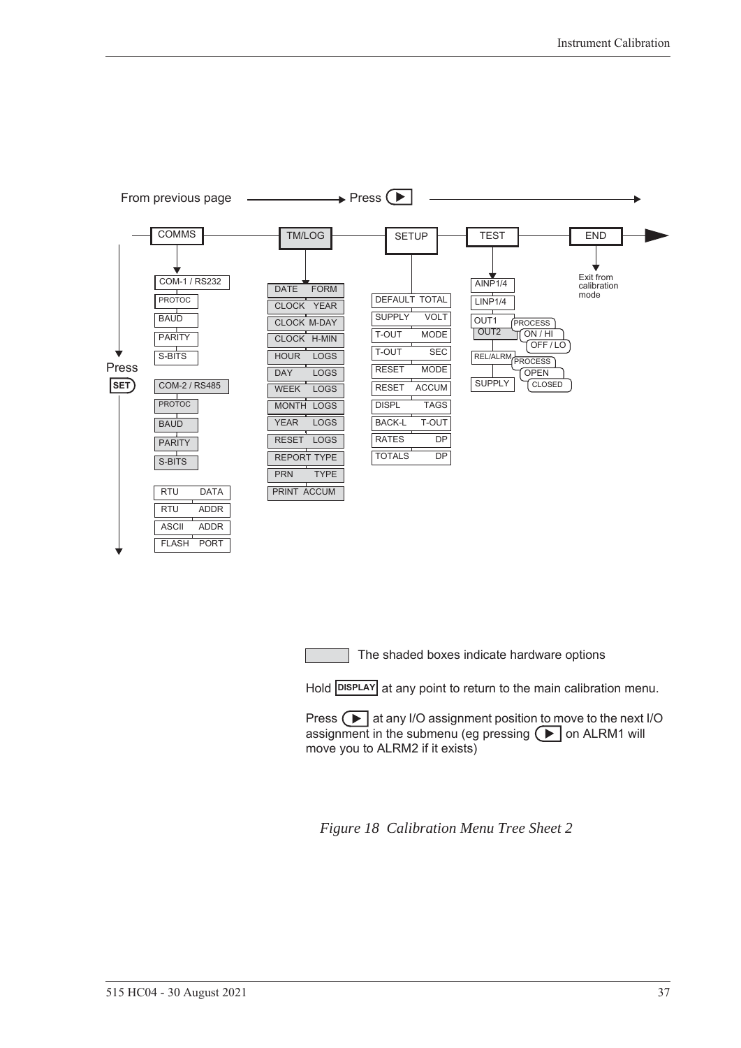From previous page → Press ▶

COMMS — TM/LOG — SETUP — TEST — END

**COMMS:**
- COM-1 / RS232
  - PROTOC
  - BAUD
  - PARITY
  - S-BITS
- COM-2 / RS485
  - PROTOC
  - BAUD
  - PARITY
  - S-BITS
- RTU DATA
- RTU ADDR
- ASCII ADDR
- FLASH PORT

**TM/LOG:**
- DATE FORM
- CLOCK YEAR
- CLOCK M-DAY
- CLOCK H-MIN
- HOUR LOGS
- DAY LOGS
- WEEK LOGS
- MONTH LOGS
- YEAR LOGS
- RESET LOGS
- REPORT TYPE
- PRN TYPE
- PRINT ACCUM

**SETUP:**
- DEFAULT TOTAL
- SUPPLY VOLT
- T-OUT MODE
- T-OUT SEC
- RESET MODE
- RESET ACCUM
- DISPL TAGS
- BACK-L T-OUT
- RATES DP
- TOTALS DP

**TEST:**
- AINP1/4
- LINP1/4
- OUT1 / OUT2
  - PROCESS
  - ON / HI
  - OFF / LO
- REL/ALRM
  - PROCESS
  - OPEN
  - CLOSED
- SUPPLY

**END:** Exit from calibration mode

Press SET

The shaded boxes indicate hardware options

Hold DISPLAY at any point to return to the main calibration menu.

Press ▶ at any I/O assignment position to move to the next I/O assignment in the submenu (eg pressing ▶ on ALRM1 will move you to ALRM2 if it exists)

*Figure 18 Calibration Menu Tree Sheet 2*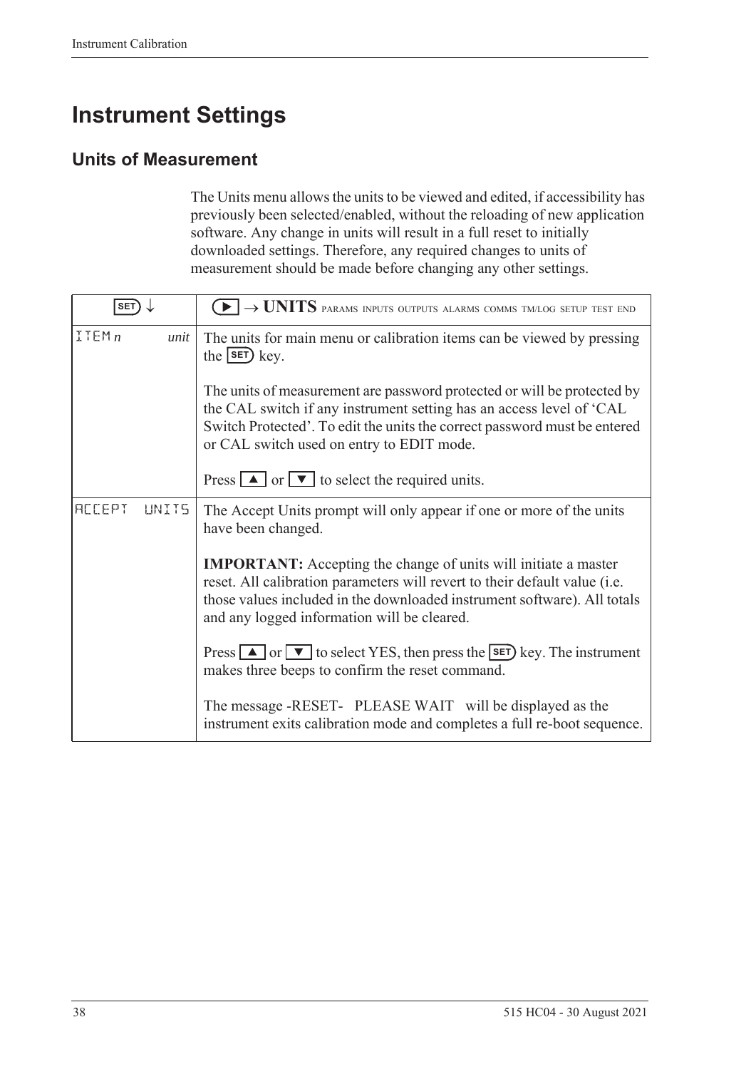# Instrument Settings

## Units of Measurement

The Units menu allows the units to be viewed and edited, if accessibility has previously been selected/enabled, without the reloading of new application software. Any change in units will result in a full reset to initially downloaded settings. Therefore, any required changes to units of measurement should be made before changing any other settings.

| SET ↓ | ▶ → **UNITS** PARAMS INPUTS OUTPUTS ALARMS COMMS TM/LOG SETUP TEST END |
|---|---|
| ITEM *n* *unit* | The units for main menu or calibration items can be viewed by pressing the SET key.<br><br>The units of measurement are password protected or will be protected by the CAL switch if any instrument setting has an access level of 'CAL Switch Protected'. To edit the units the correct password must be entered or CAL switch used on entry to EDIT mode.<br><br>Press ▲ or ▼ to select the required units. |
| ACCEPT UNITS | The Accept Units prompt will only appear if one or more of the units have been changed.<br><br>**IMPORTANT:** Accepting the change of units will initiate a master reset. All calibration parameters will revert to their default value (i.e. those values included in the downloaded instrument software). All totals and any logged information will be cleared.<br><br>Press ▲ or ▼ to select YES, then press the SET key. The instrument makes three beeps to confirm the reset command.<br><br>The message -RESET- PLEASE WAIT will be displayed as the instrument exits calibration mode and completes a full re-boot sequence. |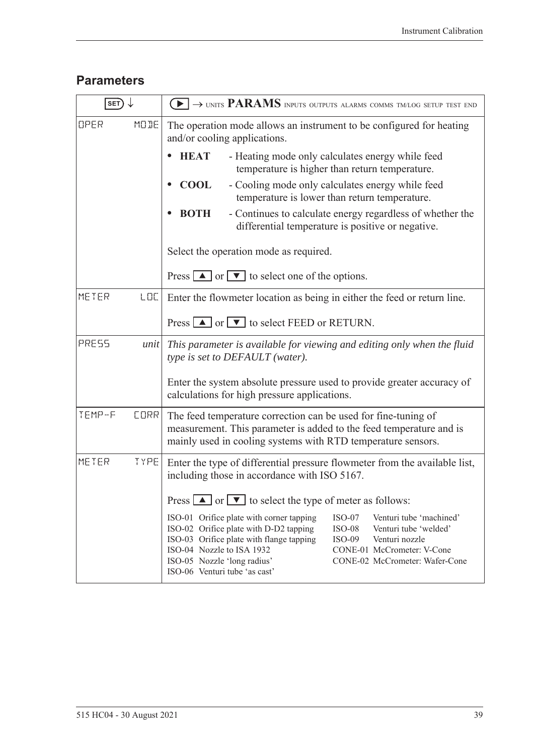## Parameters

| SET ↓ | ▶ → UNITS **PARAMS** INPUTS OUTPUTS ALARMS COMMS TM/LOG SETUP TEST END |
|---|---|
| OPER MODE | The operation mode allows an instrument to be configured for heating and/or cooling applications.<br><br>• **HEAT** - Heating mode only calculates energy while feed temperature is higher than return temperature.<br>• **COOL** - Cooling mode only calculates energy while feed temperature is lower than return temperature.<br>• **BOTH** - Continues to calculate energy regardless of whether the differential temperature is positive or negative.<br><br>Select the operation mode as required.<br><br>Press ▲ or ▼ to select one of the options. |
| METER LOC | Enter the flowmeter location as being in either the feed or return line.<br><br>Press ▲ or ▼ to select FEED or RETURN. |
| PRESS *unit* | *This parameter is available for viewing and editing only when the fluid type is set to DEFAULT (water).*<br><br>Enter the system absolute pressure used to provide greater accuracy of calculations for high pressure applications. |
| TEMP-F CORR | The feed temperature correction can be used for fine-tuning of measurement. This parameter is added to the feed temperature and is mainly used in cooling systems with RTD temperature sensors. |
| METER TYPE | Enter the type of differential pressure flowmeter from the available list, including those in accordance with ISO 5167.<br><br>Press ▲ or ▼ to select the type of meter as follows:<br><br>ISO-01 Orifice plate with corner tapping<br>ISO-02 Orifice plate with D-D2 tapping<br>ISO-03 Orifice plate with flange tapping<br>ISO-04 Nozzle to ISA 1932<br>ISO-05 Nozzle 'long radius'<br>ISO-06 Venturi tube 'as cast'<br>ISO-07 Venturi tube 'machined'<br>ISO-08 Venturi tube 'welded'<br>ISO-09 Venturi nozzle<br>CONE-01 McCrometer: V-Cone<br>CONE-02 McCrometer: Wafer-Cone |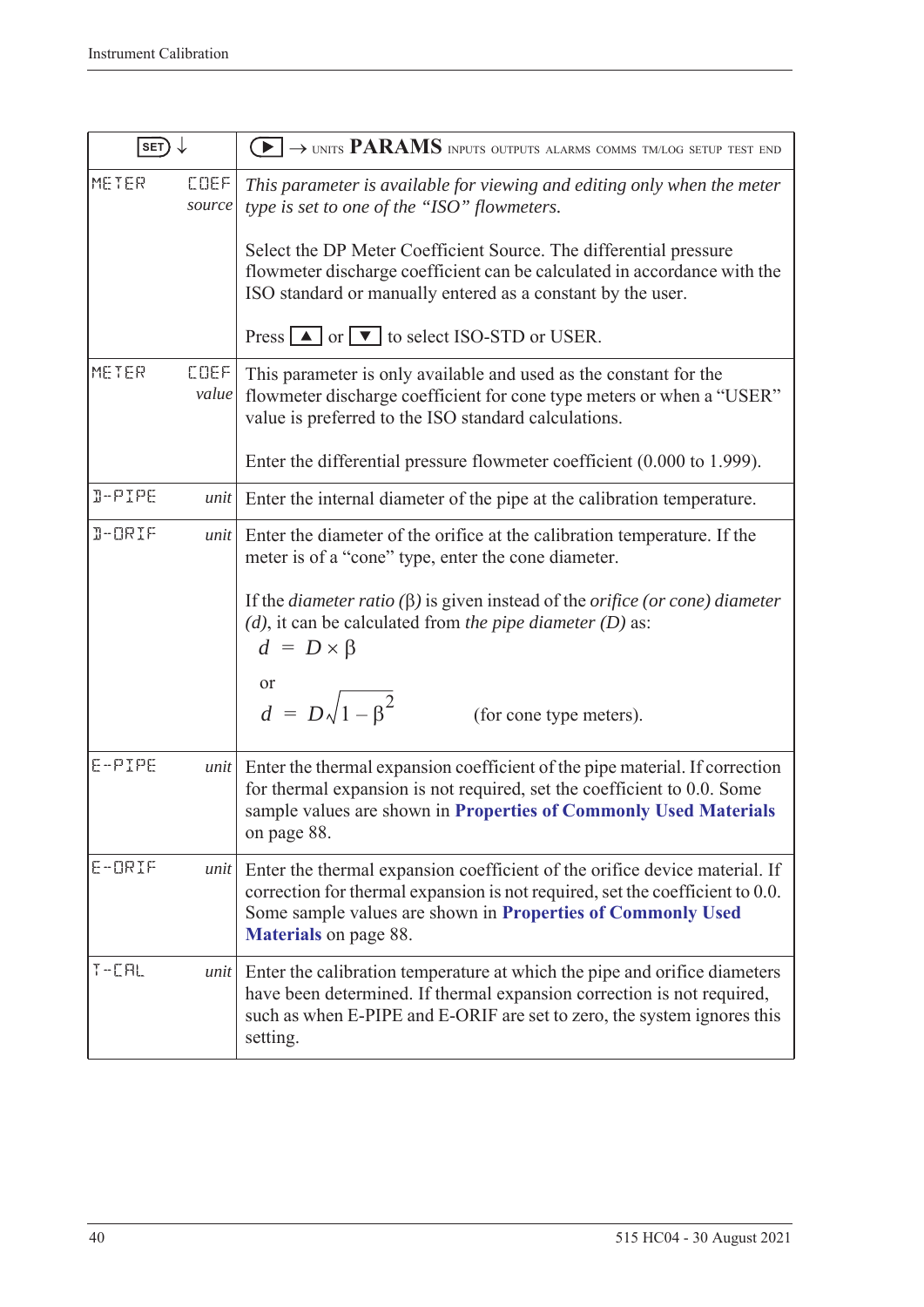| SET ↓ | ▶ → UNITS **PARAMS** INPUTS OUTPUTS ALARMS COMMS TM/LOG SETUP TEST END |
|---|---|
| METER COEF *source* | *This parameter is available for viewing and editing only when the meter type is set to one of the “ISO” flowmeters.*<br><br>Select the DP Meter Coefficient Source. The differential pressure flowmeter discharge coefficient can be calculated in accordance with the ISO standard or manually entered as a constant by the user.<br><br>Press ▲ or ▼ to select ISO-STD or USER. |
| METER COEF *value* | This parameter is only available and used as the constant for the flowmeter discharge coefficient for cone type meters or when a “USER” value is preferred to the ISO standard calculations.<br><br>Enter the differential pressure flowmeter coefficient (0.000 to 1.999). |
| D-PIPE *unit* | Enter the internal diameter of the pipe at the calibration temperature. |
| D-ORIF *unit* | Enter the diameter of the orifice at the calibration temperature. If the meter is of a “cone” type, enter the cone diameter.<br><br>If the *diameter ratio* (β) is given instead of the *orifice (or cone) diameter (d)*, it can be calculated from *the pipe diameter (D)* as:<br>$d = D \times \beta$<br>or<br>$d = D\sqrt{1 - \beta^2}$ (for cone type meters). |
| E-PIPE *unit* | Enter the thermal expansion coefficient of the pipe material. If correction for thermal expansion is not required, set the coefficient to 0.0. Some sample values are shown in **Properties of Commonly Used Materials** on page 88. |
| E-ORIF *unit* | Enter the thermal expansion coefficient of the orifice device material. If correction for thermal expansion is not required, set the coefficient to 0.0. Some sample values are shown in **Properties of Commonly Used Materials** on page 88. |
| T-CAL *unit* | Enter the calibration temperature at which the pipe and orifice diameters have been determined. If thermal expansion correction is not required, such as when E-PIPE and E-ORIF are set to zero, the system ignores this setting. |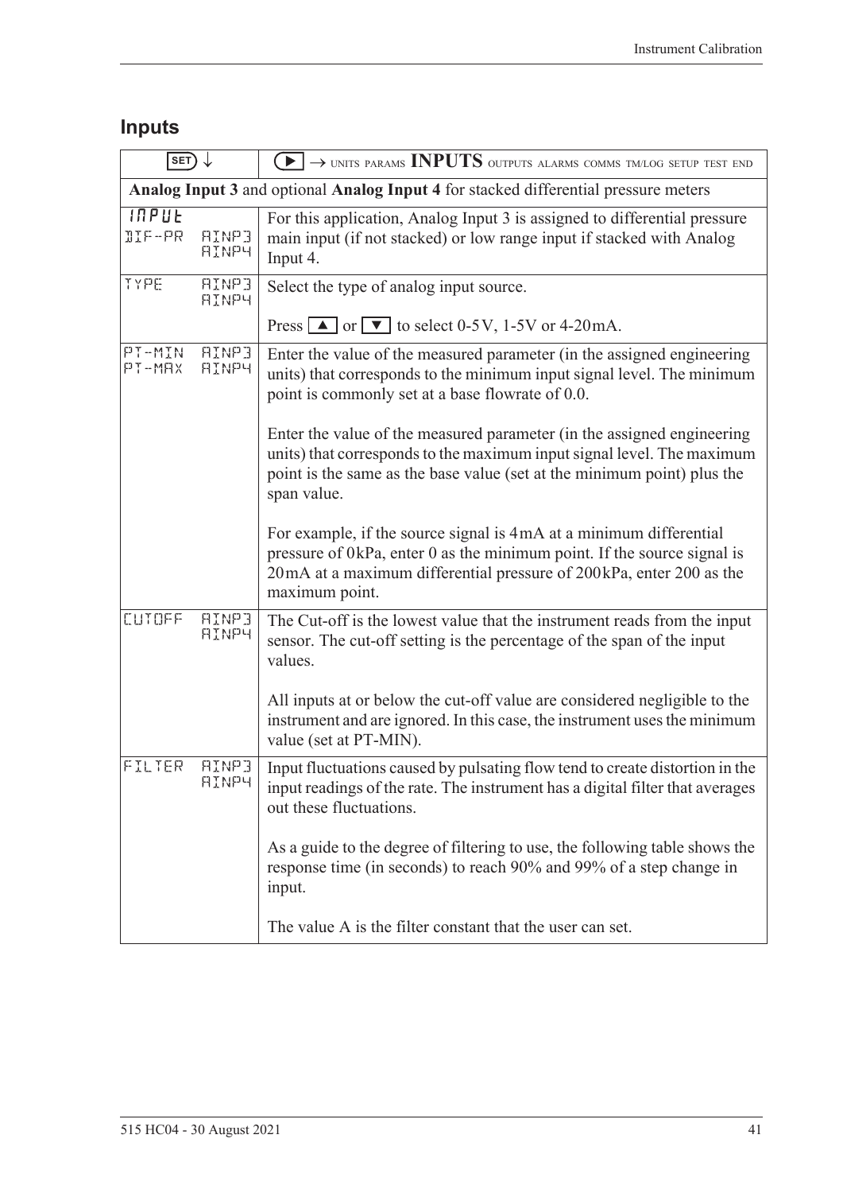## Inputs

| SET ↓ | ▶ → UNITS PARAMS **INPUTS** OUTPUTS ALARMS COMMS TM/LOG SETUP TEST END |
|---|---|
| **Analog Input 3** and optional **Analog Input 4** for stacked differential pressure meters | |
| INPUT<br>DIF-PR AINP3<br>AINP4 | For this application, Analog Input 3 is assigned to differential pressure main input (if not stacked) or low range input if stacked with Analog Input 4. |
| TYPE AINP3<br>AINP4 | Select the type of analog input source.<br><br>Press ▲ or ▼ to select 0-5V, 1-5V or 4-20mA. |
| PT-MIN AINP3<br>PT-MAX AINP4 | Enter the value of the measured parameter (in the assigned engineering units) that corresponds to the minimum input signal level. The minimum point is commonly set at a base flowrate of 0.0.<br><br>Enter the value of the measured parameter (in the assigned engineering units) that corresponds to the maximum input signal level. The maximum point is the same as the base value (set at the minimum point) plus the span value.<br><br>For example, if the source signal is 4mA at a minimum differential pressure of 0kPa, enter 0 as the minimum point. If the source signal is 20mA at a maximum differential pressure of 200kPa, enter 200 as the maximum point. |
| CUTOFF AINP3<br>AINP4 | The Cut-off is the lowest value that the instrument reads from the input sensor. The cut-off setting is the percentage of the span of the input values.<br><br>All inputs at or below the cut-off value are considered negligible to the instrument and are ignored. In this case, the instrument uses the minimum value (set at PT-MIN). |
| FILTER AINP3<br>AINP4 | Input fluctuations caused by pulsating flow tend to create distortion in the input readings of the rate. The instrument has a digital filter that averages out these fluctuations.<br><br>As a guide to the degree of filtering to use, the following table shows the response time (in seconds) to reach 90% and 99% of a step change in input.<br><br>The value A is the filter constant that the user can set. |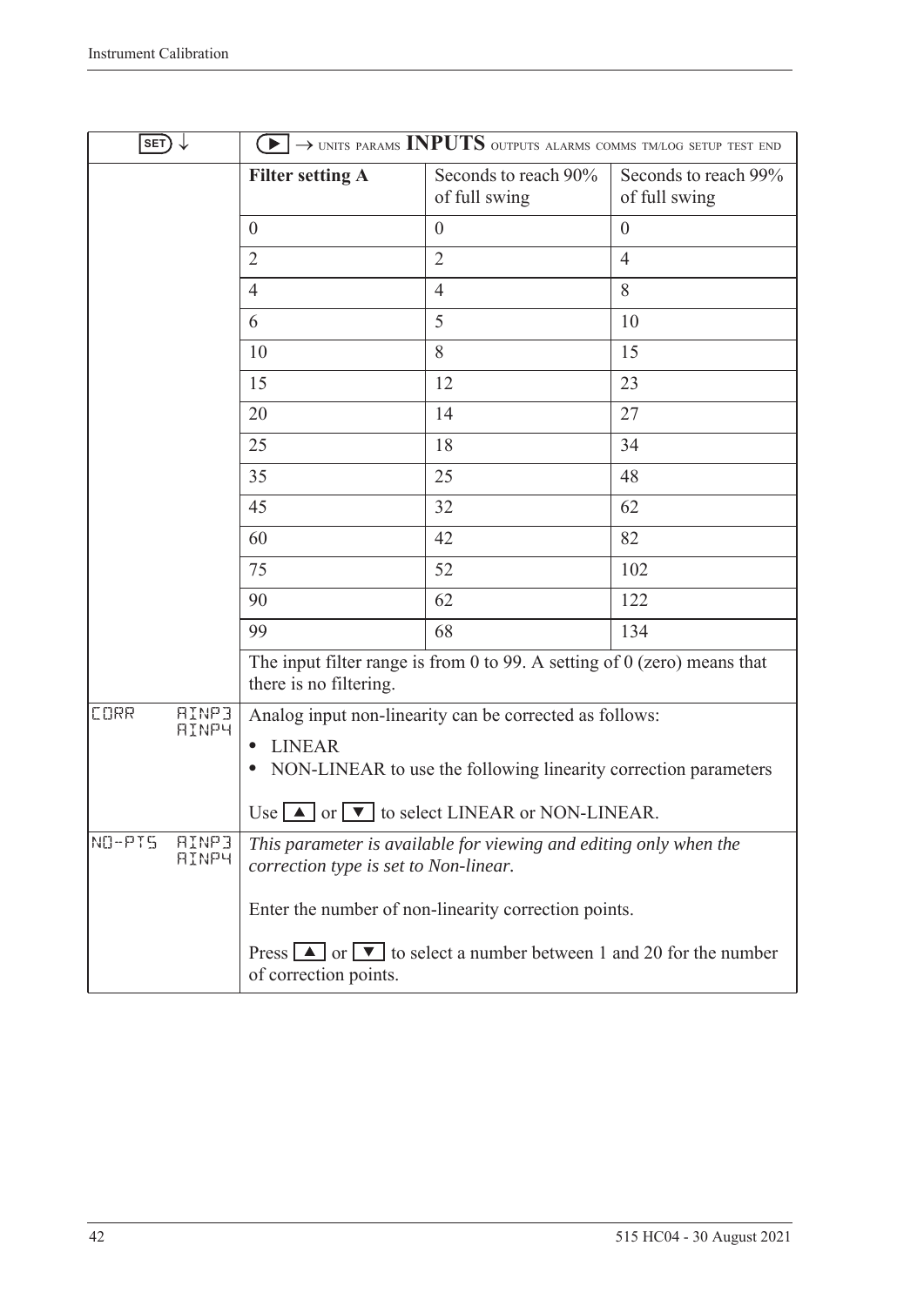| SET ↓ | ▶ → UNITS PARAMS **INPUTS** OUTPUTS ALARMS COMMS TM/LOG SETUP TEST END | | |
|---|---|---|---|
| | **Filter setting A** | Seconds to reach 90% of full swing | Seconds to reach 99% of full swing |
| | 0 | 0 | 0 |
| | 2 | 2 | 4 |
| | 4 | 4 | 8 |
| | 6 | 5 | 10 |
| | 10 | 8 | 15 |
| | 15 | 12 | 23 |
| | 20 | 14 | 27 |
| | 25 | 18 | 34 |
| | 35 | 25 | 48 |
| | 45 | 32 | 62 |
| | 60 | 42 | 82 |
| | 75 | 52 | 102 |
| | 90 | 62 | 122 |
| | 99 | 68 | 134 |
| | The input filter range is from 0 to 99. A setting of 0 (zero) means that there is no filtering. | | |
| CORR AINP3 AINP4 | Analog input non-linearity can be corrected as follows:<br>• LINEAR<br>• NON-LINEAR to use the following linearity correction parameters<br><br>Use ▲ or ▼ to select LINEAR or NON-LINEAR. | | |
| NO-PTS AINP3 AINP4 | *This parameter is available for viewing and editing only when the correction type is set to Non-linear.*<br><br>Enter the number of non-linearity correction points.<br><br>Press ▲ or ▼ to select a number between 1 and 20 for the number of correction points. | | |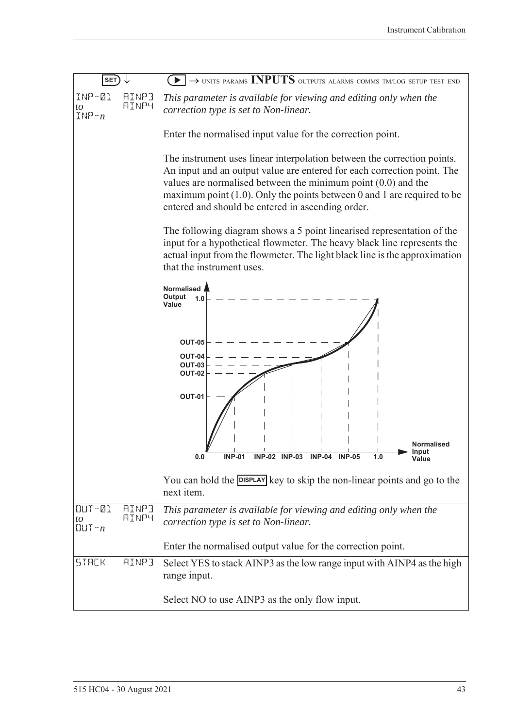| SET ↓ | ▶ → UNITS PARAMS **INPUTS** OUTPUTS ALARMS COMMS TM/LOG SETUP TEST END |
|---|---|
| INP-01 *to* INP-*n* AINP3 AINP4 | *This parameter is available for viewing and editing only when the correction type is set to Non-linear.*<br><br>Enter the normalised input value for the correction point.<br><br>The instrument uses linear interpolation between the correction points. An input and an output value are entered for each correction point. The values are normalised between the minimum point (0.0) and the maximum point (1.0). Only the points between 0 and 1 are required to be entered and should be entered in ascending order.<br><br>The following diagram shows a 5 point linearised representation of the input for a hypothetical flowmeter. The heavy black line represents the actual input from the flowmeter. The light black line is the approximation that the instrument uses.<br><br>[Diagram: Normalised Output Value (0.0 to 1.0, OUT-01 to OUT-05) vs Normalised Input Value (0.0, INP-01, INP-02, INP-03, INP-04, INP-05, 1.0)]<br><br>You can hold the DISPLAY key to skip the non-linear points and go to the next item. |
| OUT-01 *to* OUT-*n* AINP3 AINP4 | *This parameter is available for viewing and editing only when the correction type is set to Non-linear.*<br><br>Enter the normalised output value for the correction point. |
| STACK AINP3 | Select YES to stack AINP3 as the low range input with AINP4 as the high range input.<br><br>Select NO to use AINP3 as the only flow input. |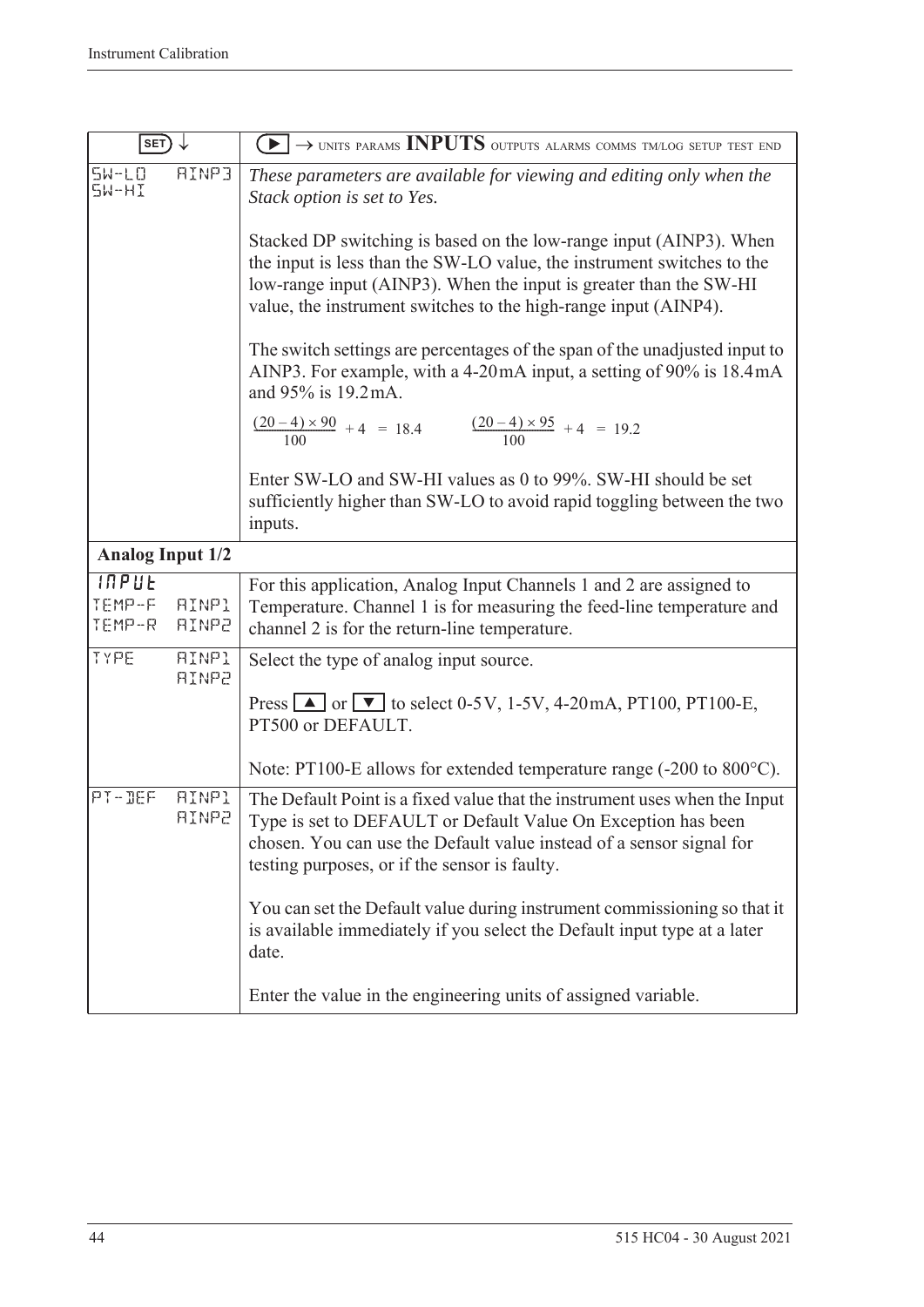| SET ↓ | ▶ → UNITS PARAMS **INPUTS** OUTPUTS ALARMS COMMS TM/LOG SETUP TEST END |
|---|---|
| SW-LO SW-HI AINP3 | *These parameters are available for viewing and editing only when the Stack option is set to Yes.*<br><br>Stacked DP switching is based on the low-range input (AINP3). When the input is less than the SW-LO value, the instrument switches to the low-range input (AINP3). When the input is greater than the SW-HI value, the instrument switches to the high-range input (AINP4).<br><br>The switch settings are percentages of the span of the unadjusted input to AINP3. For example, with a 4-20 mA input, a setting of 90% is 18.4 mA and 95% is 19.2 mA.<br><br>$\frac{(20-4)\times 90}{100} + 4 = 18.4$ $\frac{(20-4)\times 95}{100} + 4 = 19.2$<br><br>Enter SW-LO and SW-HI values as 0 to 99%. SW-HI should be set sufficiently higher than SW-LO to avoid rapid toggling between the two inputs. |
| **Analog Input 1/2** | |
| INPUT<br>TEMP-F AINP1<br>TEMP-R AINP2 | For this application, Analog Input Channels 1 and 2 are assigned to Temperature. Channel 1 is for measuring the feed-line temperature and channel 2 is for the return-line temperature. |
| TYPE AINP1 AINP2 | Select the type of analog input source.<br><br>Press ▲ or ▼ to select 0-5 V, 1-5V, 4-20 mA, PT100, PT100-E, PT500 or DEFAULT.<br><br>Note: PT100-E allows for extended temperature range (-200 to 800°C). |
| PT-DEF AINP1 AINP2 | The Default Point is a fixed value that the instrument uses when the Input Type is set to DEFAULT or Default Value On Exception has been chosen. You can use the Default value instead of a sensor signal for testing purposes, or if the sensor is faulty.<br><br>You can set the Default value during instrument commissioning so that it is available immediately if you select the Default input type at a later date.<br><br>Enter the value in the engineering units of assigned variable. |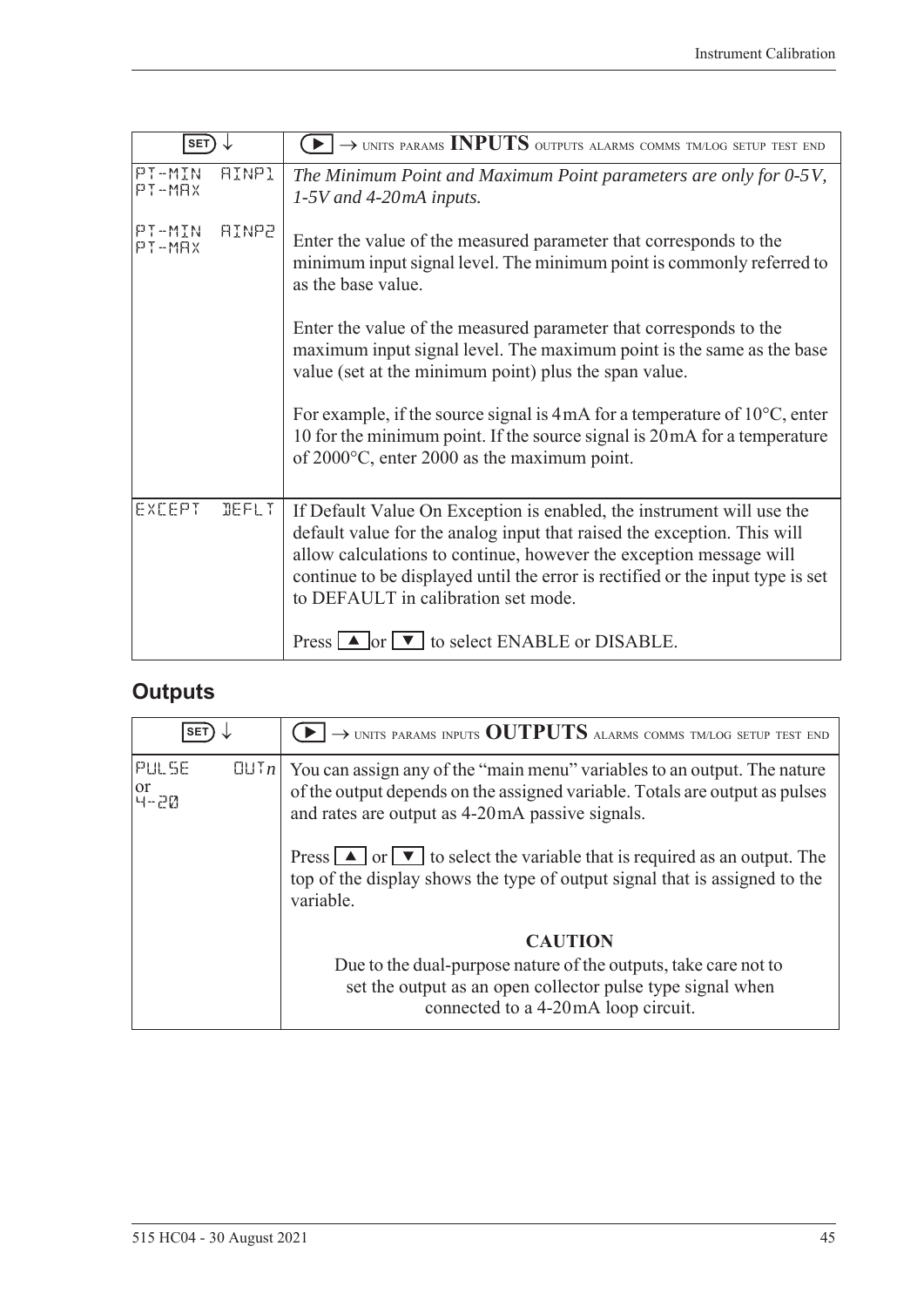| SET ↓ | ▶ → UNITS PARAMS **INPUTS** OUTPUTS ALARMS COMMS TM/LOG SETUP TEST END |
|---|---|
| PT-MIN AINP1<br>PT-MAX<br><br>PT-MIN AINP2<br>PT-MAX | *The Minimum Point and Maximum Point parameters are only for 0-5V, 1-5V and 4-20mA inputs.*<br><br>Enter the value of the measured parameter that corresponds to the minimum input signal level. The minimum point is commonly referred to as the base value.<br><br>Enter the value of the measured parameter that corresponds to the maximum input signal level. The maximum point is the same as the base value (set at the minimum point) plus the span value.<br><br>For example, if the source signal is 4mA for a temperature of 10°C, enter 10 for the minimum point. If the source signal is 20mA for a temperature of 2000°C, enter 2000 as the maximum point. |
| EXCEPT DEFLT | If Default Value On Exception is enabled, the instrument will use the default value for the analog input that raised the exception. This will allow calculations to continue, however the exception message will continue to be displayed until the error is rectified or the input type is set to DEFAULT in calibration set mode.<br><br>Press ▲ or ▼ to select ENABLE or DISABLE. |

## Outputs

| SET ↓ | ▶ → UNITS PARAMS INPUTS **OUTPUTS** ALARMS COMMS TM/LOG SETUP TEST END |
|---|---|
| PULSE OUT*n*<br>or<br>4-20 | You can assign any of the "main menu" variables to an output. The nature of the output depends on the assigned variable. Totals are output as pulses and rates are output as 4-20mA passive signals.<br><br>Press ▲ or ▼ to select the variable that is required as an output. The top of the display shows the type of output signal that is assigned to the variable.<br><br>**CAUTION**<br>Due to the dual-purpose nature of the outputs, take care not to set the output as an open collector pulse type signal when connected to a 4-20mA loop circuit. |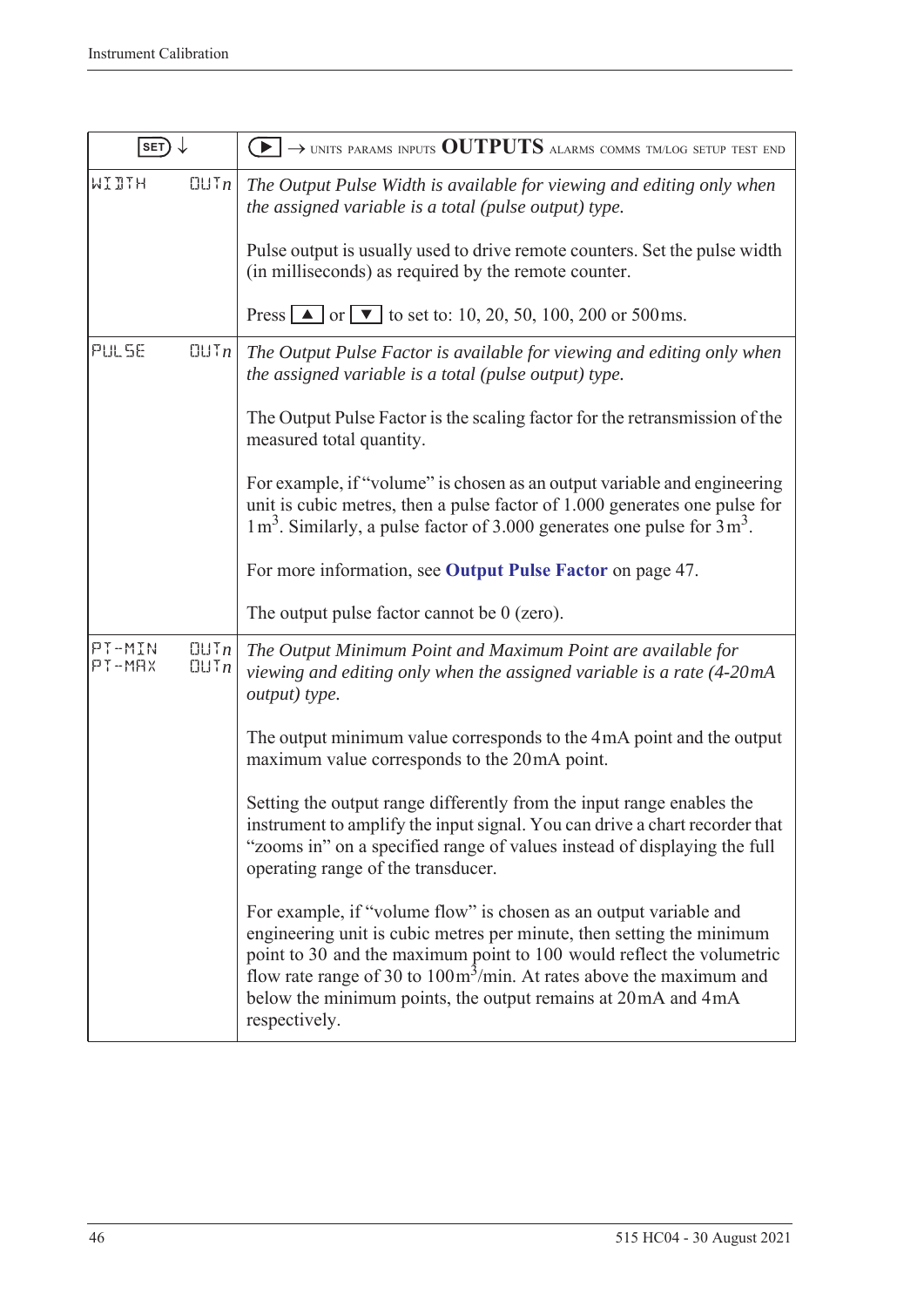| SET ↓ | ▶ → UNITS PARAMS INPUTS **OUTPUTS** ALARMS COMMS TM/LOG SETUP TEST END |
|---|---|
| WIDTH OUT*n* | *The Output Pulse Width is available for viewing and editing only when the assigned variable is a total (pulse output) type.*<br><br>Pulse output is usually used to drive remote counters. Set the pulse width (in milliseconds) as required by the remote counter.<br><br>Press ▲ or ▼ to set to: 10, 20, 50, 100, 200 or 500 ms. |
| PULSE OUT*n* | *The Output Pulse Factor is available for viewing and editing only when the assigned variable is a total (pulse output) type.*<br><br>The Output Pulse Factor is the scaling factor for the retransmission of the measured total quantity.<br><br>For example, if "volume" is chosen as an output variable and engineering unit is cubic metres, then a pulse factor of 1.000 generates one pulse for 1 $m^3$. Similarly, a pulse factor of 3.000 generates one pulse for 3 $m^3$.<br><br>For more information, see **Output Pulse Factor** on page 47.<br><br>The output pulse factor cannot be 0 (zero). |
| PT-MIN OUT*n*<br>PT-MAX OUT*n* | *The Output Minimum Point and Maximum Point are available for viewing and editing only when the assigned variable is a rate (4-20 mA output) type.*<br><br>The output minimum value corresponds to the 4 mA point and the output maximum value corresponds to the 20 mA point.<br><br>Setting the output range differently from the input range enables the instrument to amplify the input signal. You can drive a chart recorder that "zooms in" on a specified range of values instead of displaying the full operating range of the transducer.<br><br>For example, if "volume flow" is chosen as an output variable and engineering unit is cubic metres per minute, then setting the minimum point to 30 and the maximum point to 100 would reflect the volumetric flow rate range of 30 to 100 $m^3$/min. At rates above the maximum and below the minimum points, the output remains at 20 mA and 4 mA respectively. |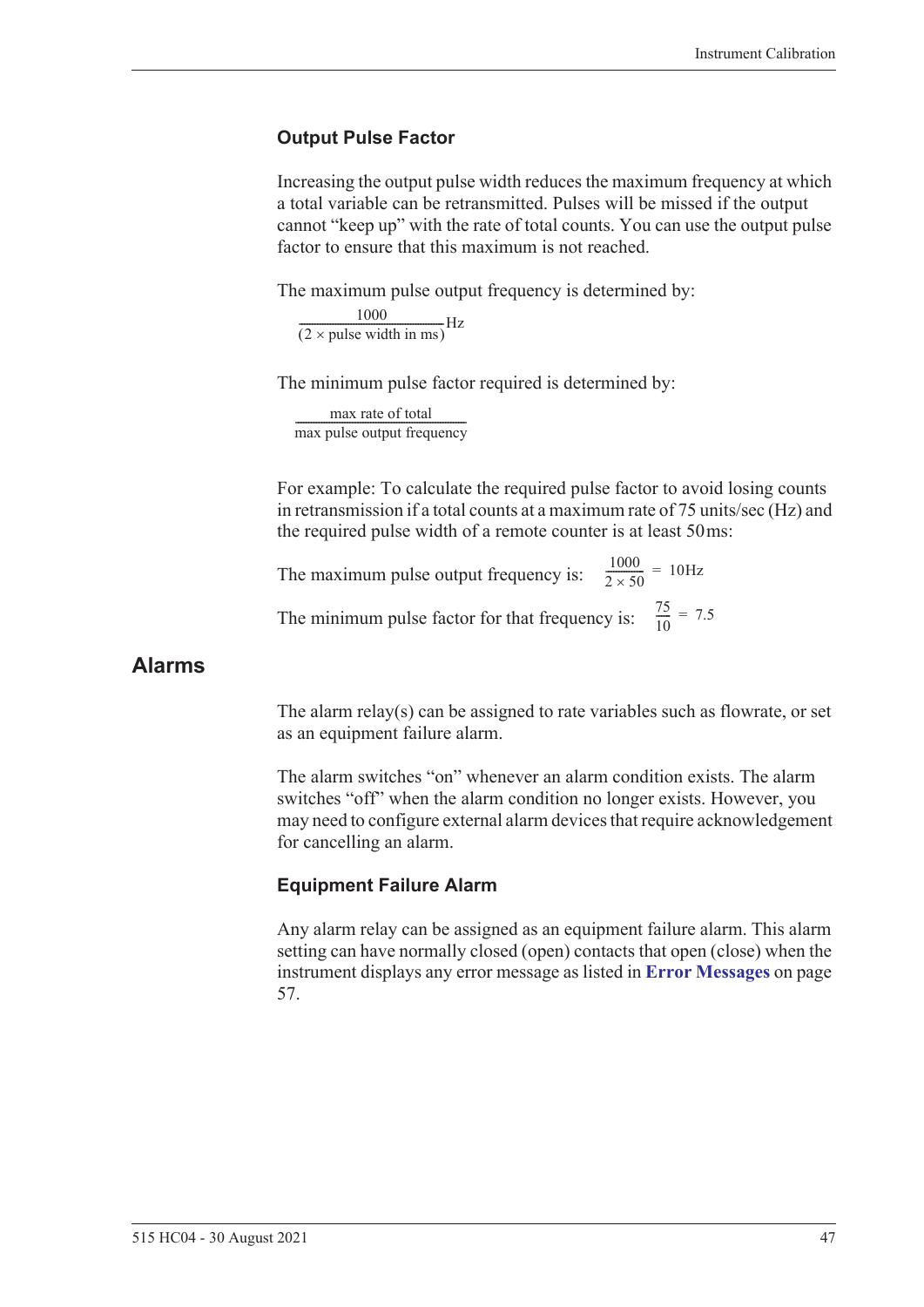### Output Pulse Factor

Increasing the output pulse width reduces the maximum frequency at which a total variable can be retransmitted. Pulses will be missed if the output cannot "keep up" with the rate of total counts. You can use the output pulse factor to ensure that this maximum is not reached.

The maximum pulse output frequency is determined by:

$$\frac{1000}{(2 \times \text{pulse width in ms})}\text{Hz}$$

The minimum pulse factor required is determined by:

$$\frac{\text{max rate of total}}{\text{max pulse output frequency}}$$

For example: To calculate the required pulse factor to avoid losing counts in retransmission if a total counts at a maximum rate of 75 units/sec (Hz) and the required pulse width of a remote counter is at least 50 ms:

The maximum pulse output frequency is: $\frac{1000}{2 \times 50} = 10\text{Hz}$

The minimum pulse factor for that frequency is: $\frac{75}{10} = 7.5$

## Alarms

The alarm relay(s) can be assigned to rate variables such as flowrate, or set as an equipment failure alarm.

The alarm switches "on" whenever an alarm condition exists. The alarm switches "off" when the alarm condition no longer exists. However, you may need to configure external alarm devices that require acknowledgement for cancelling an alarm.

### Equipment Failure Alarm

Any alarm relay can be assigned as an equipment failure alarm. This alarm setting can have normally closed (open) contacts that open (close) when the instrument displays any error message as listed in **Error Messages** on page 57.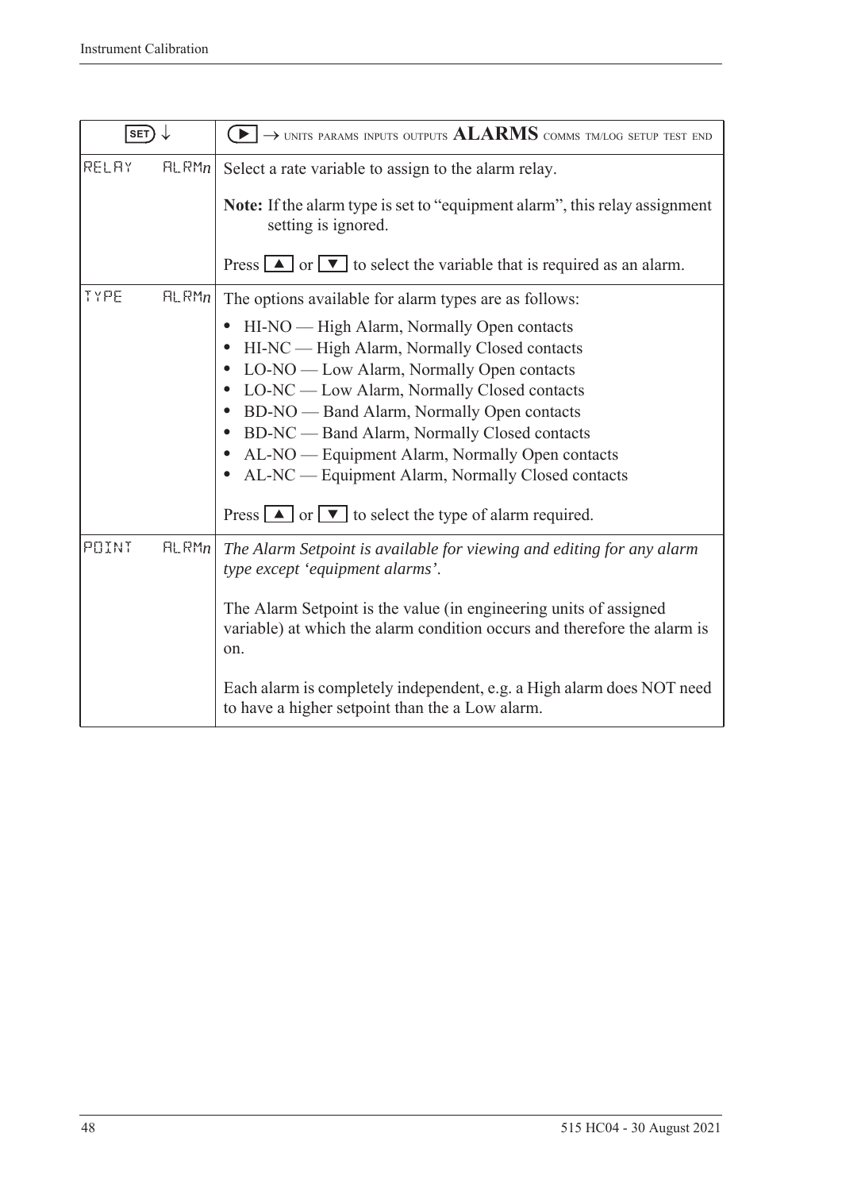| SET ↓ | ▶ → UNITS PARAMS INPUTS OUTPUTS **ALARMS** COMMS TM/LOG SETUP TEST END |
|---|---|
| RELAY ALRM*n* | Select a rate variable to assign to the alarm relay.<br><br>**Note:** If the alarm type is set to "equipment alarm", this relay assignment setting is ignored.<br><br>Press ▲ or ▼ to select the variable that is required as an alarm. |
| TYPE ALRM*n* | The options available for alarm types are as follows:<br><br>• HI-NO — High Alarm, Normally Open contacts<br>• HI-NC — High Alarm, Normally Closed contacts<br>• LO-NO — Low Alarm, Normally Open contacts<br>• LO-NC — Low Alarm, Normally Closed contacts<br>• BD-NO — Band Alarm, Normally Open contacts<br>• BD-NC — Band Alarm, Normally Closed contacts<br>• AL-NO — Equipment Alarm, Normally Open contacts<br>• AL-NC — Equipment Alarm, Normally Closed contacts<br><br>Press ▲ or ▼ to select the type of alarm required. |
| POINT ALRM*n* | *The Alarm Setpoint is available for viewing and editing for any alarm type except 'equipment alarms'.*<br><br>The Alarm Setpoint is the value (in engineering units of assigned variable) at which the alarm condition occurs and therefore the alarm is on.<br><br>Each alarm is completely independent, e.g. a High alarm does NOT need to have a higher setpoint than the a Low alarm. |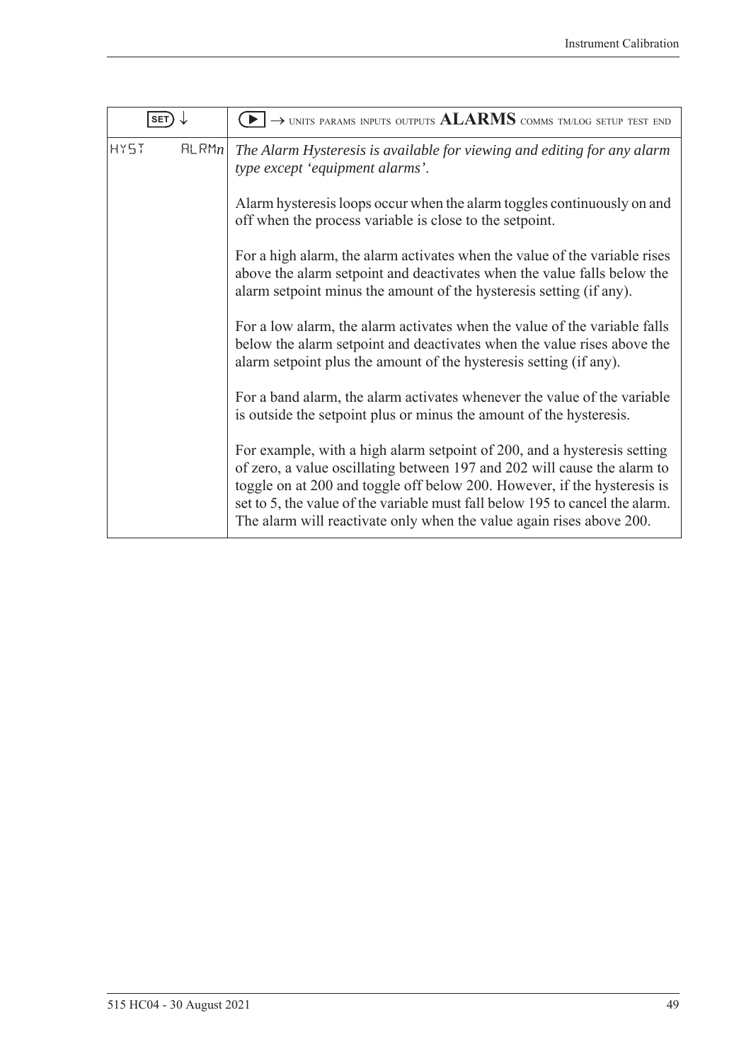| SET ↓ | ▶ → UNITS PARAMS INPUTS OUTPUTS **ALARMS** COMMS TM/LOG SETUP TEST END |
|---|---|
| HYST ALRM*n* | *The Alarm Hysteresis is available for viewing and editing for any alarm type except 'equipment alarms'.*<br><br>Alarm hysteresis loops occur when the alarm toggles continuously on and off when the process variable is close to the setpoint.<br><br>For a high alarm, the alarm activates when the value of the variable rises above the alarm setpoint and deactivates when the value falls below the alarm setpoint minus the amount of the hysteresis setting (if any).<br><br>For a low alarm, the alarm activates when the value of the variable falls below the alarm setpoint and deactivates when the value rises above the alarm setpoint plus the amount of the hysteresis setting (if any).<br><br>For a band alarm, the alarm activates whenever the value of the variable is outside the setpoint plus or minus the amount of the hysteresis.<br><br>For example, with a high alarm setpoint of 200, and a hysteresis setting of zero, a value oscillating between 197 and 202 will cause the alarm to toggle on at 200 and toggle off below 200. However, if the hysteresis is set to 5, the value of the variable must fall below 195 to cancel the alarm. The alarm will reactivate only when the value again rises above 200. |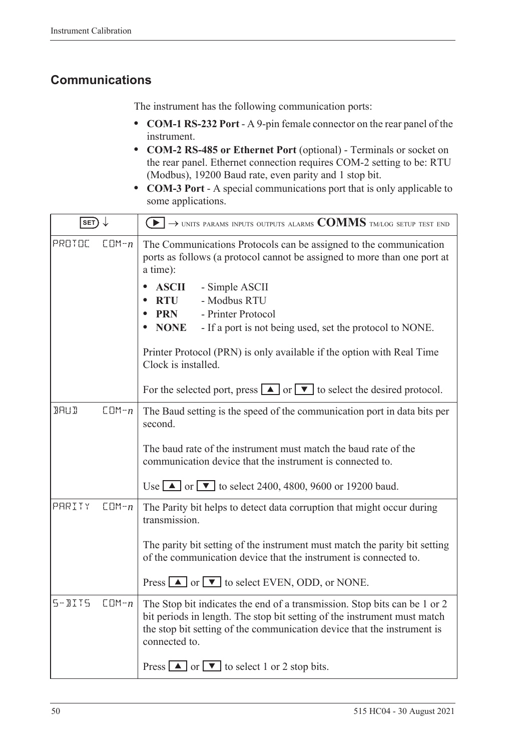## Communications

The instrument has the following communication ports:

- **COM-1 RS-232 Port** - A 9-pin female connector on the rear panel of the instrument.
- **COM-2 RS-485 or Ethernet Port** (optional) - Terminals or socket on the rear panel. Ethernet connection requires COM-2 setting to be: RTU (Modbus), 19200 Baud rate, even parity and 1 stop bit.
- **COM-3 Port** - A special communications port that is only applicable to some applications.

| SET ↓ | ▶ → UNITS PARAMS INPUTS OUTPUTS ALARMS **COMMS** TM/LOG SETUP TEST END |
|---|---|
| PROTOC COM-*n* | The Communications Protocols can be assigned to the communication ports as follows (a protocol cannot be assigned to more than one port at a time):<br>• **ASCII** - Simple ASCII<br>• **RTU** - Modbus RTU<br>• **PRN** - Printer Protocol<br>• **NONE** - If a port is not being used, set the protocol to NONE.<br><br>Printer Protocol (PRN) is only available if the option with Real Time Clock is installed.<br><br>For the selected port, press ▲ or ▼ to select the desired protocol. |
| BAUD COM-*n* | The Baud setting is the speed of the communication port in data bits per second.<br><br>The baud rate of the instrument must match the baud rate of the communication device that the instrument is connected to.<br><br>Use ▲ or ▼ to select 2400, 4800, 9600 or 19200 baud. |
| PARITY COM-*n* | The Parity bit helps to detect data corruption that might occur during transmission.<br><br>The parity bit setting of the instrument must match the parity bit setting of the communication device that the instrument is connected to.<br><br>Press ▲ or ▼ to select EVEN, ODD, or NONE. |
| S-BITS COM-*n* | The Stop bit indicates the end of a transmission. Stop bits can be 1 or 2 bit periods in length. The stop bit setting of the instrument must match the stop bit setting of the communication device that the instrument is connected to.<br><br>Press ▲ or ▼ to select 1 or 2 stop bits. |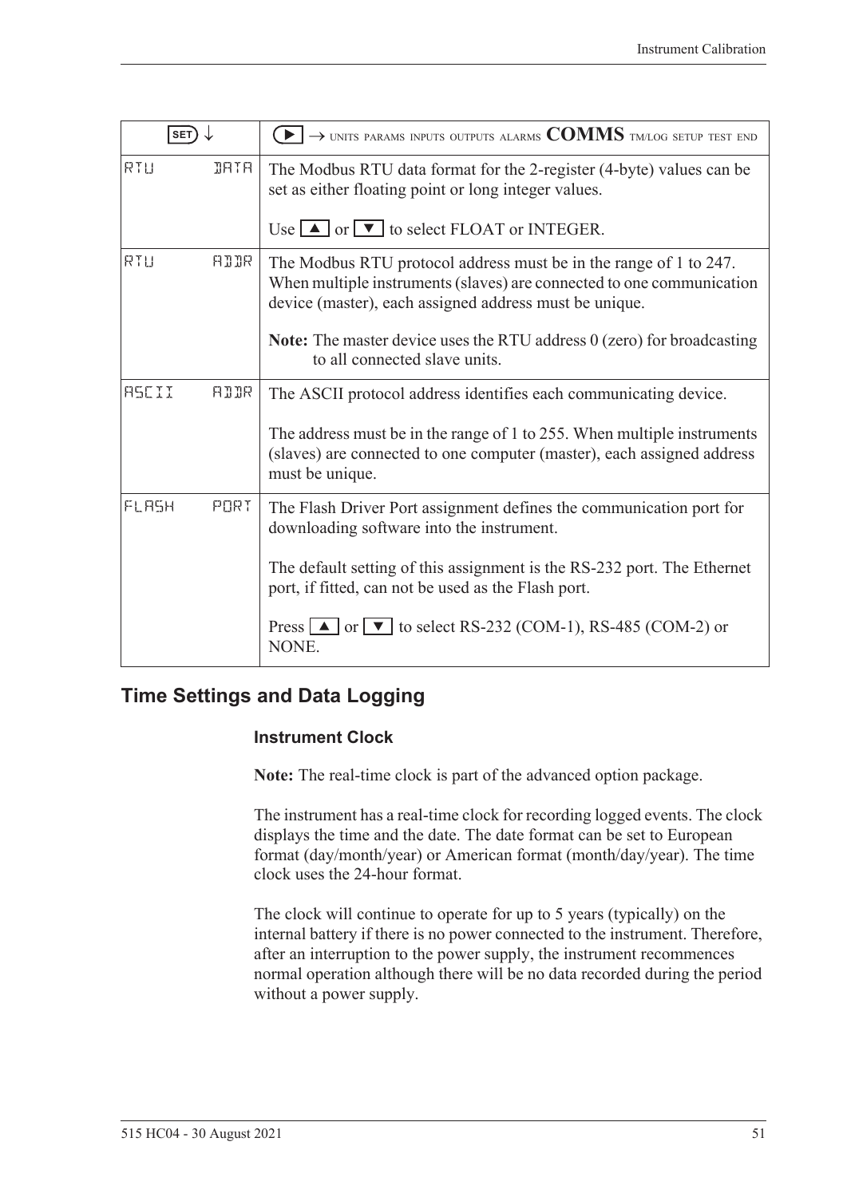| SET ↓ | ▶ → UNITS PARAMS INPUTS OUTPUTS ALARMS **COMMS** TM/LOG SETUP TEST END |
|---|---|
| RTU DATA | The Modbus RTU data format for the 2-register (4-byte) values can be set as either floating point or long integer values.<br><br>Use ▲ or ▼ to select FLOAT or INTEGER. |
| RTU ADDR | The Modbus RTU protocol address must be in the range of 1 to 247. When multiple instruments (slaves) are connected to one communication device (master), each assigned address must be unique.<br><br>**Note:** The master device uses the RTU address 0 (zero) for broadcasting to all connected slave units. |
| ASCII ADDR | The ASCII protocol address identifies each communicating device.<br><br>The address must be in the range of 1 to 255. When multiple instruments (slaves) are connected to one computer (master), each assigned address must be unique. |
| FLASH PORT | The Flash Driver Port assignment defines the communication port for downloading software into the instrument.<br><br>The default setting of this assignment is the RS-232 port. The Ethernet port, if fitted, can not be used as the Flash port.<br><br>Press ▲ or ▼ to select RS-232 (COM-1), RS-485 (COM-2) or NONE. |

## Time Settings and Data Logging

### Instrument Clock

**Note:** The real-time clock is part of the advanced option package.

The instrument has a real-time clock for recording logged events. The clock displays the time and the date. The date format can be set to European format (day/month/year) or American format (month/day/year). The time clock uses the 24-hour format.

The clock will continue to operate for up to 5 years (typically) on the internal battery if there is no power connected to the instrument. Therefore, after an interruption to the power supply, the instrument recommences normal operation although there will be no data recorded during the period without a power supply.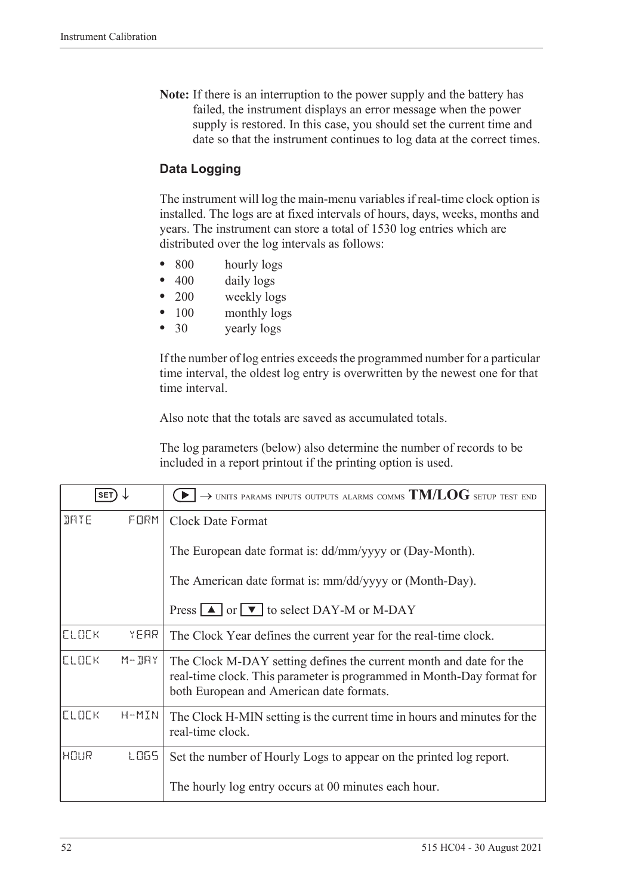**Note:** If there is an interruption to the power supply and the battery has failed, the instrument displays an error message when the power supply is restored. In this case, you should set the current time and date so that the instrument continues to log data at the correct times.

### Data Logging

The instrument will log the main-menu variables if real-time clock option is installed. The logs are at fixed intervals of hours, days, weeks, months and years. The instrument can store a total of 1530 log entries which are distributed over the log intervals as follows:

- 800 hourly logs
- 400 daily logs
- 200 weekly logs
- 100 monthly logs
- 30 yearly logs

If the number of log entries exceeds the programmed number for a particular time interval, the oldest log entry is overwritten by the newest one for that time interval.

Also note that the totals are saved as accumulated totals.

The log parameters (below) also determine the number of records to be included in a report printout if the printing option is used.

| SET ↓ | ▶ → UNITS PARAMS INPUTS OUTPUTS ALARMS COMMS **TM/LOG** SETUP TEST END |
|---|---|
| DATE FORM | Clock Date Format<br><br>The European date format is: dd/mm/yyyy or (Day-Month).<br><br>The American date format is: mm/dd/yyyy or (Month-Day).<br><br>Press ▲ or ▼ to select DAY-M or M-DAY |
| CLOCK YEAR | The Clock Year defines the current year for the real-time clock. |
| CLOCK M-DAY | The Clock M-DAY setting defines the current month and date for the real-time clock. This parameter is programmed in Month-Day format for both European and American date formats. |
| CLOCK H-MIN | The Clock H-MIN setting is the current time in hours and minutes for the real-time clock. |
| HOUR LOGS | Set the number of Hourly Logs to appear on the printed log report.<br><br>The hourly log entry occurs at 00 minutes each hour. |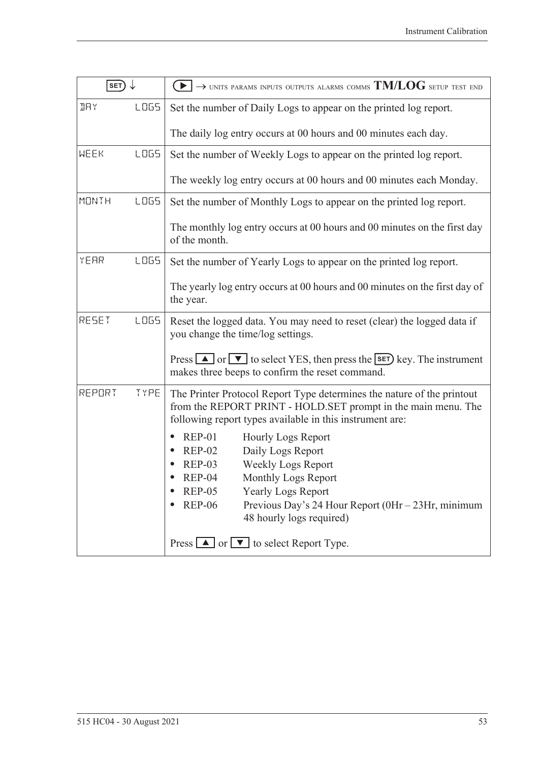| SET ↓ | ▶ → UNITS PARAMS INPUTS OUTPUTS ALARMS COMMS **TM/LOG** SETUP TEST END |
|---|---|
| DAY LOGS | Set the number of Daily Logs to appear on the printed log report.<br><br>The daily log entry occurs at 00 hours and 00 minutes each day. |
| WEEK LOGS | Set the number of Weekly Logs to appear on the printed log report.<br><br>The weekly log entry occurs at 00 hours and 00 minutes each Monday. |
| MONTH LOGS | Set the number of Monthly Logs to appear on the printed log report.<br><br>The monthly log entry occurs at 00 hours and 00 minutes on the first day of the month. |
| YEAR LOGS | Set the number of Yearly Logs to appear on the printed log report.<br><br>The yearly log entry occurs at 00 hours and 00 minutes on the first day of the year. |
| RESET LOGS | Reset the logged data. You may need to reset (clear) the logged data if you change the time/log settings.<br><br>Press ▲ or ▼ to select YES, then press the SET key. The instrument makes three beeps to confirm the reset command. |
| REPORT TYPE | The Printer Protocol Report Type determines the nature of the printout from the REPORT PRINT - HOLD.SET prompt in the main menu. The following report types available in this instrument are:<br><br>• REP-01 Hourly Logs Report<br>• REP-02 Daily Logs Report<br>• REP-03 Weekly Logs Report<br>• REP-04 Monthly Logs Report<br>• REP-05 Yearly Logs Report<br>• REP-06 Previous Day's 24 Hour Report (0Hr – 23Hr, minimum 48 hourly logs required)<br><br>Press ▲ or ▼ to select Report Type. |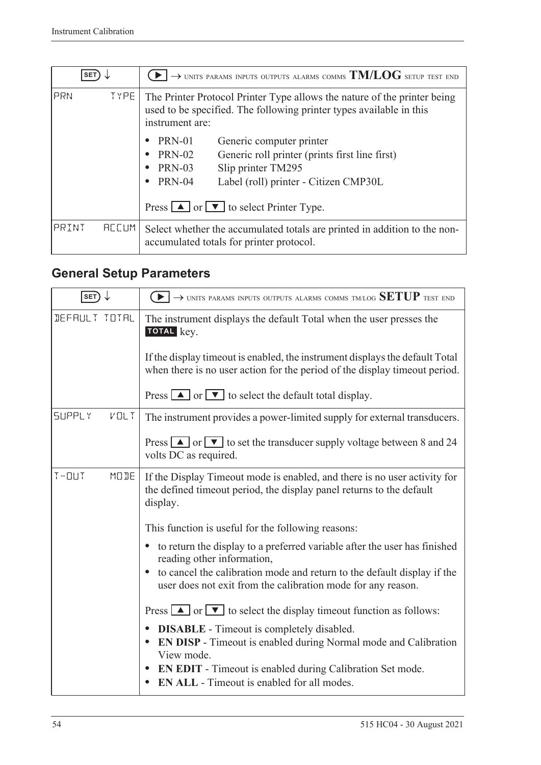| SET ↓ | ▶ → UNITS PARAMS INPUTS OUTPUTS ALARMS COMMS **TM/LOG** SETUP TEST END |
|---|---|
| PRN TYPE | The Printer Protocol Printer Type allows the nature of the printer being used to be specified. The following printer types available in this instrument are:<br>• PRN-01 Generic computer printer<br>• PRN-02 Generic roll printer (prints first line first)<br>• PRN-03 Slip printer TM295<br>• PRN-04 Label (roll) printer - Citizen CMP30L<br><br>Press ▲ or ▼ to select Printer Type. |
| PRINT ACCUM | Select whether the accumulated totals are printed in addition to the non-accumulated totals for printer protocol. |

## General Setup Parameters

| SET ↓ | ▶ → UNITS PARAMS INPUTS OUTPUTS ALARMS COMMS TM/LOG **SETUP** TEST END |
|---|---|
| DEFAULT TOTAL | The instrument displays the default Total when the user presses the **TOTAL** key.<br><br>If the display timeout is enabled, the instrument displays the default Total when there is no user action for the period of the display timeout period.<br><br>Press ▲ or ▼ to select the default total display. |
| SUPPLY VOLT | The instrument provides a power-limited supply for external transducers.<br><br>Press ▲ or ▼ to set the transducer supply voltage between 8 and 24 volts DC as required. |
| T-OUT MODE | If the Display Timeout mode is enabled, and there is no user activity for the defined timeout period, the display panel returns to the default display.<br><br>This function is useful for the following reasons:<br>• to return the display to a preferred variable after the user has finished reading other information,<br>• to cancel the calibration mode and return to the default display if the user does not exit from the calibration mode for any reason.<br><br>Press ▲ or ▼ to select the display timeout function as follows:<br>• **DISABLE** - Timeout is completely disabled.<br>• **EN DISP** - Timeout is enabled during Normal mode and Calibration View mode.<br>• **EN EDIT** - Timeout is enabled during Calibration Set mode.<br>• **EN ALL** - Timeout is enabled for all modes. |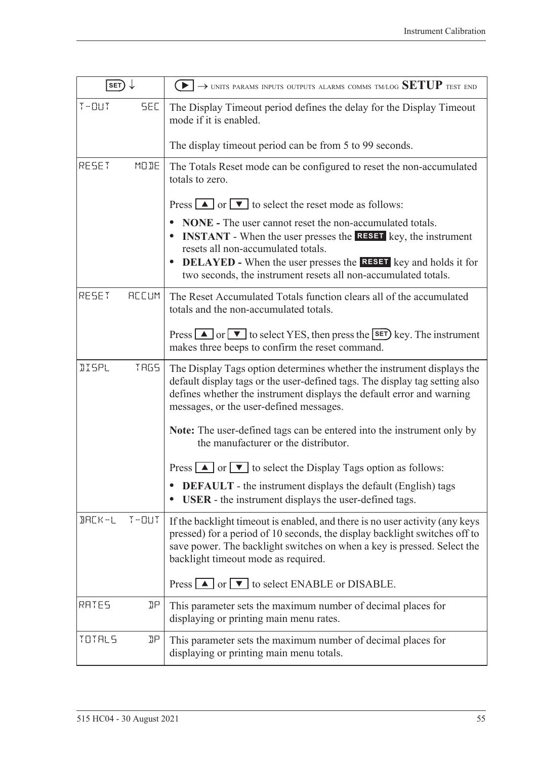| SET ↓ | ▶ → UNITS PARAMS INPUTS OUTPUTS ALARMS COMMS TM/LOG **SETUP** TEST END |
| --- | --- |
| T-OUT SEC | The Display Timeout period defines the delay for the Display Timeout mode if it is enabled.<br><br>The display timeout period can be from 5 to 99 seconds. |
| RESET MODE | The Totals Reset mode can be configured to reset the non-accumulated totals to zero.<br><br>Press ▲ or ▼ to select the reset mode as follows:<br><br>• **NONE -** The user cannot reset the non-accumulated totals.<br>• **INSTANT** - When the user presses the **RESET** key, the instrument resets all non-accumulated totals.<br>• **DELAYED -** When the user presses the **RESET** key and holds it for two seconds, the instrument resets all non-accumulated totals. |
| RESET ACCUM | The Reset Accumulated Totals function clears all of the accumulated totals and the non-accumulated totals.<br><br>Press ▲ or ▼ to select YES, then press the SET key. The instrument makes three beeps to confirm the reset command. |
| DISPL TAGS | The Display Tags option determines whether the instrument displays the default display tags or the user-defined tags. The display tag setting also defines whether the instrument displays the default error and warning messages, or the user-defined messages.<br><br>**Note:** The user-defined tags can be entered into the instrument only by the manufacturer or the distributor.<br><br>Press ▲ or ▼ to select the Display Tags option as follows:<br><br>• **DEFAULT** - the instrument displays the default (English) tags<br>• **USER** - the instrument displays the user-defined tags. |
| BACK-L T-OUT | If the backlight timeout is enabled, and there is no user activity (any keys pressed) for a period of 10 seconds, the display backlight switches off to save power. The backlight switches on when a key is pressed. Select the backlight timeout mode as required.<br><br>Press ▲ or ▼ to select ENABLE or DISABLE. |
| RATES DP | This parameter sets the maximum number of decimal places for displaying or printing main menu rates. |
| TOTALS DP | This parameter sets the maximum number of decimal places for displaying or printing main menu totals. |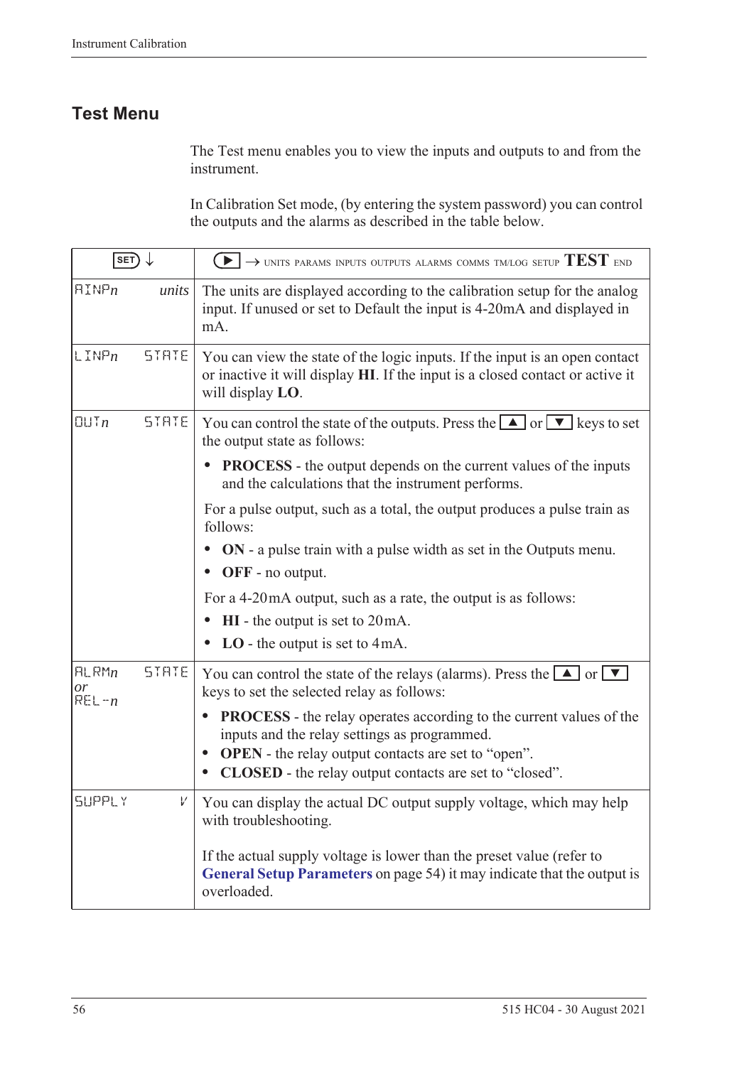## Test Menu

The Test menu enables you to view the inputs and outputs to and from the instrument.

In Calibration Set mode, (by entering the system password) you can control the outputs and the alarms as described in the table below.

| SET ↓ | | ▶ → UNITS PARAMS INPUTS OUTPUTS ALARMS COMMS TM/LOG SETUP **TEST** END |
|---|---|---|
| AINP*n* | *units* | The units are displayed according to the calibration setup for the analog input. If unused or set to Default the input is 4-20mA and displayed in mA. |
| LINP*n* | STATE | You can view the state of the logic inputs. If the input is an open contact or inactive it will display **HI**. If the input is a closed contact or active it will display **LO**. |
| OUT*n* | STATE | You can control the state of the outputs. Press the ▲ or ▼ keys to set the output state as follows:<br>• **PROCESS** - the output depends on the current values of the inputs and the calculations that the instrument performs.<br>For a pulse output, such as a total, the output produces a pulse train as follows:<br>• **ON** - a pulse train with a pulse width as set in the Outputs menu.<br>• **OFF** - no output.<br>For a 4-20mA output, such as a rate, the output is as follows:<br>• **HI** - the output is set to 20mA.<br>• **LO** - the output is set to 4mA. |
| ALRM*n* *or* REL-*n* | STATE | You can control the state of the relays (alarms). Press the ▲ or ▼ keys to set the selected relay as follows:<br>• **PROCESS** - the relay operates according to the current values of the inputs and the relay settings as programmed.<br>• **OPEN** - the relay output contacts are set to "open".<br>• **CLOSED** - the relay output contacts are set to "closed". |
| SUPPLY | *V* | You can display the actual DC output supply voltage, which may help with troubleshooting.<br><br>If the actual supply voltage is lower than the preset value (refer to **General Setup Parameters** on page 54) it may indicate that the output is overloaded. |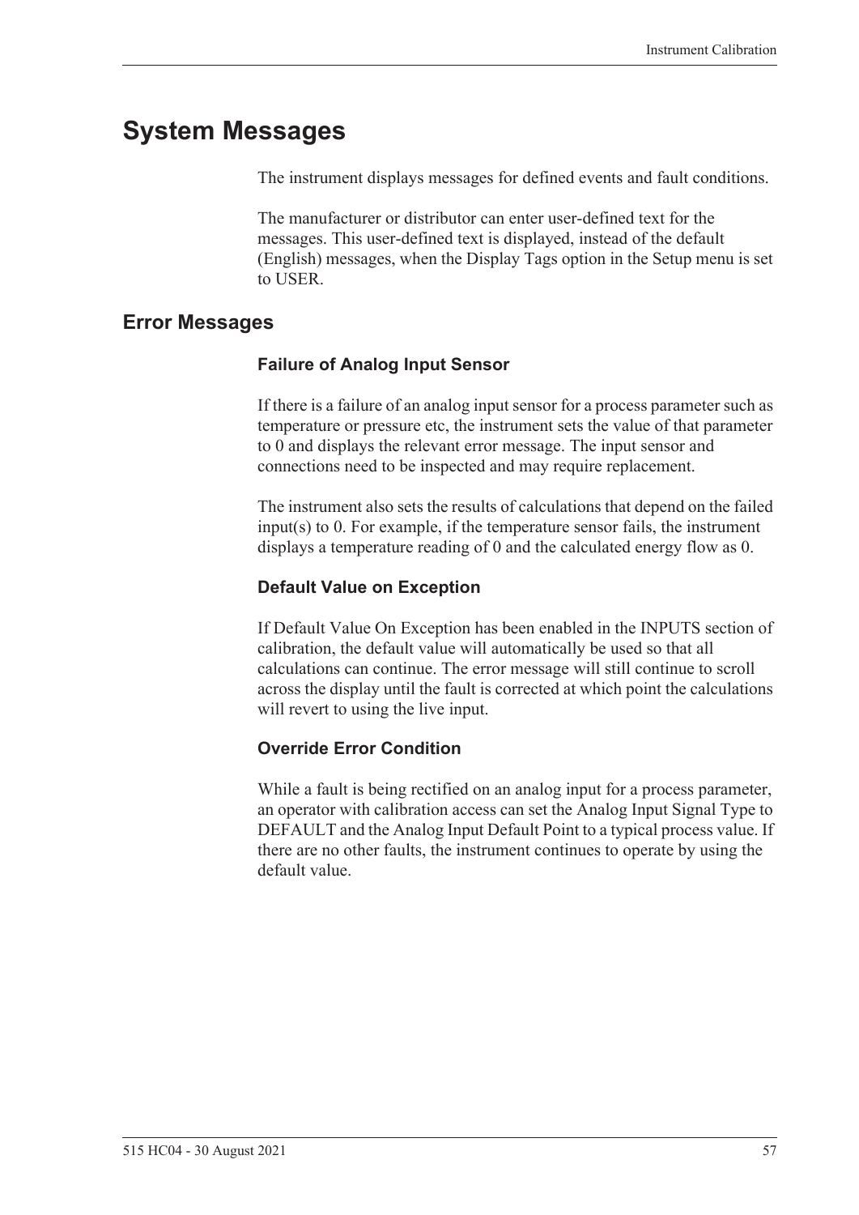# System Messages

The instrument displays messages for defined events and fault conditions.

The manufacturer or distributor can enter user-defined text for the messages. This user-defined text is displayed, instead of the default (English) messages, when the Display Tags option in the Setup menu is set to USER.

## Error Messages

### Failure of Analog Input Sensor

If there is a failure of an analog input sensor for a process parameter such as temperature or pressure etc, the instrument sets the value of that parameter to 0 and displays the relevant error message. The input sensor and connections need to be inspected and may require replacement.

The instrument also sets the results of calculations that depend on the failed input(s) to 0. For example, if the temperature sensor fails, the instrument displays a temperature reading of 0 and the calculated energy flow as 0.

### Default Value on Exception

If Default Value On Exception has been enabled in the INPUTS section of calibration, the default value will automatically be used so that all calculations can continue. The error message will still continue to scroll across the display until the fault is corrected at which point the calculations will revert to using the live input.

### Override Error Condition

While a fault is being rectified on an analog input for a process parameter, an operator with calibration access can set the Analog Input Signal Type to DEFAULT and the Analog Input Default Point to a typical process value. If there are no other faults, the instrument continues to operate by using the default value.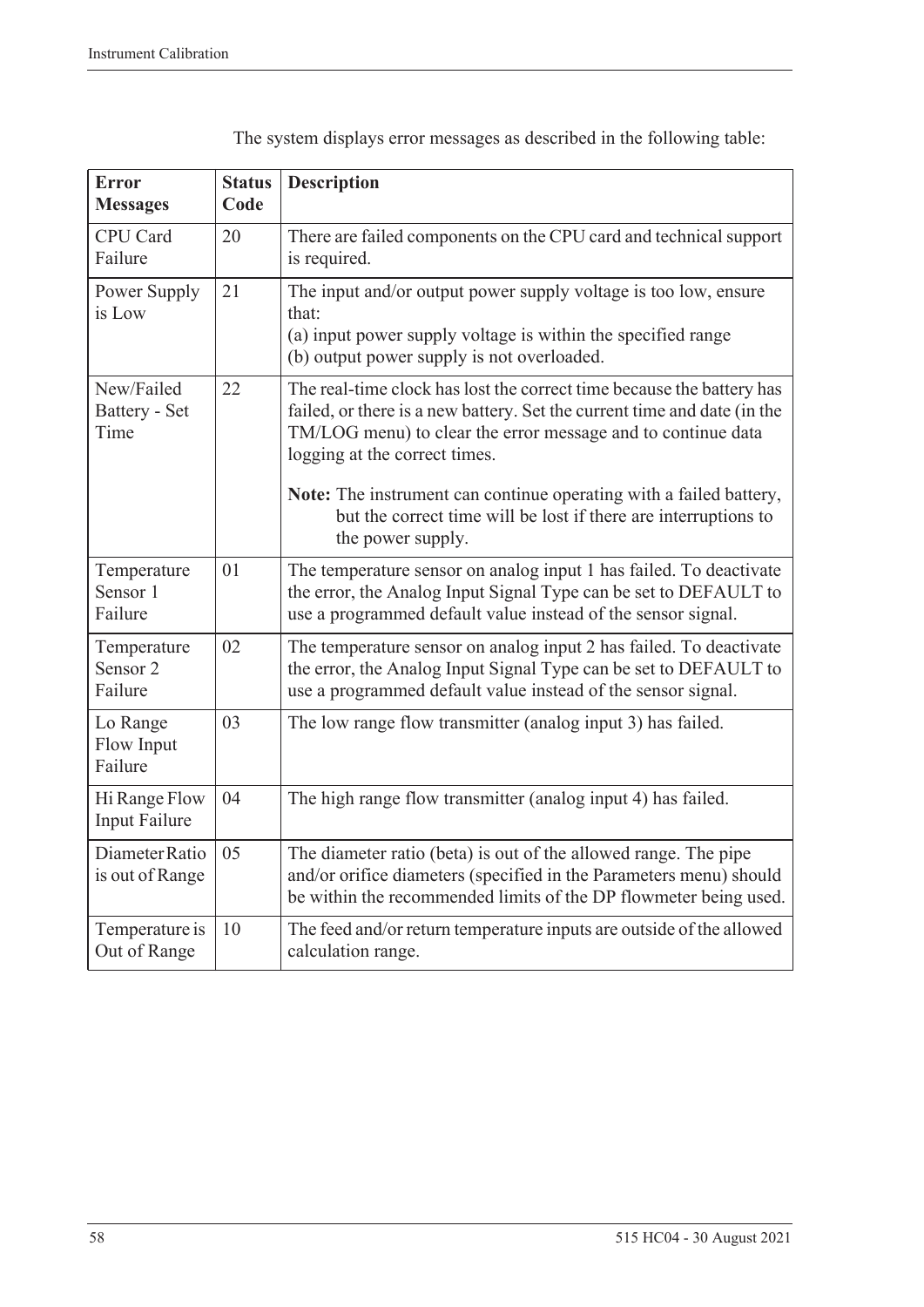The system displays error messages as described in the following table:

| Error Messages | Status Code | Description |
|---|---|---|
| CPU Card Failure | 20 | There are failed components on the CPU card and technical support is required. |
| Power Supply is Low | 21 | The input and/or output power supply voltage is too low, ensure that:<br>(a) input power supply voltage is within the specified range<br>(b) output power supply is not overloaded. |
| New/Failed Battery - Set Time | 22 | The real-time clock has lost the correct time because the battery has failed, or there is a new battery. Set the current time and date (in the TM/LOG menu) to clear the error message and to continue data logging at the correct times.<br><br>**Note:** The instrument can continue operating with a failed battery, but the correct time will be lost if there are interruptions to the power supply. |
| Temperature Sensor 1 Failure | 01 | The temperature sensor on analog input 1 has failed. To deactivate the error, the Analog Input Signal Type can be set to DEFAULT to use a programmed default value instead of the sensor signal. |
| Temperature Sensor 2 Failure | 02 | The temperature sensor on analog input 2 has failed. To deactivate the error, the Analog Input Signal Type can be set to DEFAULT to use a programmed default value instead of the sensor signal. |
| Lo Range Flow Input Failure | 03 | The low range flow transmitter (analog input 3) has failed. |
| Hi Range Flow Input Failure | 04 | The high range flow transmitter (analog input 4) has failed. |
| Diameter Ratio is out of Range | 05 | The diameter ratio (beta) is out of the allowed range. The pipe and/or orifice diameters (specified in the Parameters menu) should be within the recommended limits of the DP flowmeter being used. |
| Temperature is Out of Range | 10 | The feed and/or return temperature inputs are outside of the allowed calculation range. |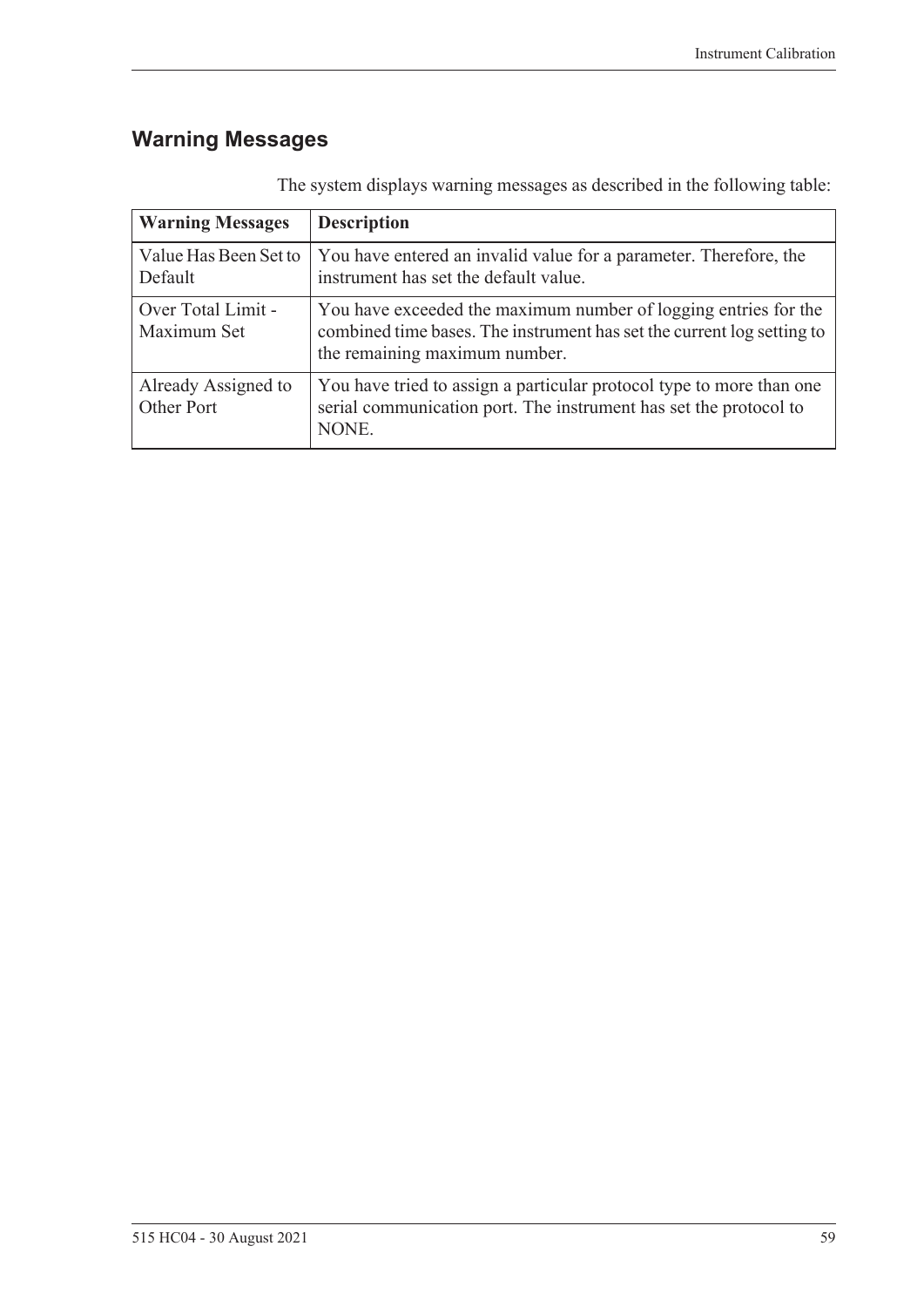## Warning Messages

The system displays warning messages as described in the following table:

| Warning Messages | Description |
| --- | --- |
| Value Has Been Set to Default | You have entered an invalid value for a parameter. Therefore, the instrument has set the default value. |
| Over Total Limit - Maximum Set | You have exceeded the maximum number of logging entries for the combined time bases. The instrument has set the current log setting to the remaining maximum number. |
| Already Assigned to Other Port | You have tried to assign a particular protocol type to more than one serial communication port. The instrument has set the protocol to NONE. |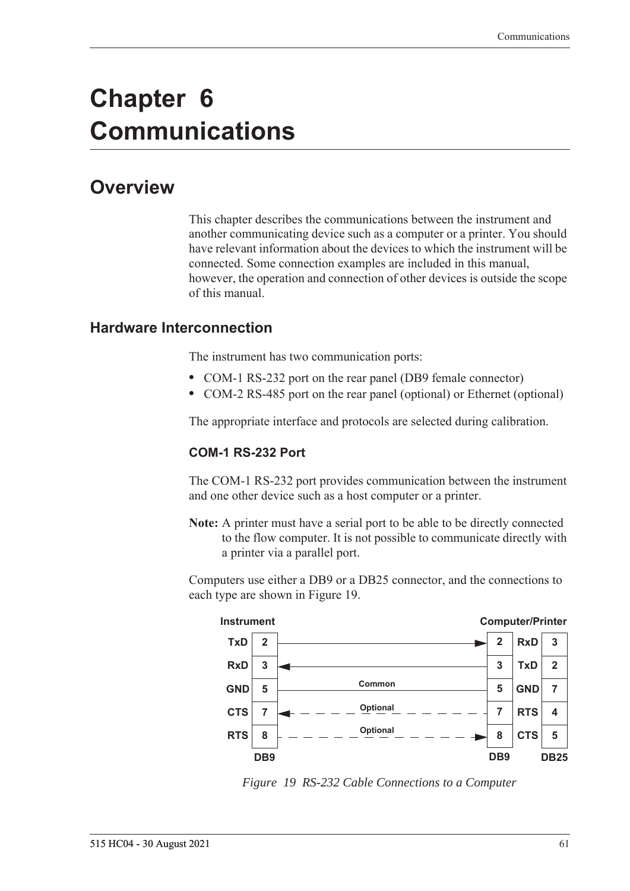# Chapter 6 Communications

## Overview

This chapter describes the communications between the instrument and another communicating device such as a computer or a printer. You should have relevant information about the devices to which the instrument will be connected. Some connection examples are included in this manual, however, the operation and connection of other devices is outside the scope of this manual.

### Hardware Interconnection

The instrument has two communication ports:

- COM-1 RS-232 port on the rear panel (DB9 female connector)
- COM-2 RS-485 port on the rear panel (optional) or Ethernet (optional)

The appropriate interface and protocols are selected during calibration.

#### COM-1 RS-232 Port

The COM-1 RS-232 port provides communication between the instrument and one other device such as a host computer or a printer.

**Note:** A printer must have a serial port to be able to be directly connected to the flow computer. It is not possible to communicate directly with a printer via a parallel port.

Computers use either a DB9 or a DB25 connector, and the connections to each type are shown in Figure 19.

| Instrument | DB9 | Connection | Computer/Printer DB9 | Signal | DB25 |
|---|---|---|---|---|---|
| TxD | 2 | → | 2 | RxD | 3 |
| RxD | 3 | ← | 3 | TxD | 2 |
| GND | 5 | Common | 5 | GND | 7 |
| CTS | 7 | ← Optional | 7 | RTS | 4 |
| RTS | 8 | Optional → | 8 | CTS | 5 |

*Figure 19 RS-232 Cable Connections to a Computer*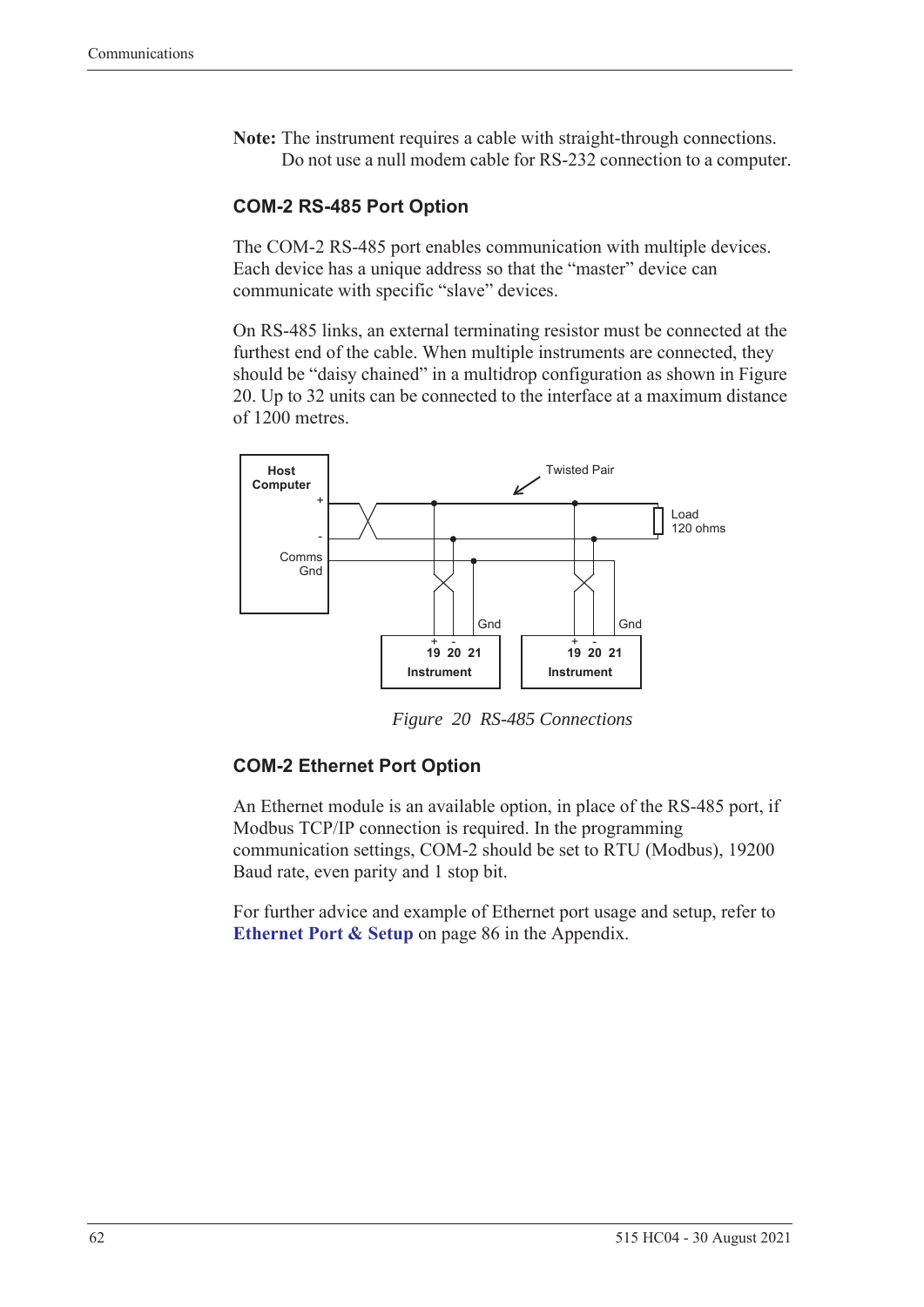**Note:** The instrument requires a cable with straight-through connections. Do not use a null modem cable for RS-232 connection to a computer.

### COM-2 RS-485 Port Option

The COM-2 RS-485 port enables communication with multiple devices. Each device has a unique address so that the "master" device can communicate with specific "slave" devices.

On RS-485 links, an external terminating resistor must be connected at the furthest end of the cable. When multiple instruments are connected, they should be "daisy chained" in a multidrop configuration as shown in Figure 20. Up to 32 units can be connected to the interface at a maximum distance of 1200 metres.

*Figure 20 RS-485 Connections*

### COM-2 Ethernet Port Option

An Ethernet module is an available option, in place of the RS-485 port, if Modbus TCP/IP connection is required. In the programming communication settings, COM-2 should be set to RTU (Modbus), 19200 Baud rate, even parity and 1 stop bit.

For further advice and example of Ethernet port usage and setup, refer to **Ethernet Port & Setup** on page 86 in the Appendix.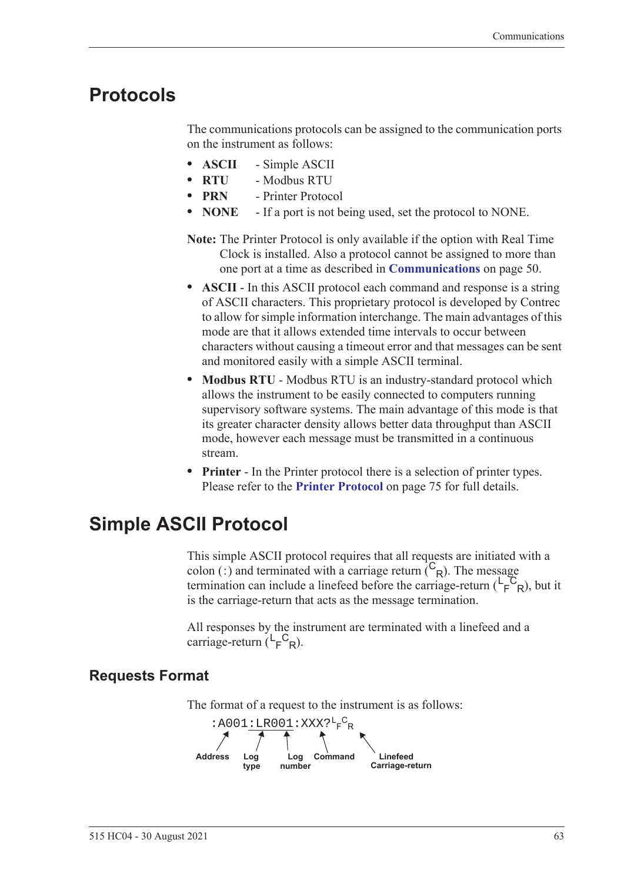## Protocols

The communications protocols can be assigned to the communication ports on the instrument as follows:

- **ASCII** - Simple ASCII
- **RTU** - Modbus RTU
- **PRN** - Printer Protocol
- **NONE** - If a port is not being used, set the protocol to NONE.

**Note:** The Printer Protocol is only available if the option with Real Time Clock is installed. Also a protocol cannot be assigned to more than one port at a time as described in **Communications** on page 50.

- **ASCII** - In this ASCII protocol each command and response is a string of ASCII characters. This proprietary protocol is developed by Contrec to allow for simple information interchange. The main advantages of this mode are that it allows extended time intervals to occur between characters without causing a timeout error and that messages can be sent and monitored easily with a simple ASCII terminal.
- **Modbus RTU** - Modbus RTU is an industry-standard protocol which allows the instrument to be easily connected to computers running supervisory software systems. The main advantage of this mode is that its greater character density allows better data throughput than ASCII mode, however each message must be transmitted in a continuous stream.
- **Printer** - In the Printer protocol there is a selection of printer types. Please refer to the **Printer Protocol** on page 75 for full details.

## Simple ASCII Protocol

This simple ASCII protocol requires that all requests are initiated with a colon (:) and terminated with a carriage return ($^{C}{}_{R}$). The message termination can include a linefeed before the carriage-return ($^{L}{}_{F}{}^{C}{}_{R}$), but it is the carriage-return that acts as the message termination.

All responses by the instrument are terminated with a linefeed and a carriage-return ($^{L}{}_{F}{}^{C}{}_{R}$).

### Requests Format

The format of a request to the instrument is as follows:

```
:A001:LR001:XXX?LFCR
```

- Address: A001
- Log type: LR
- Log number: 001
- Command: XXX?
- Linefeed Carriage-return: $^{L}{}_{F}{}^{C}{}_{R}$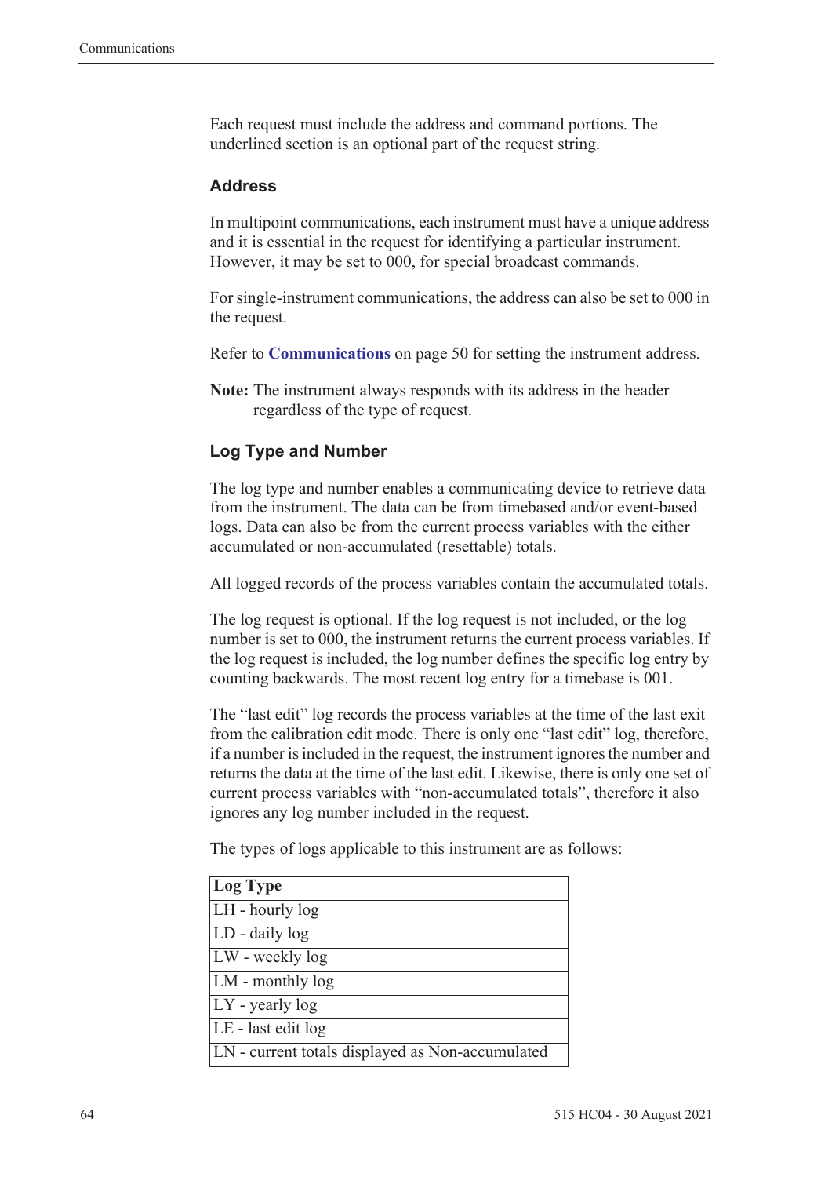Each request must include the address and command portions. The underlined section is an optional part of the request string.

### Address

In multipoint communications, each instrument must have a unique address and it is essential in the request for identifying a particular instrument. However, it may be set to 000, for special broadcast commands.

For single-instrument communications, the address can also be set to 000 in the request.

Refer to **Communications** on page 50 for setting the instrument address.

**Note:** The instrument always responds with its address in the header regardless of the type of request.

### Log Type and Number

The log type and number enables a communicating device to retrieve data from the instrument. The data can be from timebased and/or event-based logs. Data can also be from the current process variables with the either accumulated or non-accumulated (resettable) totals.

All logged records of the process variables contain the accumulated totals.

The log request is optional. If the log request is not included, or the log number is set to 000, the instrument returns the current process variables. If the log request is included, the log number defines the specific log entry by counting backwards. The most recent log entry for a timebase is 001.

The "last edit" log records the process variables at the time of the last exit from the calibration edit mode. There is only one "last edit" log, therefore, if a number is included in the request, the instrument ignores the number and returns the data at the time of the last edit. Likewise, there is only one set of current process variables with "non-accumulated totals", therefore it also ignores any log number included in the request.

The types of logs applicable to this instrument are as follows:

| Log Type |
|---|
| LH - hourly log |
| LD - daily log |
| LW - weekly log |
| LM - monthly log |
| LY - yearly log |
| LE - last edit log |
| LN - current totals displayed as Non-accumulated |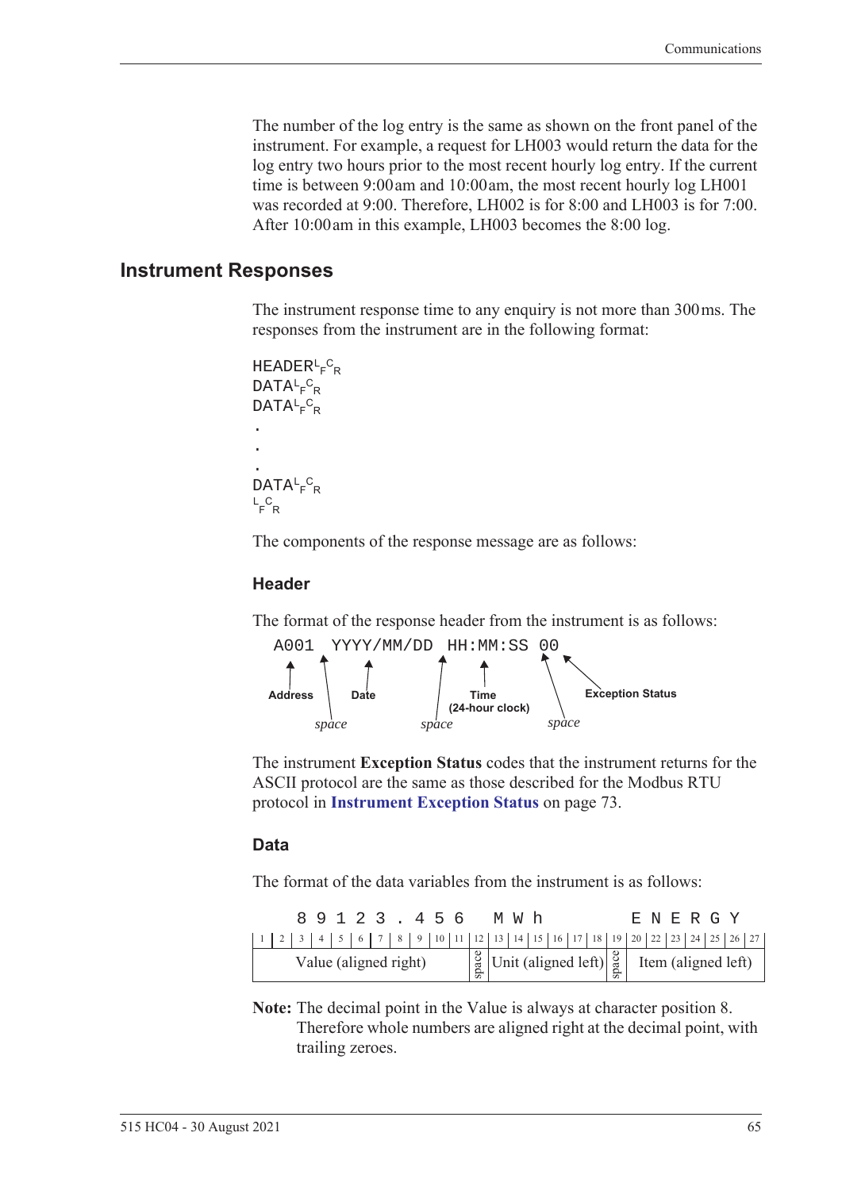The number of the log entry is the same as shown on the front panel of the instrument. For example, a request for LH003 would return the data for the log entry two hours prior to the most recent hourly log entry. If the current time is between 9:00 am and 10:00 am, the most recent hourly log LH001 was recorded at 9:00. Therefore, LH002 is for 8:00 and LH003 is for 7:00. After 10:00 am in this example, LH003 becomes the 8:00 log.

## Instrument Responses

The instrument response time to any enquiry is not more than 300 ms. The responses from the instrument are in the following format:

```
HEADER<LF><CR>
DATA<LF><CR>
DATA<LF><CR>
.
.
.
DATA<LF><CR>
<LF><CR>
```

The components of the response message are as follows:

### Header

The format of the response header from the instrument is as follows:

```
A001 YYYY/MM/DD HH:MM:SS 00
```

- **Address** (A001), followed by a *space*
- **Date** (YYYY/MM/DD), followed by a *space*
- **Time (24-hour clock)** (HH:MM:SS), followed by a *space*
- **Exception Status** (00)

The instrument **Exception Status** codes that the instrument returns for the ASCII protocol are the same as those described for the Modbus RTU protocol in **Instrument Exception Status** on page 73.

### Data

The format of the data variables from the instrument is as follows:

```
  8 9 1 2 3 . 4 5 6   M W h       E N E R G Y
```

| Character positions 1–11 | 12 | 13–18 | 19 | 20–27 |
|---|---|---|---|---|
| Value (aligned right) | space | Unit (aligned left) | space | Item (aligned left) |

**Note:** The decimal point in the Value is always at character position 8. Therefore whole numbers are aligned right at the decimal point, with trailing zeroes.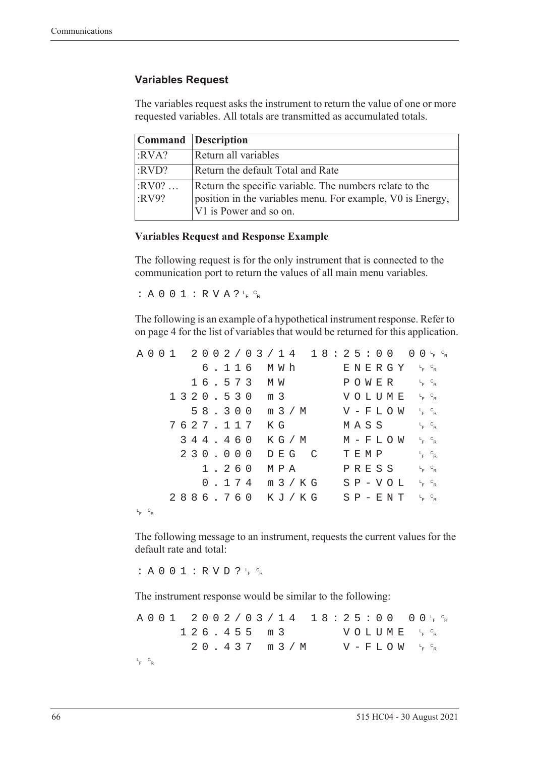### Variables Request

The variables request asks the instrument to return the value of one or more requested variables. All totals are transmitted as accumulated totals.

| Command | Description |
|---|---|
| :RVA? | Return all variables |
| :RVD? | Return the default Total and Rate |
| :RV0? … :RV9? | Return the specific variable. The numbers relate to the position in the variables menu. For example, V0 is Energy, V1 is Power and so on. |

#### Variables Request and Response Example

The following request is for the only instrument that is connected to the communication port to return the values of all main menu variables.

```
:A001:RVA?LFCR
```

The following is an example of a hypothetical instrument response. Refer to on page 4 for the list of variables that would be returned for this application.

```
A001 2002/03/14 18:25:00 00LFCR
        6.116  MWh      ENERGY  LFCR
       16.573  MW       POWER   LFCR
     1320.530  m3       VOLUME  LFCR
       58.300  m3/M     V-FLOW  LFCR
     7627.117  KG       MASS    LFCR
      344.460  KG/M     M-FLOW  LFCR
      230.000  DEG C    TEMP    LFCR
        1.260  MPA      PRESS   LFCR
        0.174  m3/KG    SP-VOL  LFCR
     2886.760  KJ/KG    SP-ENT  LFCR
LFCR
```

The following message to an instrument, requests the current values for the default rate and total:

```
:A001:RVD?LFCR
```

The instrument response would be similar to the following:

```
A001 2002/03/14 18:25:00 00LFCR
      126.455  m3       VOLUME  LFCR
       20.437  m3/M     V-FLOW  LFCR
LFCR
```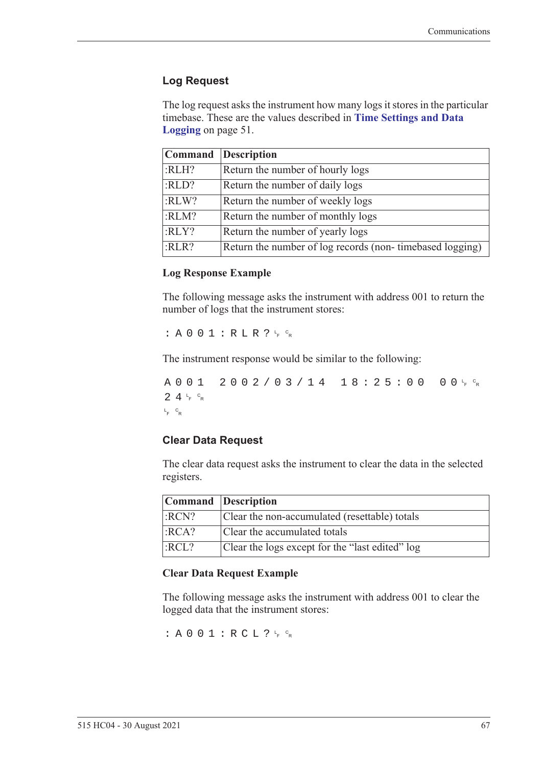## Log Request

The log request asks the instrument how many logs it stores in the particular timebase. These are the values described in **Time Settings and Data Logging** on page 51.

| Command | Description |
|---|---|
| :RLH? | Return the number of hourly logs |
| :RLD? | Return the number of daily logs |
| :RLW? | Return the number of weekly logs |
| :RLM? | Return the number of monthly logs |
| :RLY? | Return the number of yearly logs |
| :RLR? | Return the number of log records (non- timebased logging) |

### Log Response Example

The following message asks the instrument with address 001 to return the number of logs that the instrument stores:

```
:A001:RLR?LFCR
```

The instrument response would be similar to the following:

```
A001 2002/03/14 18:25:00 00LFCR
24LFCR
LFCR
```

## Clear Data Request

The clear data request asks the instrument to clear the data in the selected registers.

| Command | Description |
|---|---|
| :RCN? | Clear the non-accumulated (resettable) totals |
| :RCA? | Clear the accumulated totals |
| :RCL? | Clear the logs except for the “last edited” log |

### Clear Data Request Example

The following message asks the instrument with address 001 to clear the logged data that the instrument stores:

```
:A001:RCL?LFCR
```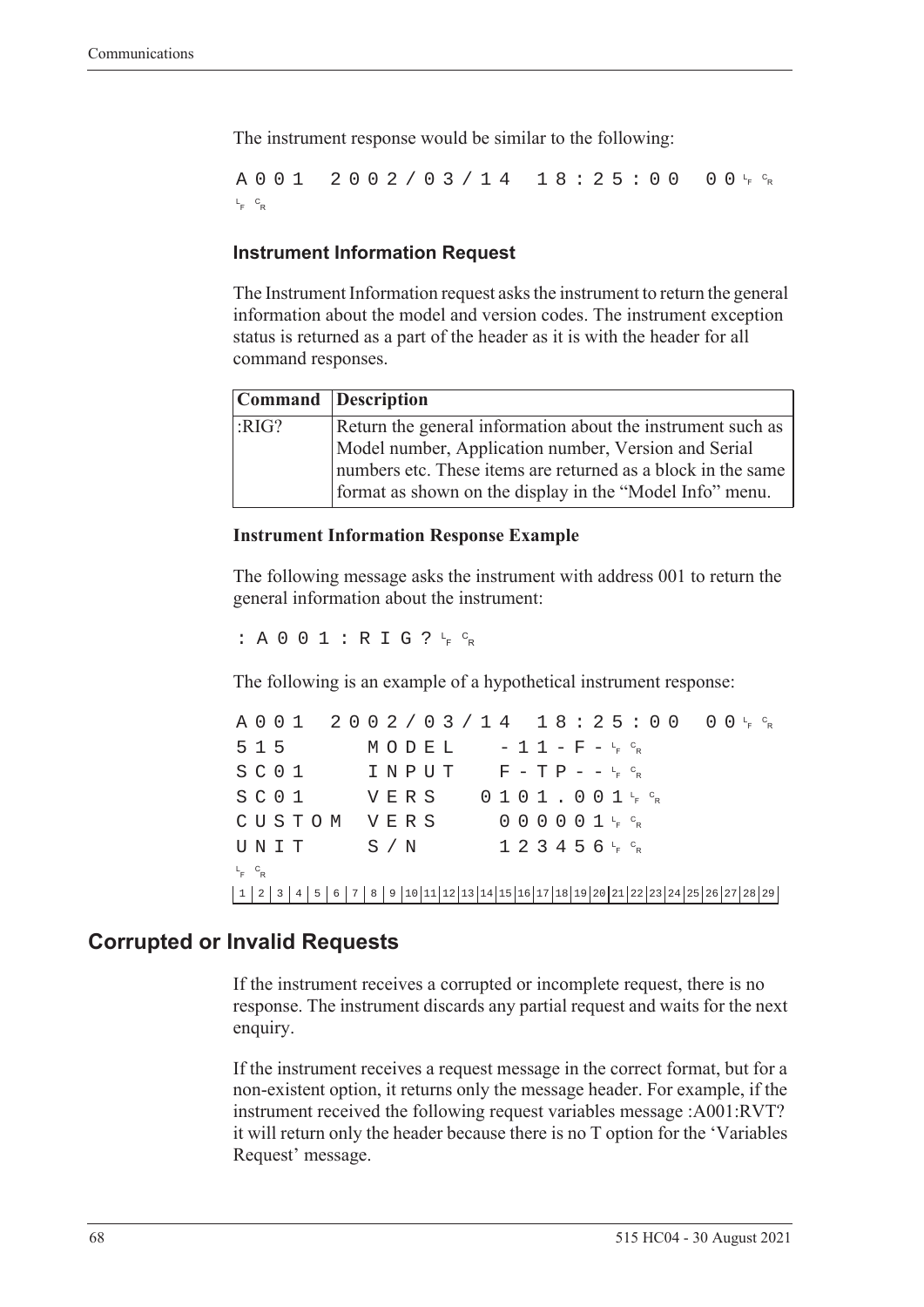The instrument response would be similar to the following:

```
A001 2002/03/14 18:25:00 00 LF CR
LF CR
```

### Instrument Information Request

The Instrument Information request asks the instrument to return the general information about the model and version codes. The instrument exception status is returned as a part of the header as it is with the header for all command responses.

| Command | Description |
| --- | --- |
| :RIG? | Return the general information about the instrument such as Model number, Application number, Version and Serial numbers etc. These items are returned as a block in the same format as shown on the display in the "Model Info" menu. |

#### Instrument Information Response Example

The following message asks the instrument with address 001 to return the general information about the instrument:

```
:A001:RIG? LF CR
```

The following is an example of a hypothetical instrument response:

```
A001 2002/03/14 18:25:00 00 LF CR
515      MODEL    -11-F- LF CR
SC01     INPUT    F-TP-- LF CR
SC01     VERS   0101.001 LF CR
CUSTOM   VERS     000001 LF CR
UNIT     S/N      123456 LF CR
LF CR
1 2 3 4 5 6 7 8 9 10 11 12 13 14 15 16 17 18 19 20 21 22 23 24 25 26 27 28 29
```

## Corrupted or Invalid Requests

If the instrument receives a corrupted or incomplete request, there is no response. The instrument discards any partial request and waits for the next enquiry.

If the instrument receives a request message in the correct format, but for a non-existent option, it returns only the message header. For example, if the instrument received the following request variables message :A001:RVT? it will return only the header because there is no T option for the 'Variables Request' message.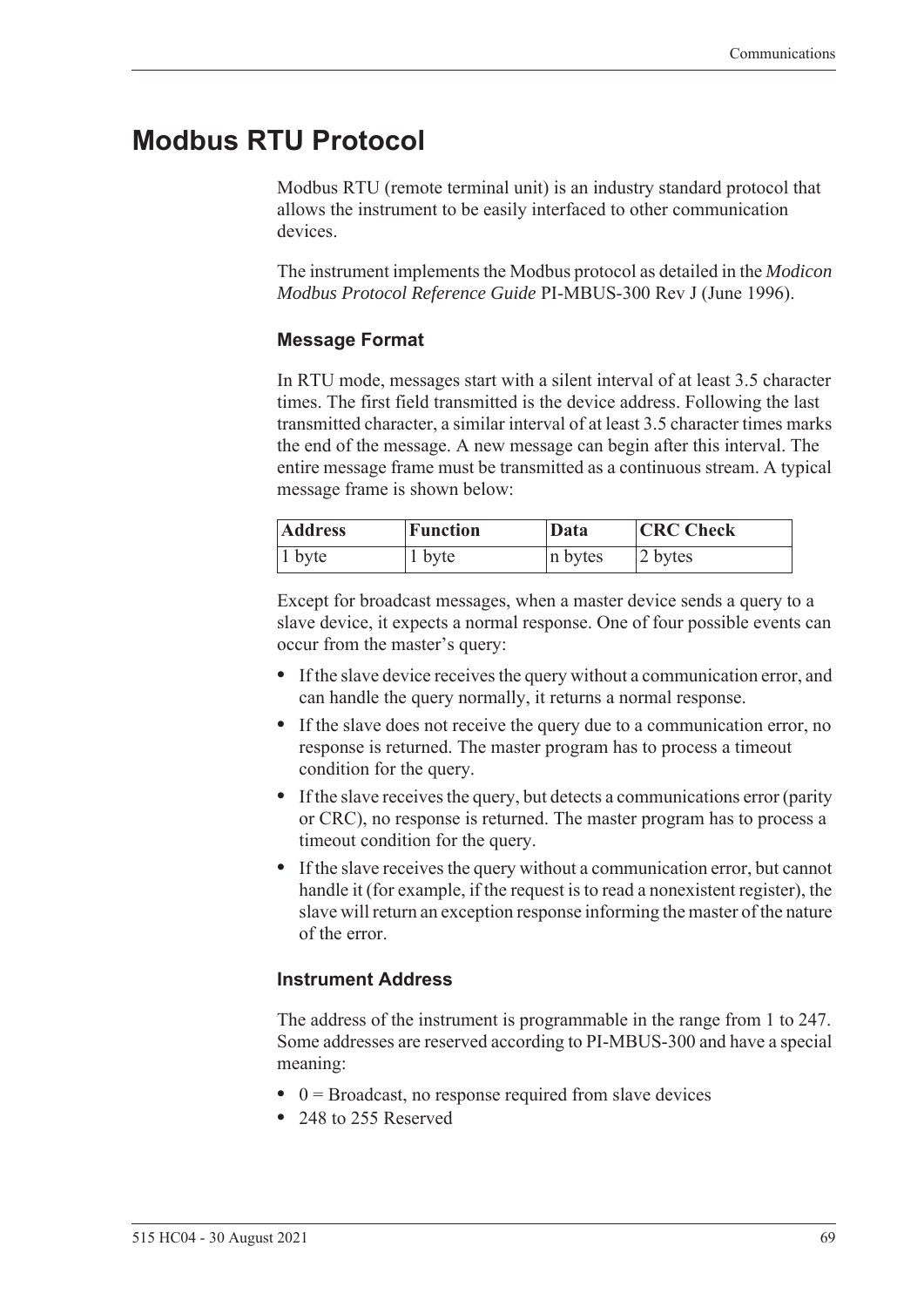# Modbus RTU Protocol

Modbus RTU (remote terminal unit) is an industry standard protocol that allows the instrument to be easily interfaced to other communication devices.

The instrument implements the Modbus protocol as detailed in the *Modicon Modbus Protocol Reference Guide* PI-MBUS-300 Rev J (June 1996).

### Message Format

In RTU mode, messages start with a silent interval of at least 3.5 character times. The first field transmitted is the device address. Following the last transmitted character, a similar interval of at least 3.5 character times marks the end of the message. A new message can begin after this interval. The entire message frame must be transmitted as a continuous stream. A typical message frame is shown below:

| Address | Function | Data | CRC Check |
| --- | --- | --- | --- |
| 1 byte | 1 byte | n bytes | 2 bytes |

Except for broadcast messages, when a master device sends a query to a slave device, it expects a normal response. One of four possible events can occur from the master's query:

- If the slave device receives the query without a communication error, and can handle the query normally, it returns a normal response.
- If the slave does not receive the query due to a communication error, no response is returned. The master program has to process a timeout condition for the query.
- If the slave receives the query, but detects a communications error (parity or CRC), no response is returned. The master program has to process a timeout condition for the query.
- If the slave receives the query without a communication error, but cannot handle it (for example, if the request is to read a nonexistent register), the slave will return an exception response informing the master of the nature of the error.

### Instrument Address

The address of the instrument is programmable in the range from 1 to 247. Some addresses are reserved according to PI-MBUS-300 and have a special meaning:

- 0 = Broadcast, no response required from slave devices
- 248 to 255 Reserved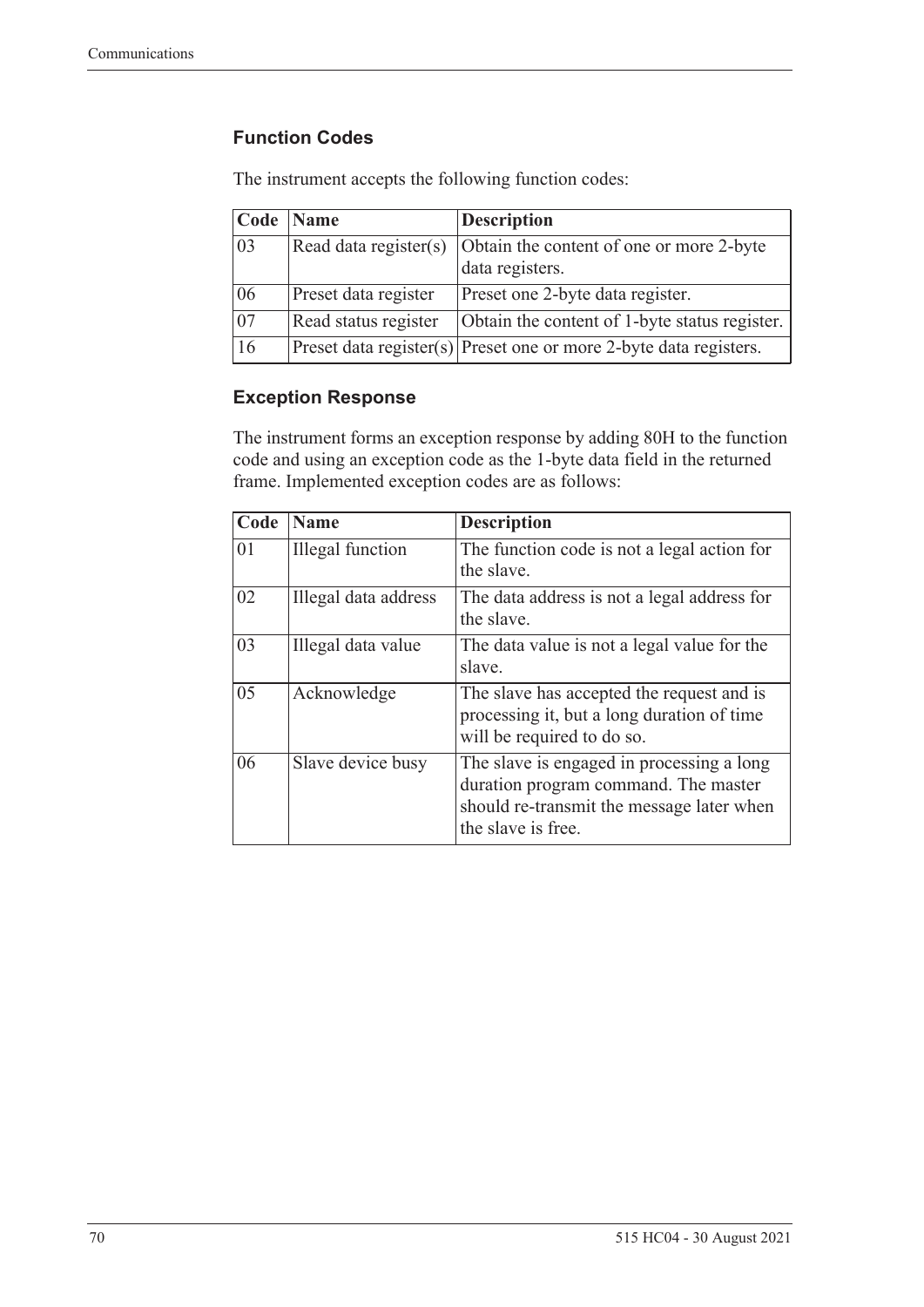### Function Codes

The instrument accepts the following function codes:

| Code | Name | Description |
|---|---|---|
| 03 | Read data register(s) | Obtain the content of one or more 2-byte data registers. |
| 06 | Preset data register | Preset one 2-byte data register. |
| 07 | Read status register | Obtain the content of 1-byte status register. |
| 16 | Preset data register(s) | Preset one or more 2-byte data registers. |

### Exception Response

The instrument forms an exception response by adding 80H to the function code and using an exception code as the 1-byte data field in the returned frame. Implemented exception codes are as follows:

| Code | Name | Description |
|---|---|---|
| 01 | Illegal function | The function code is not a legal action for the slave. |
| 02 | Illegal data address | The data address is not a legal address for the slave. |
| 03 | Illegal data value | The data value is not a legal value for the slave. |
| 05 | Acknowledge | The slave has accepted the request and is processing it, but a long duration of time will be required to do so. |
| 06 | Slave device busy | The slave is engaged in processing a long duration program command. The master should re-transmit the message later when the slave is free. |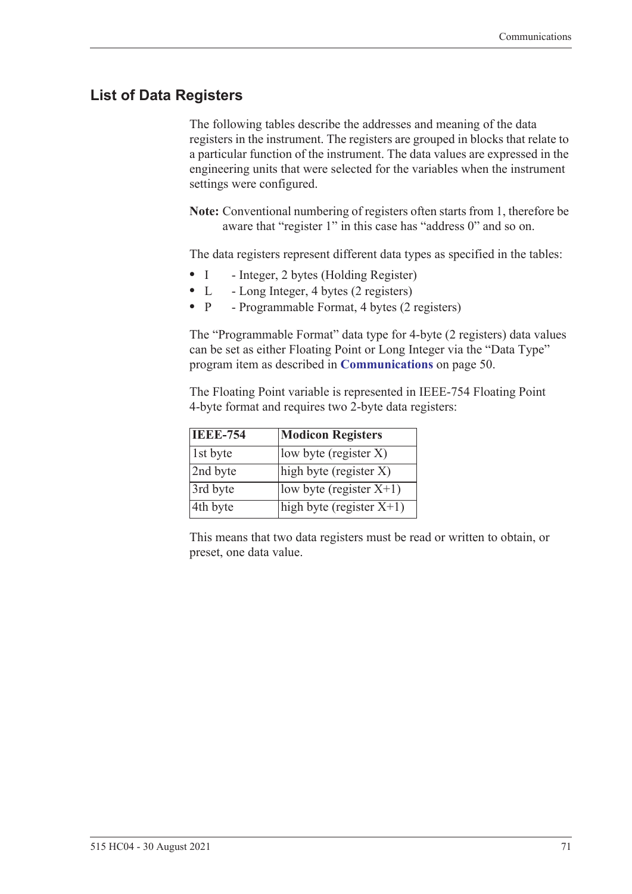## List of Data Registers

The following tables describe the addresses and meaning of the data registers in the instrument. The registers are grouped in blocks that relate to a particular function of the instrument. The data values are expressed in the engineering units that were selected for the variables when the instrument settings were configured.

**Note:** Conventional numbering of registers often starts from 1, therefore be aware that "register 1" in this case has "address 0" and so on.

The data registers represent different data types as specified in the tables:

- I - Integer, 2 bytes (Holding Register)
- L - Long Integer, 4 bytes (2 registers)
- P - Programmable Format, 4 bytes (2 registers)

The "Programmable Format" data type for 4-byte (2 registers) data values can be set as either Floating Point or Long Integer via the "Data Type" program item as described in **Communications** on page 50.

The Floating Point variable is represented in IEEE-754 Floating Point 4-byte format and requires two 2-byte data registers:

| IEEE-754 | Modicon Registers |
|---|---|
| 1st byte | low byte (register X) |
| 2nd byte | high byte (register X) |
| 3rd byte | low byte (register X+1) |
| 4th byte | high byte (register X+1) |

This means that two data registers must be read or written to obtain, or preset, one data value.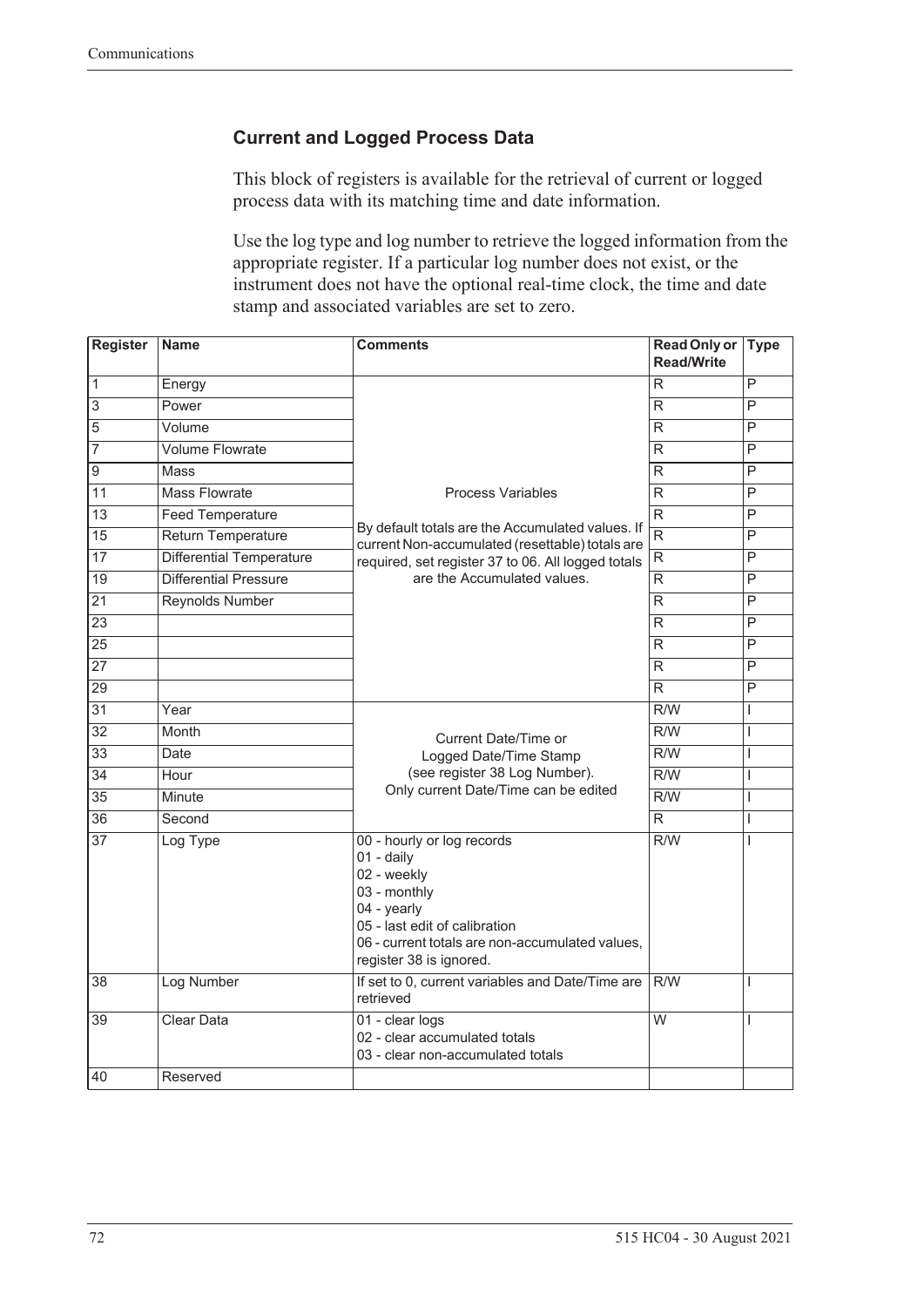### Current and Logged Process Data

This block of registers is available for the retrieval of current or logged process data with its matching time and date information.

Use the log type and log number to retrieve the logged information from the appropriate register. If a particular log number does not exist, or the instrument does not have the optional real-time clock, the time and date stamp and associated variables are set to zero.

| Register | Name | Comments | Read Only or Read/Write | Type |
|---|---|---|---|---|
| 1 | Energy | Process Variables<br><br>By default totals are the Accumulated values. If current Non-accumulated (resettable) totals are required, set register 37 to 06. All logged totals are the Accumulated values. | R | P |
| 3 | Power | | R | P |
| 5 | Volume | | R | P |
| 7 | Volume Flowrate | | R | P |
| 9 | Mass | | R | P |
| 11 | Mass Flowrate | | R | P |
| 13 | Feed Temperature | | R | P |
| 15 | Return Temperature | | R | P |
| 17 | Differential Temperature | | R | P |
| 19 | Differential Pressure | | R | P |
| 21 | Reynolds Number | | R | P |
| 23 | | | R | P |
| 25 | | | R | P |
| 27 | | | R | P |
| 29 | | | R | P |
| 31 | Year | Current Date/Time or Logged Date/Time Stamp (see register 38 Log Number). Only current Date/Time can be edited | R/W | I |
| 32 | Month | | R/W | I |
| 33 | Date | | R/W | I |
| 34 | Hour | | R/W | I |
| 35 | Minute | | R/W | I |
| 36 | Second | | R | I |
| 37 | Log Type | 00 - hourly or log records<br>01 - daily<br>02 - weekly<br>03 - monthly<br>04 - yearly<br>05 - last edit of calibration<br>06 - current totals are non-accumulated values, register 38 is ignored. | R/W | I |
| 38 | Log Number | If set to 0, current variables and Date/Time are retrieved | R/W | I |
| 39 | Clear Data | 01 - clear logs<br>02 - clear accumulated totals<br>03 - clear non-accumulated totals | W | I |
| 40 | Reserved | | | |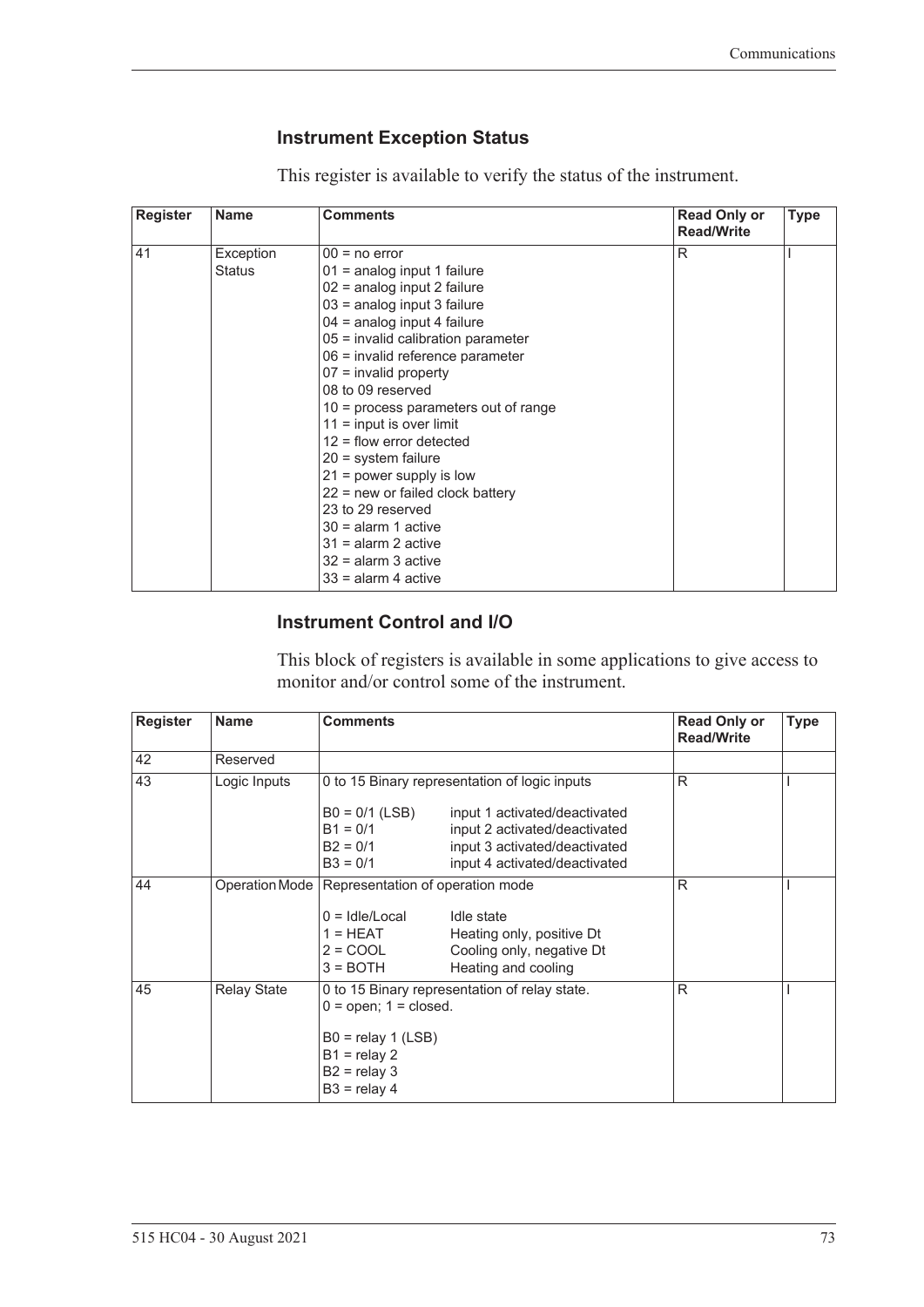### Instrument Exception Status

This register is available to verify the status of the instrument.

| Register | Name | Comments | Read Only or Read/Write | Type |
|---|---|---|---|---|
| 41 | Exception Status | 00 = no error<br>01 = analog input 1 failure<br>02 = analog input 2 failure<br>03 = analog input 3 failure<br>04 = analog input 4 failure<br>05 = invalid calibration parameter<br>06 = invalid reference parameter<br>07 = invalid property<br>08 to 09 reserved<br>10 = process parameters out of range<br>11 = input is over limit<br>12 = flow error detected<br>20 = system failure<br>21 = power supply is low<br>22 = new or failed clock battery<br>23 to 29 reserved<br>30 = alarm 1 active<br>31 = alarm 2 active<br>32 = alarm 3 active<br>33 = alarm 4 active | R | I |

### Instrument Control and I/O

This block of registers is available in some applications to give access to monitor and/or control some of the instrument.

| Register | Name | Comments | Read Only or Read/Write | Type |
|---|---|---|---|---|
| 42 | Reserved | | | |
| 43 | Logic Inputs | 0 to 15 Binary representation of logic inputs<br><br>B0 = 0/1 (LSB) input 1 activated/deactivated<br>B1 = 0/1 input 2 activated/deactivated<br>B2 = 0/1 input 3 activated/deactivated<br>B3 = 0/1 input 4 activated/deactivated | R | I |
| 44 | Operation Mode | Representation of operation mode<br><br>0 = Idle/Local Idle state<br>1 = HEAT Heating only, positive Dt<br>2 = COOL Cooling only, negative Dt<br>3 = BOTH Heating and cooling | R | I |
| 45 | Relay State | 0 to 15 Binary representation of relay state.<br>0 = open; 1 = closed.<br><br>B0 = relay 1 (LSB)<br>B1 = relay 2<br>B2 = relay 3<br>B3 = relay 4 | R | I |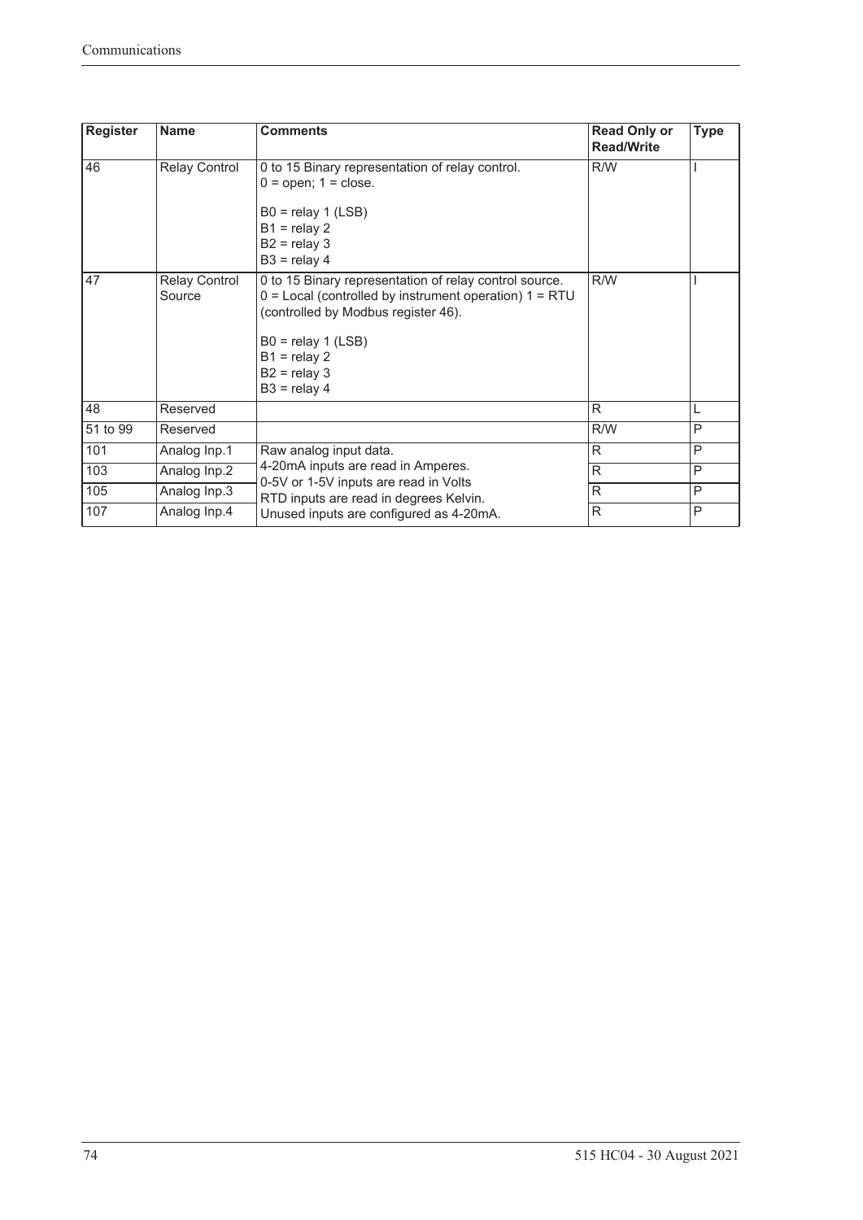| Register | Name | Comments | Read Only or Read/Write | Type |
|---|---|---|---|---|
| 46 | Relay Control | 0 to 15 Binary representation of relay control.<br>0 = open; 1 = close.<br><br>B0 = relay 1 (LSB)<br>B1 = relay 2<br>B2 = relay 3<br>B3 = relay 4 | R/W | I |
| 47 | Relay Control Source | 0 to 15 Binary representation of relay control source.<br>0 = Local (controlled by instrument operation) 1 = RTU (controlled by Modbus register 46).<br><br>B0 = relay 1 (LSB)<br>B1 = relay 2<br>B2 = relay 3<br>B3 = relay 4 | R/W | I |
| 48 | Reserved | | R | L |
| 51 to 99 | Reserved | | R/W | P |
| 101 | Analog Inp.1 | Raw analog input data.<br>4-20mA inputs are read in Amperes.<br>0-5V or 1-5V inputs are read in Volts<br>RTD inputs are read in degrees Kelvin.<br>Unused inputs are configured as 4-20mA. | R | P |
| 103 | Analog Inp.2 | | R | P |
| 105 | Analog Inp.3 | | R | P |
| 107 | Analog Inp.4 | | R | P |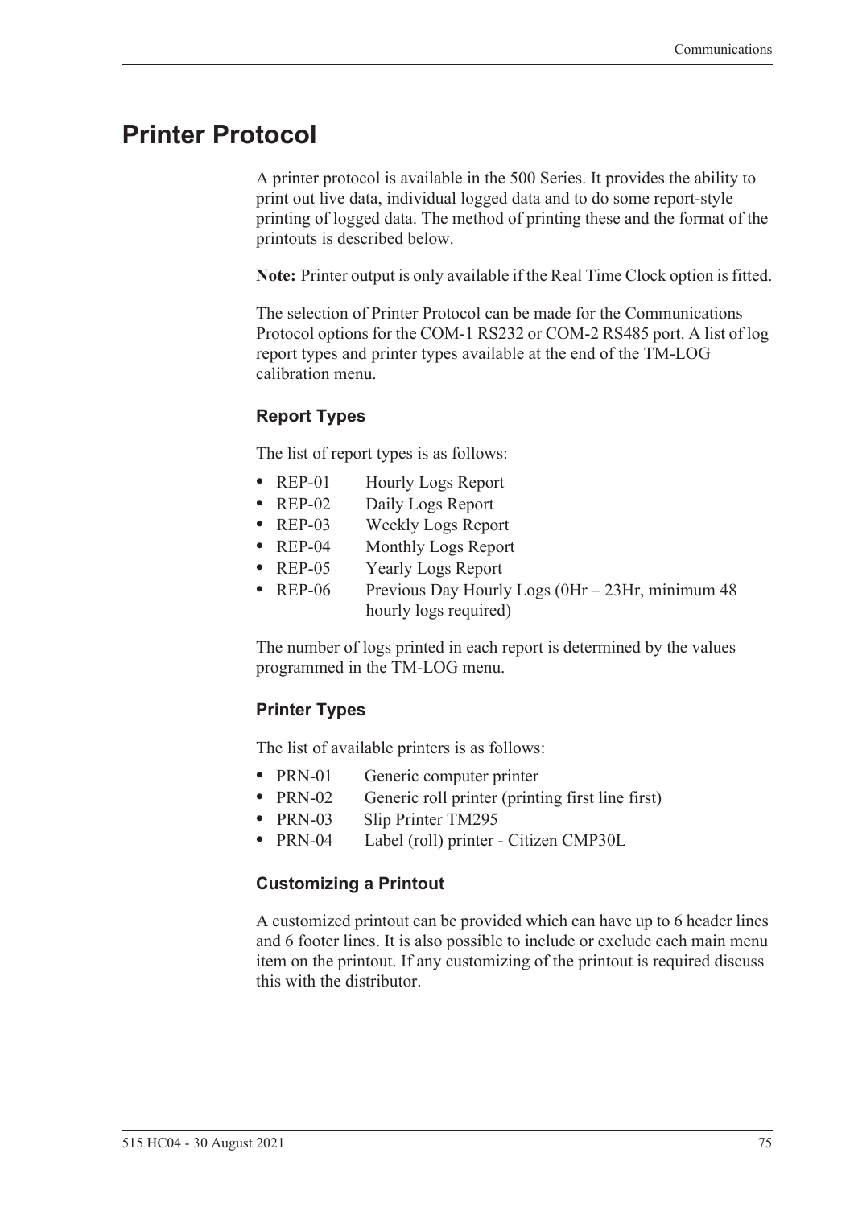# Printer Protocol

A printer protocol is available in the 500 Series. It provides the ability to print out live data, individual logged data and to do some report-style printing of logged data. The method of printing these and the format of the printouts is described below.

**Note:** Printer output is only available if the Real Time Clock option is fitted.

The selection of Printer Protocol can be made for the Communications Protocol options for the COM-1 RS232 or COM-2 RS485 port. A list of log report types and printer types available at the end of the TM-LOG calibration menu.

### Report Types

The list of report types is as follows:

- REP-01 Hourly Logs Report
- REP-02 Daily Logs Report
- REP-03 Weekly Logs Report
- REP-04 Monthly Logs Report
- REP-05 Yearly Logs Report
- REP-06 Previous Day Hourly Logs (0Hr – 23Hr, minimum 48 hourly logs required)

The number of logs printed in each report is determined by the values programmed in the TM-LOG menu.

### Printer Types

The list of available printers is as follows:

- PRN-01 Generic computer printer
- PRN-02 Generic roll printer (printing first line first)
- PRN-03 Slip Printer TM295
- PRN-04 Label (roll) printer - Citizen CMP30L

### Customizing a Printout

A customized printout can be provided which can have up to 6 header lines and 6 footer lines. It is also possible to include or exclude each main menu item on the printout. If any customizing of the printout is required discuss this with the distributor.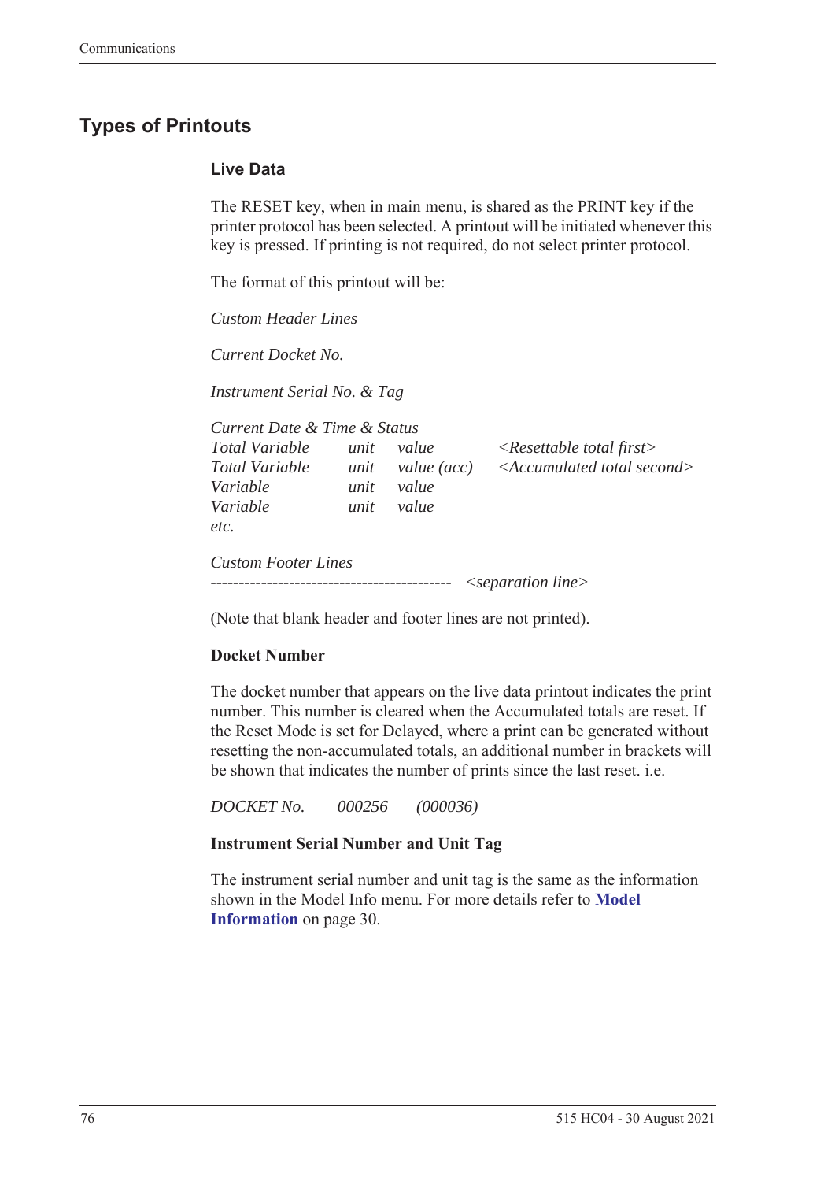## Types of Printouts

### Live Data

The RESET key, when in main menu, is shared as the PRINT key if the printer protocol has been selected. A printout will be initiated whenever this key is pressed. If printing is not required, do not select printer protocol.

The format of this printout will be:

*Custom Header Lines*

*Current Docket No.*

*Instrument Serial No. & Tag*

*Current Date & Time & Status*

| | | | |
|---|---|---|---|
| *Total Variable* | *unit* | *value* | *<Resettable total first>* |
| *Total Variable* | *unit* | *value (acc)* | *<Accumulated total second>* |
| *Variable* | *unit* | *value* | |
| *Variable* | *unit* | *value* | |
| *etc.* | | | |

*Custom Footer Lines*

------------------------------------------- *<separation line>*

(Note that blank header and footer lines are not printed).

**Docket Number**

The docket number that appears on the live data printout indicates the print number. This number is cleared when the Accumulated totals are reset. If the Reset Mode is set for Delayed, where a print can be generated without resetting the non-accumulated totals, an additional number in brackets will be shown that indicates the number of prints since the last reset. i.e.

*DOCKET No.    000256    (000036)*

**Instrument Serial Number and Unit Tag**

The instrument serial number and unit tag is the same as the information shown in the Model Info menu. For more details refer to **Model Information** on page 30.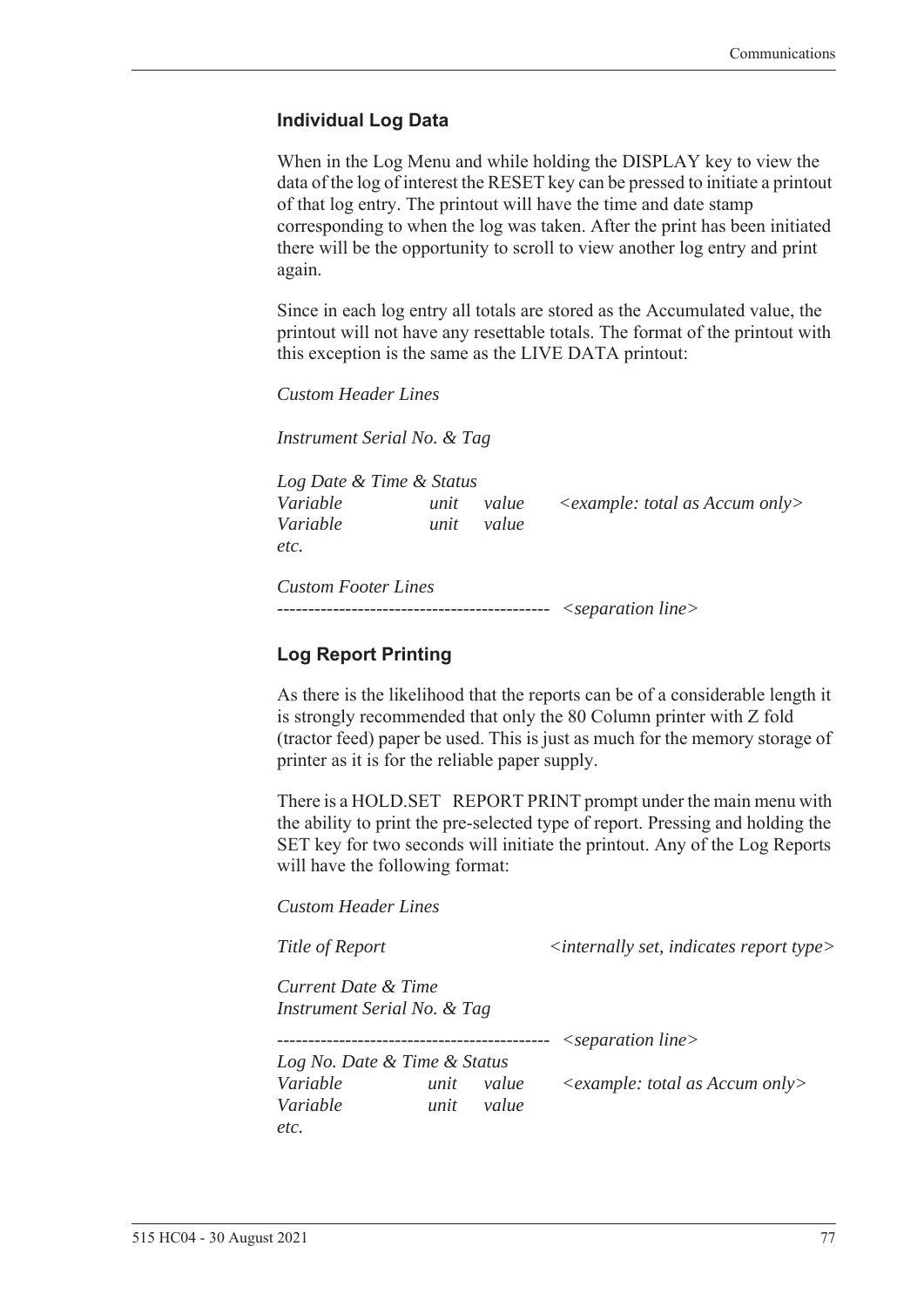### Individual Log Data

When in the Log Menu and while holding the DISPLAY key to view the data of the log of interest the RESET key can be pressed to initiate a printout of that log entry. The printout will have the time and date stamp corresponding to when the log was taken. After the print has been initiated there will be the opportunity to scroll to view another log entry and print again.

Since in each log entry all totals are stored as the Accumulated value, the printout will not have any resettable totals. The format of the printout with this exception is the same as the LIVE DATA printout:

*Custom Header Lines*

*Instrument Serial No. & Tag*

```
Log Date & Time & Status
Variable        unit   value     <example: total as Accum only>
Variable        unit   value
etc.

Custom Footer Lines
--------------------------------------------  <separation line>
```

### Log Report Printing

As there is the likelihood that the reports can be of a considerable length it is strongly recommended that only the 80 Column printer with Z fold (tractor feed) paper be used. This is just as much for the memory storage of printer as it is for the reliable paper supply.

There is a HOLD.SET REPORT PRINT prompt under the main menu with the ability to print the pre-selected type of report. Pressing and holding the SET key for two seconds will initiate the printout. Any of the Log Reports will have the following format:

```
Custom Header Lines

Title of Report                        <internally set, indicates report type>

Current Date & Time
Instrument Serial No. & Tag

--------------------------------------------  <separation line>
Log No. Date & Time & Status
Variable        unit   value     <example: total as Accum only>
Variable        unit   value
etc.
```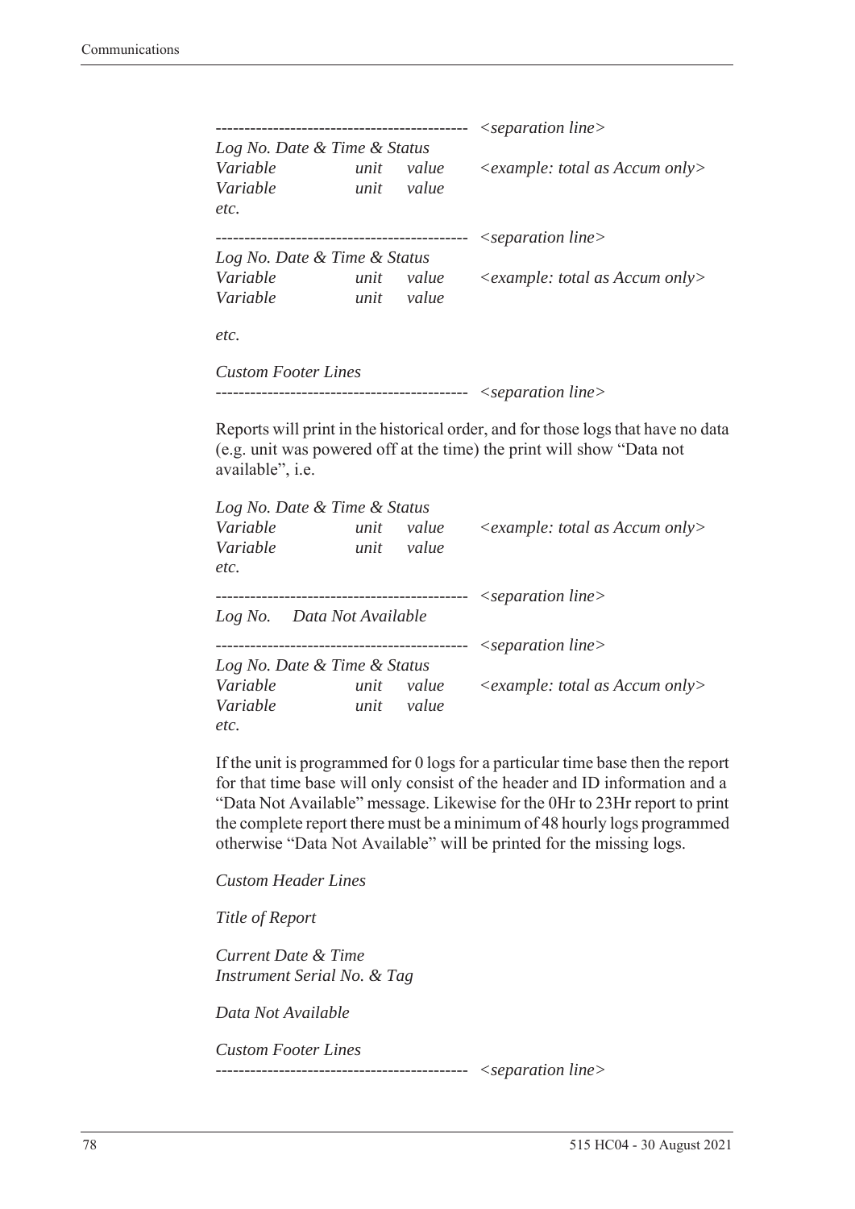```
-------------------------------------------  <separation line>
Log No. Date & Time & Status
Variable          unit    value      <example: total as Accum only>
Variable          unit    value
etc.
-------------------------------------------  <separation line>
Log No. Date & Time & Status
Variable          unit    value      <example: total as Accum only>
Variable          unit    value

etc.

Custom Footer Lines
-------------------------------------------  <separation line>
```

Reports will print in the historical order, and for those logs that have no data (e.g. unit was powered off at the time) the print will show "Data not available", i.e.

```
Log No. Date & Time & Status
Variable          unit    value      <example: total as Accum only>
Variable          unit    value
etc.
-------------------------------------------  <separation line>
Log No.    Data Not Available
-------------------------------------------  <separation line>
Log No. Date & Time & Status
Variable          unit    value      <example: total as Accum only>
Variable          unit    value
etc.
```

If the unit is programmed for 0 logs for a particular time base then the report for that time base will only consist of the header and ID information and a "Data Not Available" message. Likewise for the 0Hr to 23Hr report to print the complete report there must be a minimum of 48 hourly logs programmed otherwise "Data Not Available" will be printed for the missing logs.

```
Custom Header Lines

Title of Report

Current Date & Time
Instrument Serial No. & Tag

Data Not Available

Custom Footer Lines
-------------------------------------------  <separation line>
```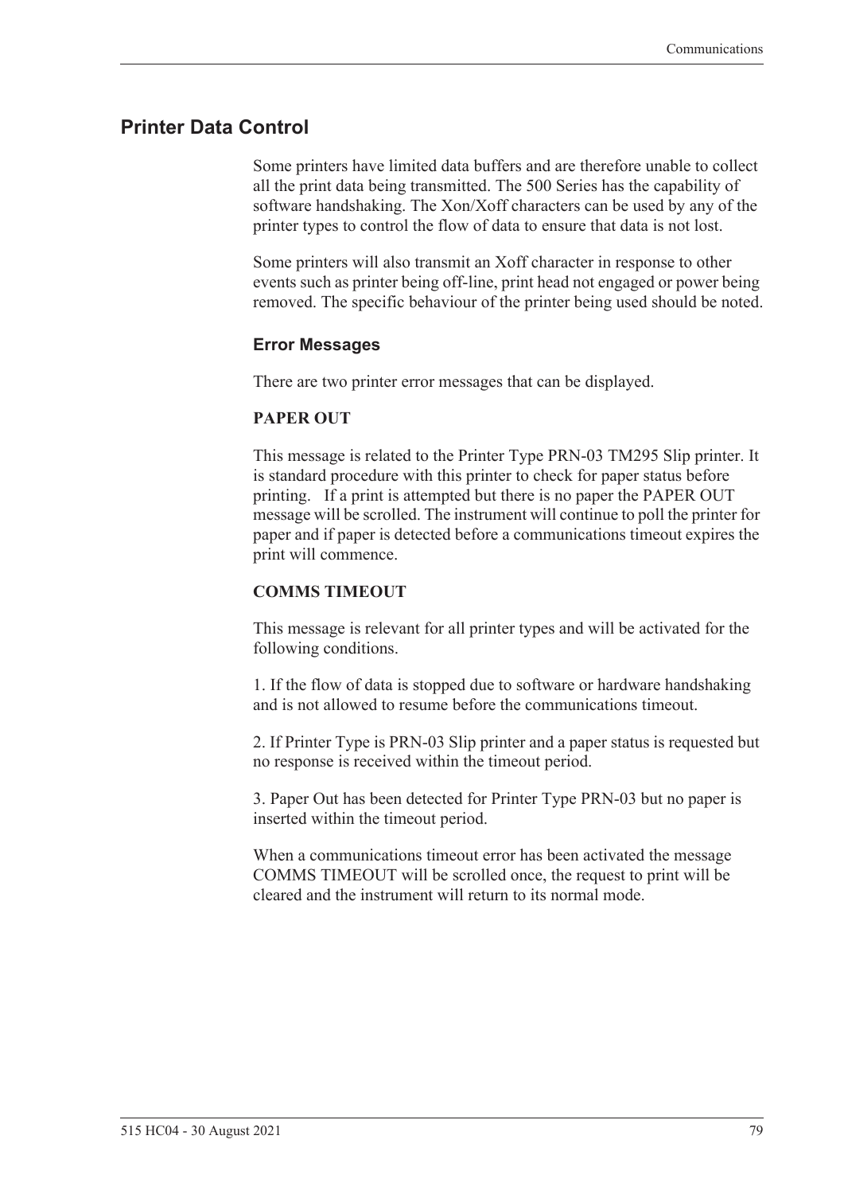## Printer Data Control

Some printers have limited data buffers and are therefore unable to collect all the print data being transmitted. The 500 Series has the capability of software handshaking. The Xon/Xoff characters can be used by any of the printer types to control the flow of data to ensure that data is not lost.

Some printers will also transmit an Xoff character in response to other events such as printer being off-line, print head not engaged or power being removed. The specific behaviour of the printer being used should be noted.

### Error Messages

There are two printer error messages that can be displayed.

**PAPER OUT**

This message is related to the Printer Type PRN-03 TM295 Slip printer. It is standard procedure with this printer to check for paper status before printing. If a print is attempted but there is no paper the PAPER OUT message will be scrolled. The instrument will continue to poll the printer for paper and if paper is detected before a communications timeout expires the print will commence.

**COMMS TIMEOUT**

This message is relevant for all printer types and will be activated for the following conditions.

1. If the flow of data is stopped due to software or hardware handshaking and is not allowed to resume before the communications timeout.

2. If Printer Type is PRN-03 Slip printer and a paper status is requested but no response is received within the timeout period.

3. Paper Out has been detected for Printer Type PRN-03 but no paper is inserted within the timeout period.

When a communications timeout error has been activated the message COMMS TIMEOUT will be scrolled once, the request to print will be cleared and the instrument will return to its normal mode.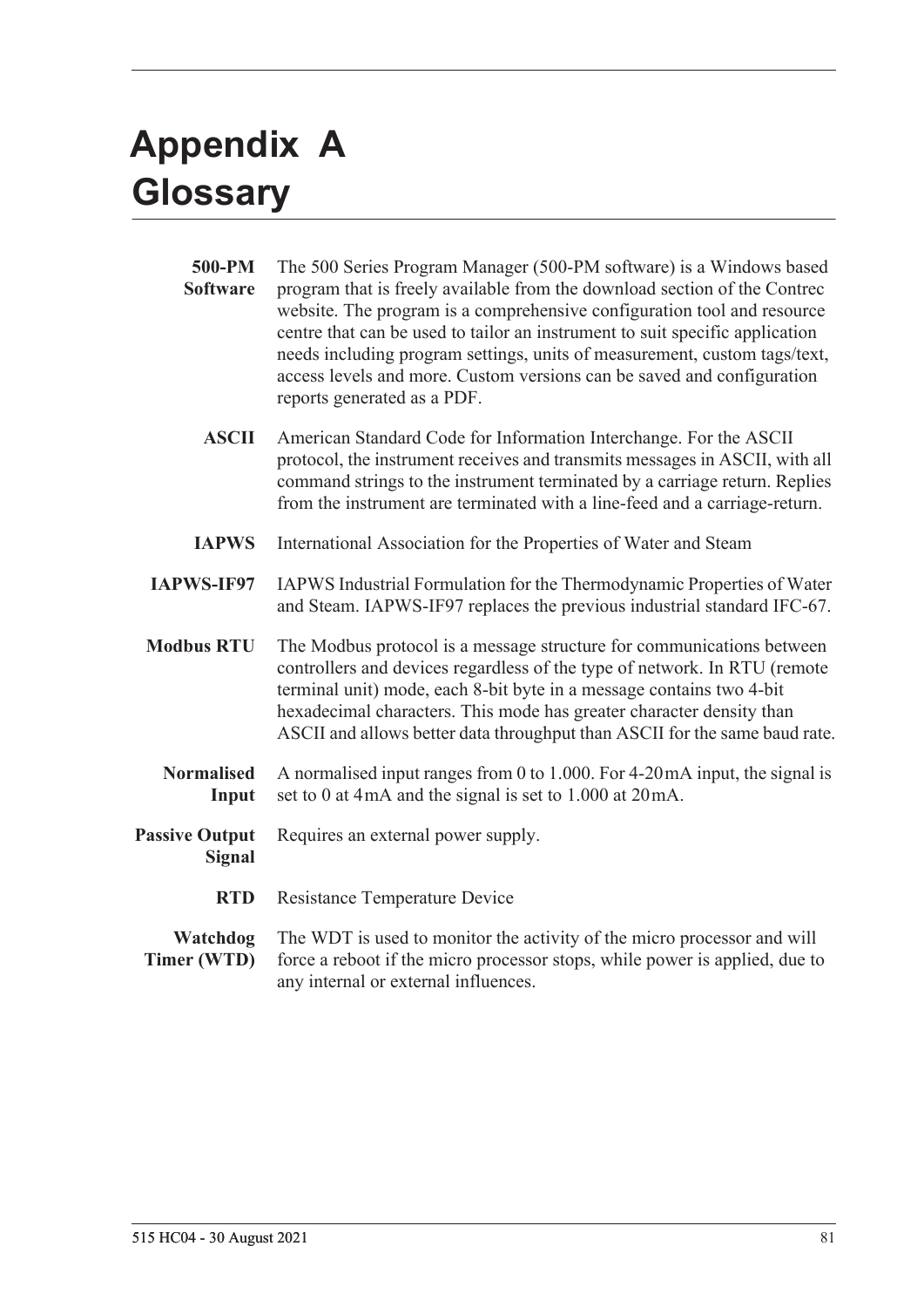# Appendix A
# Glossary

**500-PM Software** The 500 Series Program Manager (500-PM software) is a Windows based program that is freely available from the download section of the Contrec website. The program is a comprehensive configuration tool and resource centre that can be used to tailor an instrument to suit specific application needs including program settings, units of measurement, custom tags/text, access levels and more. Custom versions can be saved and configuration reports generated as a PDF.

**ASCII** American Standard Code for Information Interchange. For the ASCII protocol, the instrument receives and transmits messages in ASCII, with all command strings to the instrument terminated by a carriage return. Replies from the instrument are terminated with a line-feed and a carriage-return.

**IAPWS** International Association for the Properties of Water and Steam

**IAPWS-IF97** IAPWS Industrial Formulation for the Thermodynamic Properties of Water and Steam. IAPWS-IF97 replaces the previous industrial standard IFC-67.

**Modbus RTU** The Modbus protocol is a message structure for communications between controllers and devices regardless of the type of network. In RTU (remote terminal unit) mode, each 8-bit byte in a message contains two 4-bit hexadecimal characters. This mode has greater character density than ASCII and allows better data throughput than ASCII for the same baud rate.

**Normalised Input** A normalised input ranges from 0 to 1.000. For 4-20 mA input, the signal is set to 0 at 4 mA and the signal is set to 1.000 at 20 mA.

**Passive Output Signal** Requires an external power supply.

**RTD** Resistance Temperature Device

**Watchdog Timer (WTD)** The WDT is used to monitor the activity of the micro processor and will force a reboot if the micro processor stops, while power is applied, due to any internal or external influences.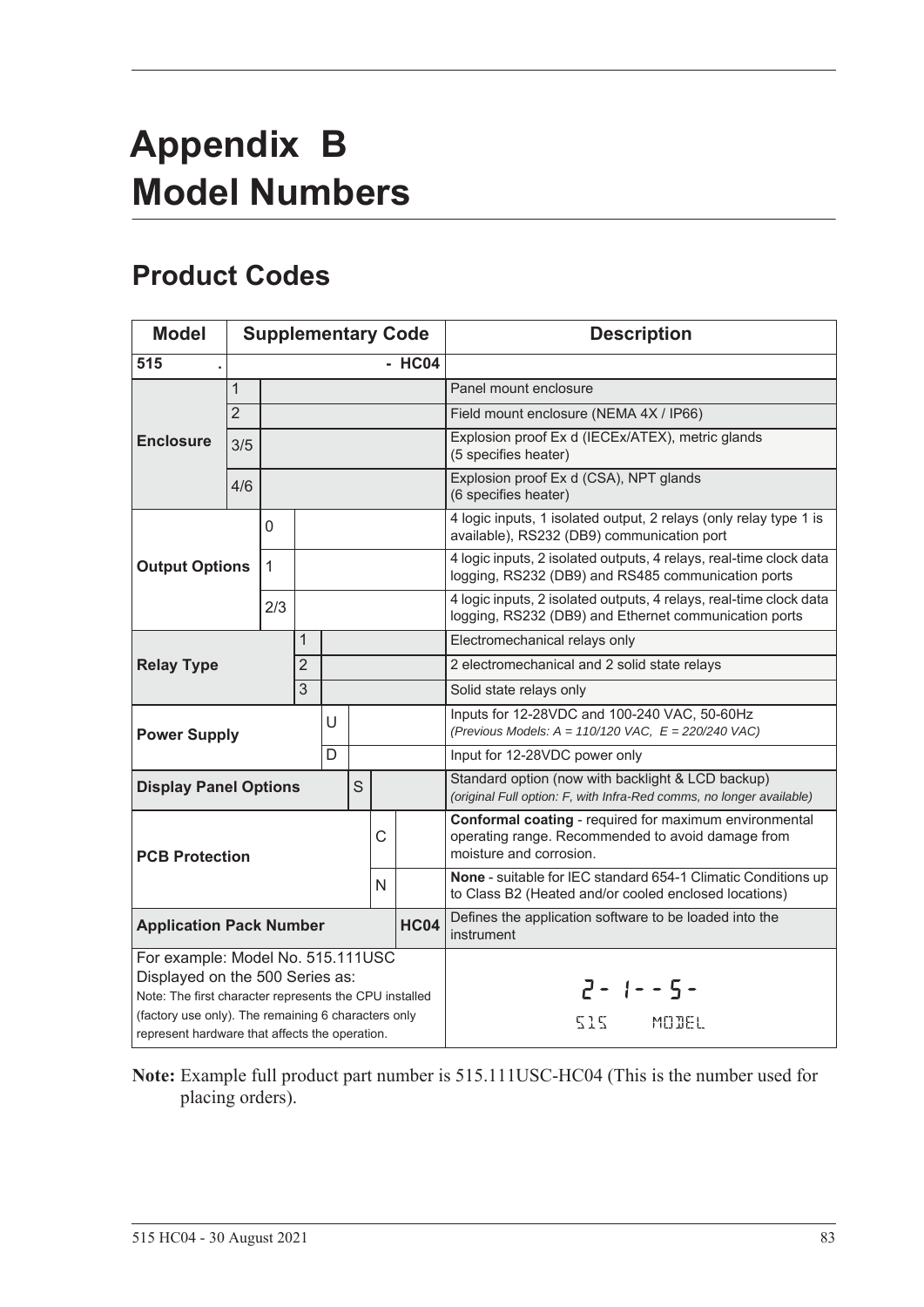# Appendix B Model Numbers

## Product Codes

| Model | Supplementary Code | | | | | | | Description |
|---|---|---|---|---|---|---|---|---|
| **515** | **.** | | | | | | **- HC04** | |
| **Enclosure** | 1 | | | | | | | Panel mount enclosure |
| | 2 | | | | | | | Field mount enclosure (NEMA 4X / IP66) |
| | 3/5 | | | | | | | Explosion proof Ex d (IECEx/ATEX), metric glands (5 specifies heater) |
| | 4/6 | | | | | | | Explosion proof Ex d (CSA), NPT glands (6 specifies heater) |
| **Output Options** | | 0 | | | | | | 4 logic inputs, 1 isolated output, 2 relays (only relay type 1 is available), RS232 (DB9) communication port |
| | | 1 | | | | | | 4 logic inputs, 2 isolated outputs, 4 relays, real-time clock data logging, RS232 (DB9) and RS485 communication ports |
| | | 2/3 | | | | | | 4 logic inputs, 2 isolated outputs, 4 relays, real-time clock data logging, RS232 (DB9) and Ethernet communication ports |
| **Relay Type** | | | 1 | | | | | Electromechanical relays only |
| | | | 2 | | | | | 2 electromechanical and 2 solid state relays |
| | | | 3 | | | | | Solid state relays only |
| **Power Supply** | | | | U | | | | Inputs for 12-28VDC and 100-240 VAC, 50-60Hz *(Previous Models: A = 110/120 VAC, E = 220/240 VAC)* |
| | | | | D | | | | Input for 12-28VDC power only |
| **Display Panel Options** | | | | | S | | | Standard option (now with backlight & LCD backup) *(original Full option: F, with Infra-Red comms, no longer available)* |
| **PCB Protection** | | | | | | C | | **Conformal coating** - required for maximum environmental operating range. Recommended to avoid damage from moisture and corrosion. |
| | | | | | | N | | **None** - suitable for IEC standard 654-1 Climatic Conditions up to Class B2 (Heated and/or cooled enclosed locations) |
| **Application Pack Number** | | | | | | | **HC04** | Defines the application software to be loaded into the instrument |
| For example: Model No. 515.111USC Displayed on the 500 Series as: Note: The first character represents the CPU installed (factory use only). The remaining 6 characters only represent hardware that affects the operation. | | | | | | | | 2- 1--5- 515 MODEL |

**Note:** Example full product part number is 515.111USC-HC04 (This is the number used for placing orders).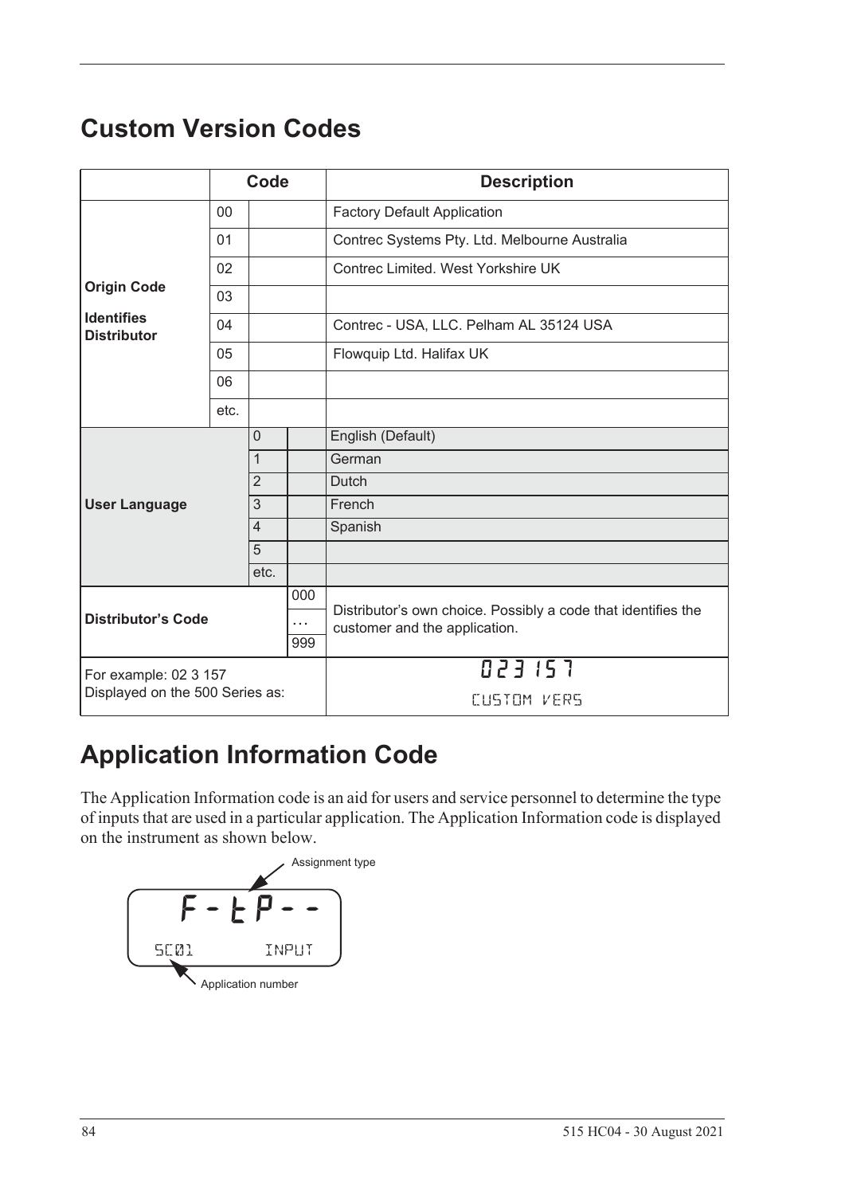## Custom Version Codes

| | Code | | | Description |
|---|---|---|---|---|
| **Origin Code**<br><br>**Identifies Distributor** | 00 | | | Factory Default Application |
| | 01 | | | Contrec Systems Pty. Ltd. Melbourne Australia |
| | 02 | | | Contrec Limited. West Yorkshire UK |
| | 03 | | | |
| | 04 | | | Contrec - USA, LLC. Pelham AL 35124 USA |
| | 05 | | | Flowquip Ltd. Halifax UK |
| | 06 | | | |
| | etc. | | | |
| **User Language** | | 0 | | English (Default) |
| | | 1 | | German |
| | | 2 | | Dutch |
| | | 3 | | French |
| | | 4 | | Spanish |
| | | 5 | | |
| | | etc. | | |
| **Distributor's Code** | | | 000<br>…<br>999 | Distributor's own choice. Possibly a code that identifies the customer and the application. |
| For example: 02 3 157<br>Displayed on the 500 Series as: | | | | 023 157<br>CUSTOM VERS |

## Application Information Code

The Application Information code is an aid for users and service personnel to determine the type of inputs that are used in a particular application. The Application Information code is displayed on the instrument as shown below.

Assignment type

F-tP--

SC01 INPUT

Application number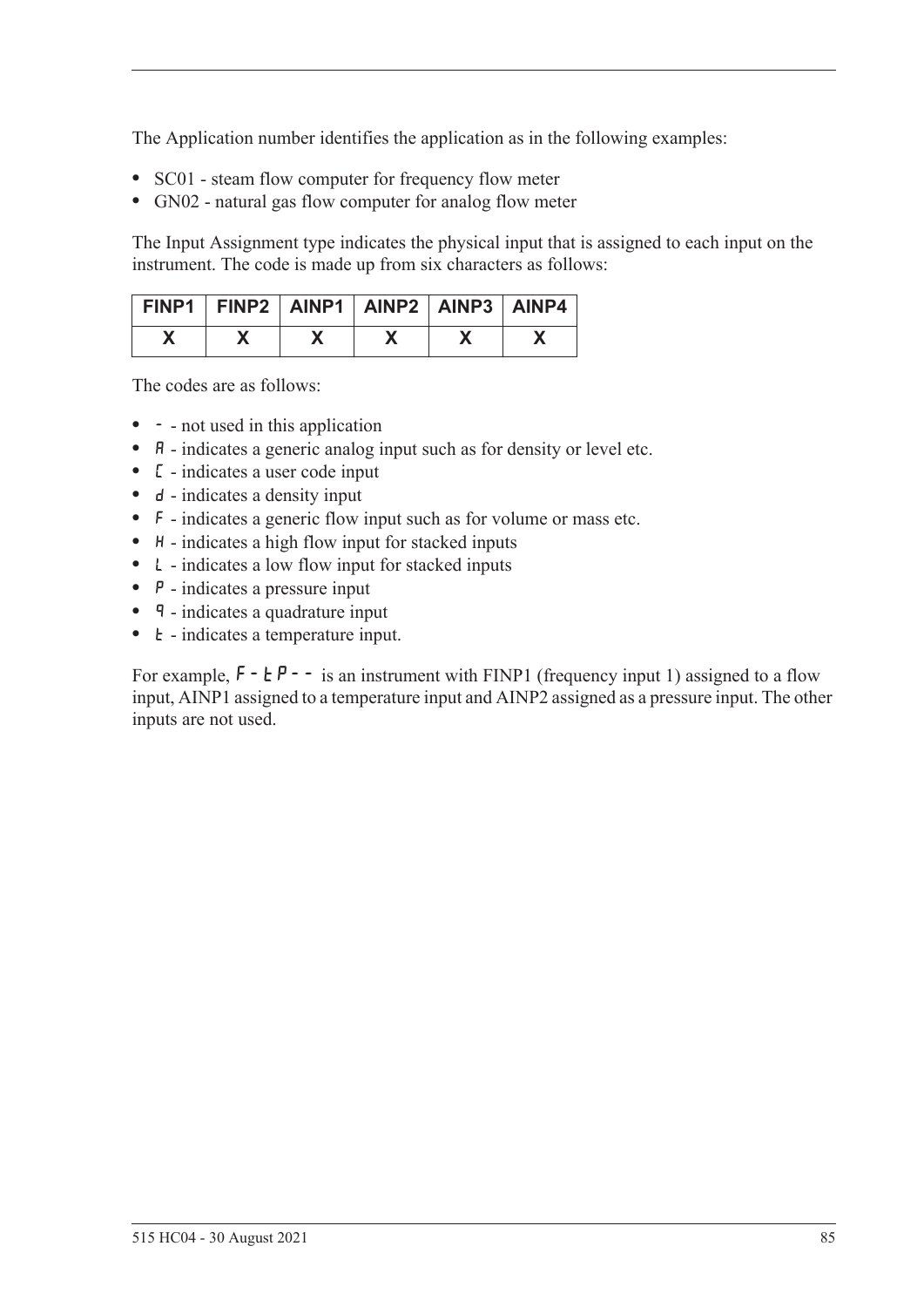The Application number identifies the application as in the following examples:

- SC01 - steam flow computer for frequency flow meter
- GN02 - natural gas flow computer for analog flow meter

The Input Assignment type indicates the physical input that is assigned to each input on the instrument. The code is made up from six characters as follows:

| FINP1 | FINP2 | AINP1 | AINP2 | AINP3 | AINP4 |
|---|---|---|---|---|---|
| X | X | X | X | X | X |

The codes are as follows:

- `-` - not used in this application
- `A` - indicates a generic analog input such as for density or level etc.
- `C` - indicates a user code input
- `d` - indicates a density input
- `F` - indicates a generic flow input such as for volume or mass etc.
- `H` - indicates a high flow input for stacked inputs
- `L` - indicates a low flow input for stacked inputs
- `P` - indicates a pressure input
- `q` - indicates a quadrature input
- `t` - indicates a temperature input.

For example, `F-tP--` is an instrument with FINP1 (frequency input 1) assigned to a flow input, AINP1 assigned to a temperature input and AINP2 assigned as a pressure input. The other inputs are not used.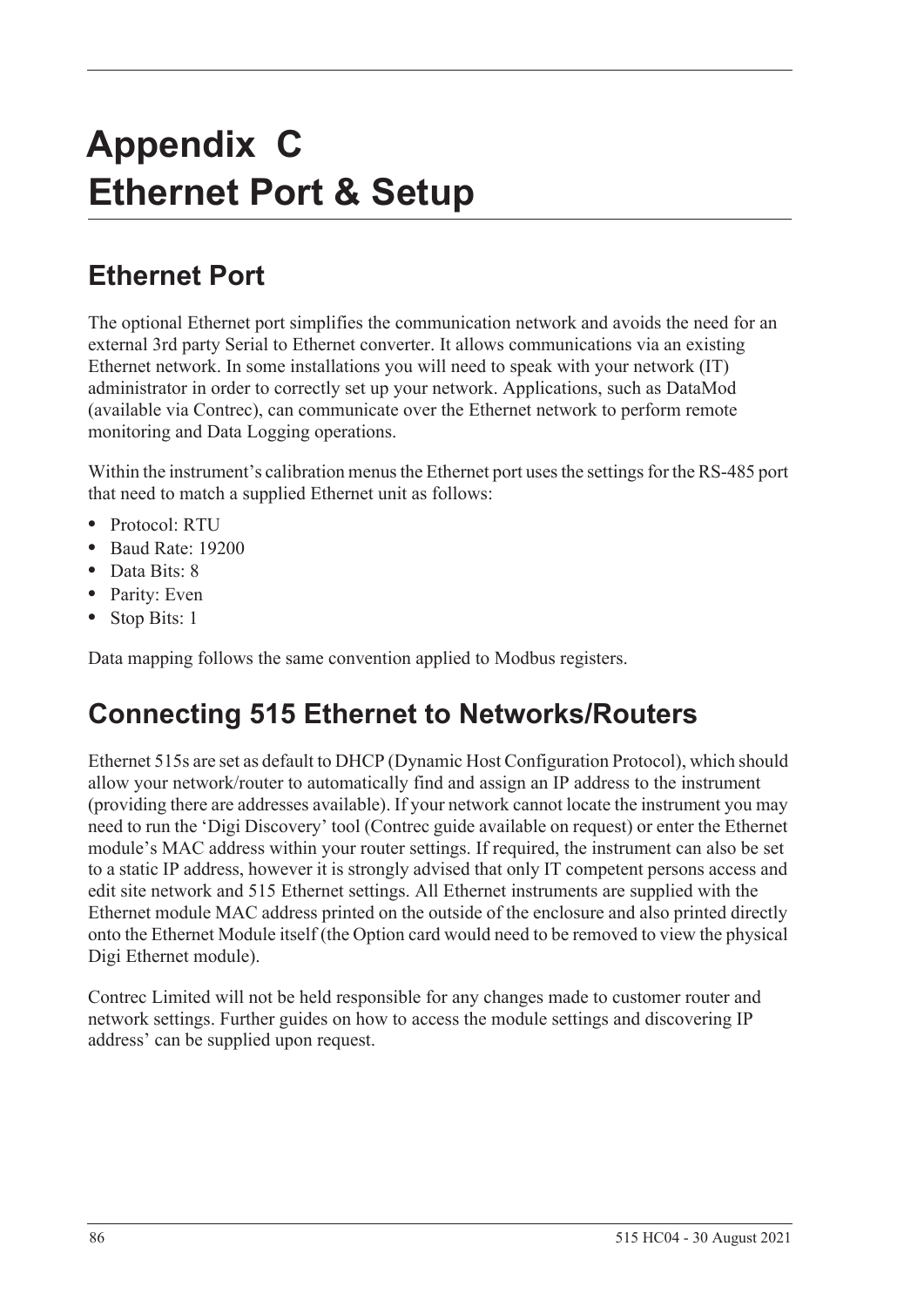# Appendix C
# Ethernet Port & Setup

## Ethernet Port

The optional Ethernet port simplifies the communication network and avoids the need for an external 3rd party Serial to Ethernet converter. It allows communications via an existing Ethernet network. In some installations you will need to speak with your network (IT) administrator in order to correctly set up your network. Applications, such as DataMod (available via Contrec), can communicate over the Ethernet network to perform remote monitoring and Data Logging operations.

Within the instrument's calibration menus the Ethernet port uses the settings for the RS-485 port that need to match a supplied Ethernet unit as follows:

- Protocol: RTU
- Baud Rate: 19200
- Data Bits: 8
- Parity: Even
- Stop Bits: 1

Data mapping follows the same convention applied to Modbus registers.

## Connecting 515 Ethernet to Networks/Routers

Ethernet 515s are set as default to DHCP (Dynamic Host Configuration Protocol), which should allow your network/router to automatically find and assign an IP address to the instrument (providing there are addresses available). If your network cannot locate the instrument you may need to run the 'Digi Discovery' tool (Contrec guide available on request) or enter the Ethernet module's MAC address within your router settings. If required, the instrument can also be set to a static IP address, however it is strongly advised that only IT competent persons access and edit site network and 515 Ethernet settings. All Ethernet instruments are supplied with the Ethernet module MAC address printed on the outside of the enclosure and also printed directly onto the Ethernet Module itself (the Option card would need to be removed to view the physical Digi Ethernet module).

Contrec Limited will not be held responsible for any changes made to customer router and network settings. Further guides on how to access the module settings and discovering IP address' can be supplied upon request.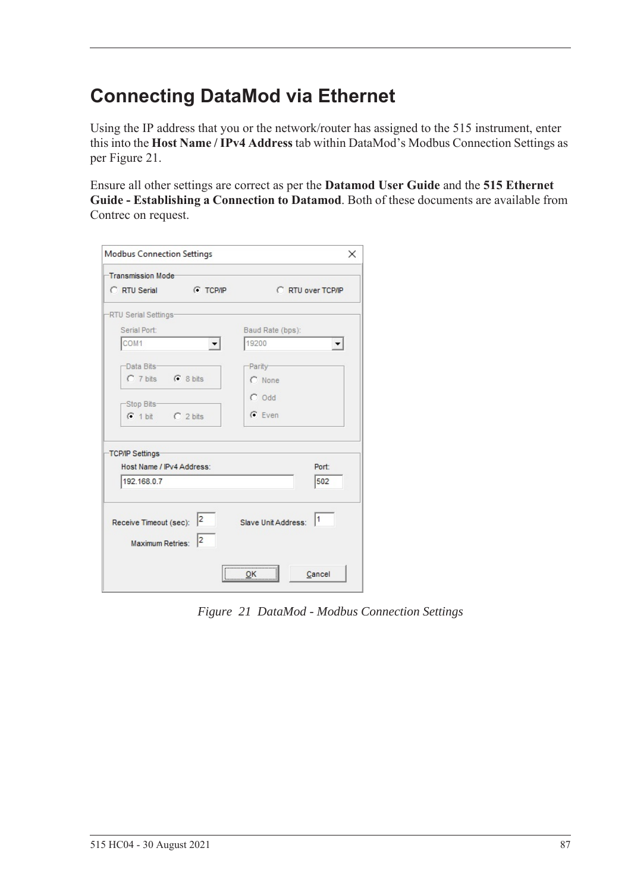# Connecting DataMod via Ethernet

Using the IP address that you or the network/router has assigned to the 515 instrument, enter this into the **Host Name / IPv4 Address** tab within DataMod's Modbus Connection Settings as per Figure 21.

Ensure all other settings are correct as per the **Datamod User Guide** and the **515 Ethernet Guide - Establishing a Connection to Datamod**. Both of these documents are available from Contrec on request.

*Figure 21 DataMod - Modbus Connection Settings*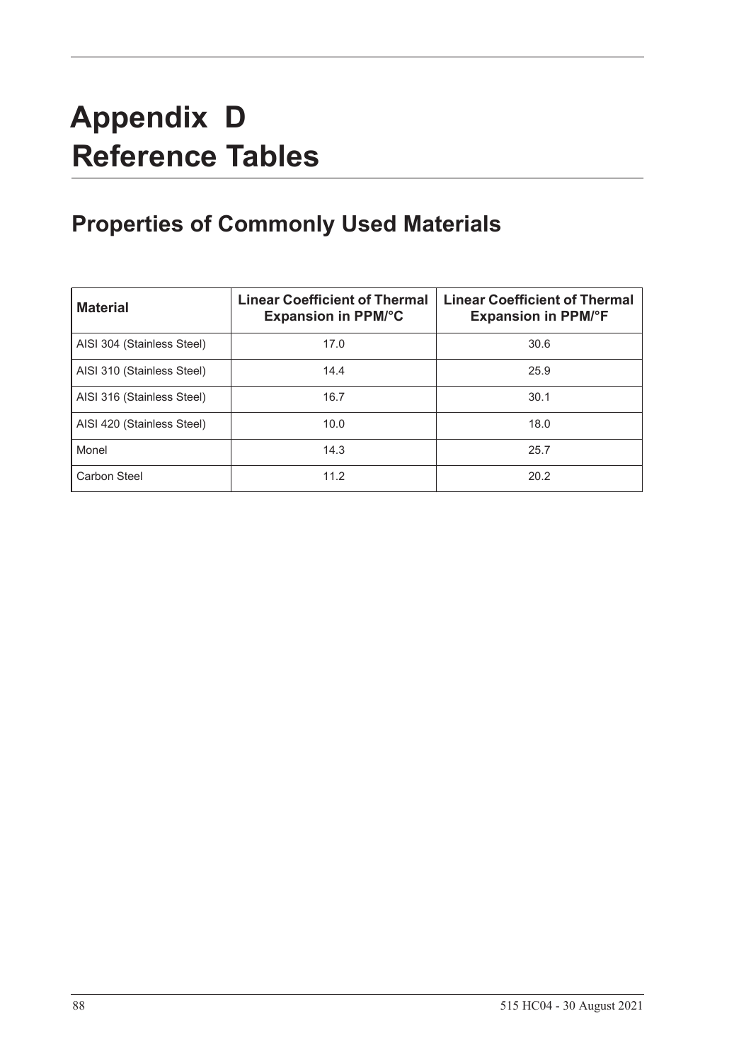# Appendix D Reference Tables

## Properties of Commonly Used Materials

| Material | Linear Coefficient of Thermal Expansion in PPM/°C | Linear Coefficient of Thermal Expansion in PPM/°F |
|---|---|---|
| AISI 304 (Stainless Steel) | 17.0 | 30.6 |
| AISI 310 (Stainless Steel) | 14.4 | 25.9 |
| AISI 316 (Stainless Steel) | 16.7 | 30.1 |
| AISI 420 (Stainless Steel) | 10.0 | 18.0 |
| Monel | 14.3 | 25.7 |
| Carbon Steel | 11.2 | 20.2 |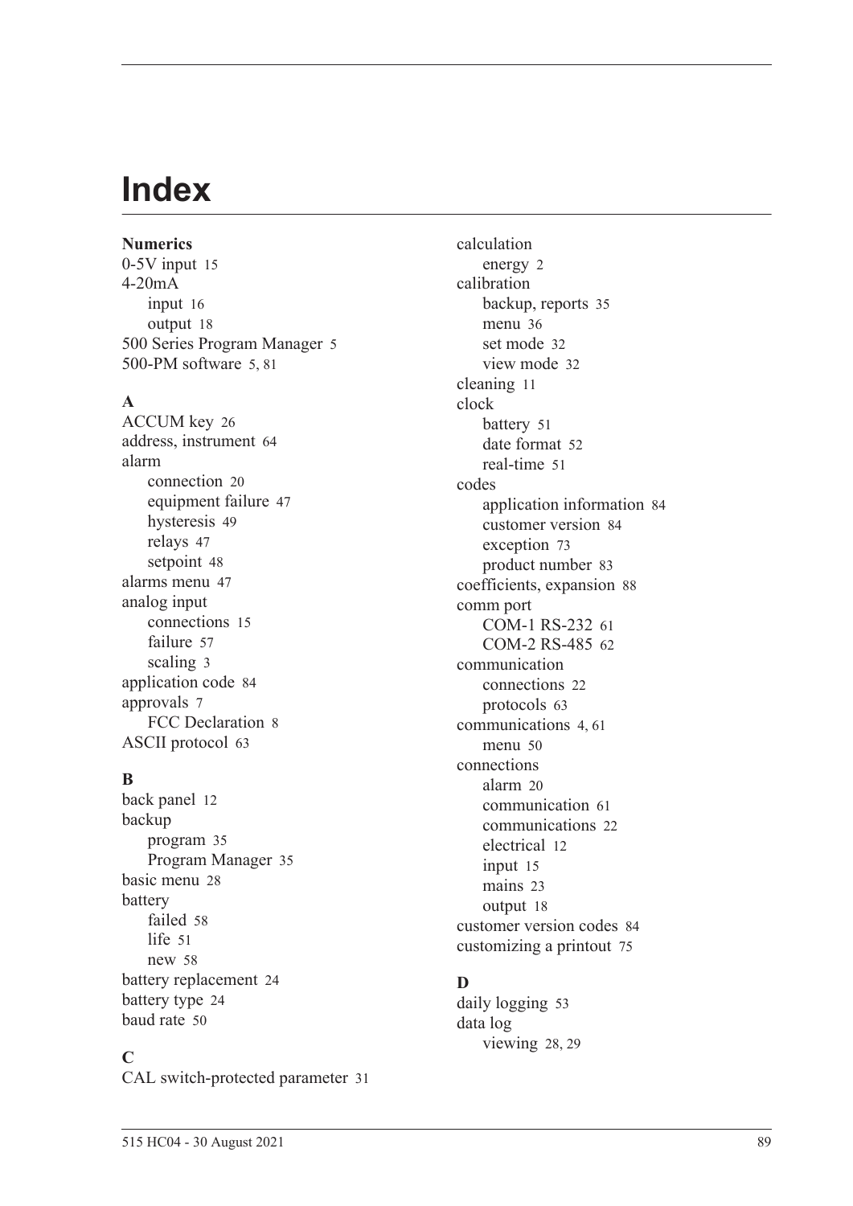# Index

**Numerics**

0-5V input 15
4-20mA
  input 16
  output 18
500 Series Program Manager 5
500-PM software 5, 81

**A**

ACCUM key 26
address, instrument 64
alarm
  connection 20
  equipment failure 47
  hysteresis 49
  relays 47
  setpoint 48
alarms menu 47
analog input
  connections 15
  failure 57
  scaling 3
application code 84
approvals 7
  FCC Declaration 8
ASCII protocol 63

**B**

back panel 12
backup
  program 35
  Program Manager 35
basic menu 28
battery
  failed 58
  life 51
  new 58
battery replacement 24
battery type 24
baud rate 50

**C**

CAL switch-protected parameter 31
calculation
  energy 2
calibration
  backup, reports 35
  menu 36
  set mode 32
  view mode 32
cleaning 11
clock
  battery 51
  date format 52
  real-time 51
codes
  application information 84
  customer version 84
  exception 73
  product number 83
coefficients, expansion 88
comm port
  COM-1 RS-232 61
  COM-2 RS-485 62
communication
  connections 22
  protocols 63
communications 4, 61
  menu 50
connections
  alarm 20
  communication 61
  communications 22
  electrical 12
  input 15
  mains 23
  output 18
customer version codes 84
customizing a printout 75

**D**

daily logging 53
data log
  viewing 28, 29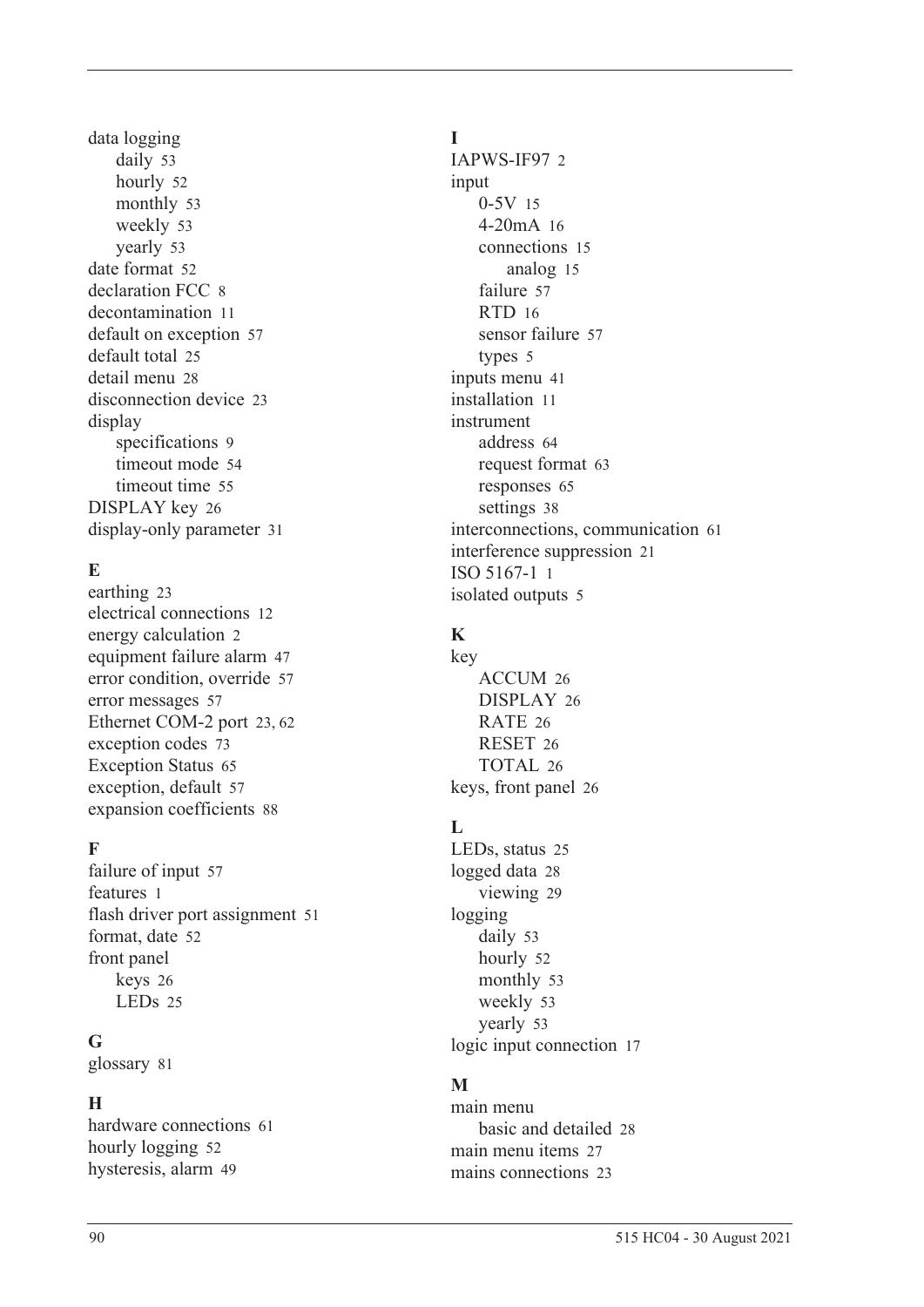data logging
- daily 53
- hourly 52
- monthly 53
- weekly 53
- yearly 53

date format 52
declaration FCC 8
decontamination 11
default on exception 57
default total 25
detail menu 28
disconnection device 23
display
- specifications 9
- timeout mode 54
- timeout time 55

DISPLAY key 26
display-only parameter 31

**E**

earthing 23
electrical connections 12
energy calculation 2
equipment failure alarm 47
error condition, override 57
error messages 57
Ethernet COM-2 port 23, 62
exception codes 73
Exception Status 65
exception, default 57
expansion coefficients 88

**F**

failure of input 57
features 1
flash driver port assignment 51
format, date 52
front panel
- keys 26
- LEDs 25

**G**

glossary 81

**H**

hardware connections 61
hourly logging 52
hysteresis, alarm 49

**I**

IAPWS-IF97 2
input
- 0-5V 15
- 4-20mA 16
- connections 15
  - analog 15
- failure 57
- RTD 16
- sensor failure 57
- types 5

inputs menu 41
installation 11
instrument
- address 64
- request format 63
- responses 65
- settings 38

interconnections, communication 61
interference suppression 21
ISO 5167-1 1
isolated outputs 5

**K**

key
- ACCUM 26
- DISPLAY 26
- RATE 26
- RESET 26
- TOTAL 26

keys, front panel 26

**L**

LEDs, status 25
logged data 28
- viewing 29

logging
- daily 53
- hourly 52
- monthly 53
- weekly 53
- yearly 53

logic input connection 17

**M**

main menu
- basic and detailed 28

main menu items 27
mains connections 23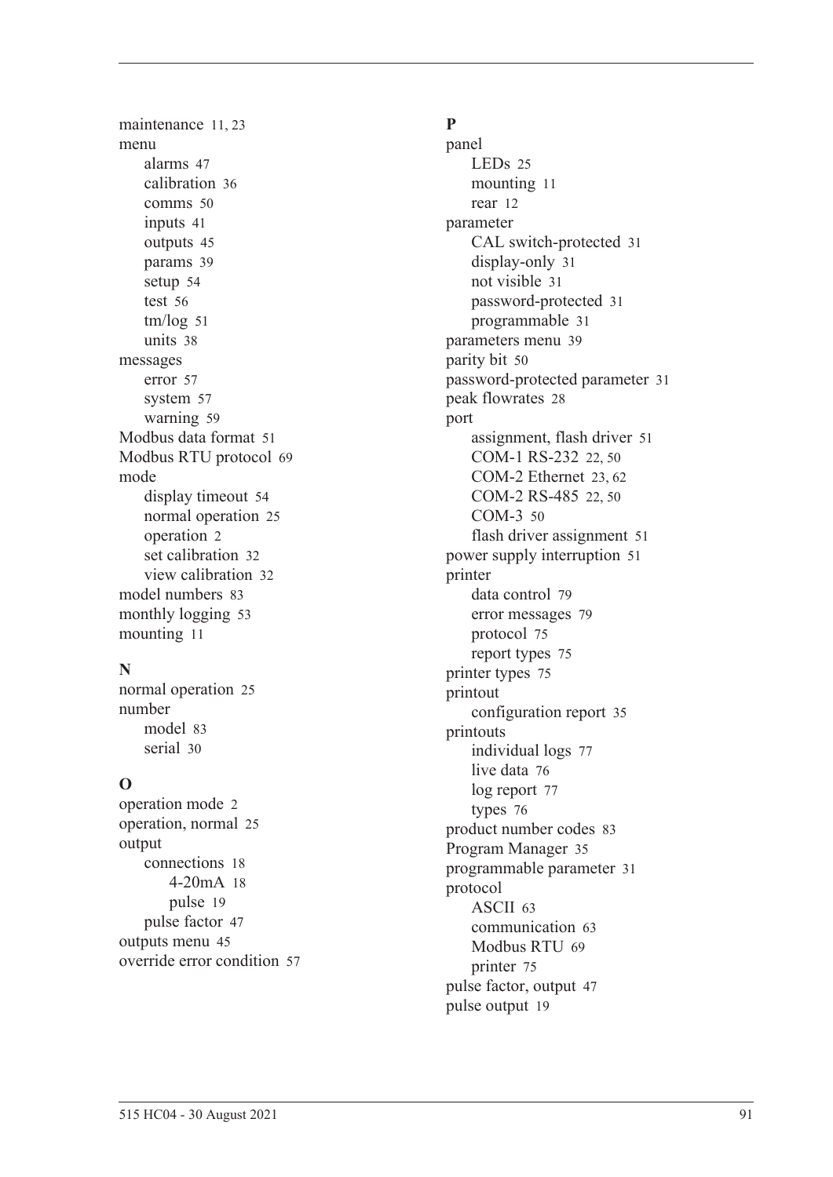maintenance 11, 23
menu
- alarms 47
- calibration 36
- comms 50
- inputs 41
- outputs 45
- params 39
- setup 54
- test 56
- tm/log 51
- units 38

messages
- error 57
- system 57
- warning 59

Modbus data format 51
Modbus RTU protocol 69
mode
- display timeout 54
- normal operation 25
- operation 2
- set calibration 32
- view calibration 32

model numbers 83
monthly logging 53
mounting 11

**N**

normal operation 25
number
- model 83
- serial 30

**O**

operation mode 2
operation, normal 25
output
- connections 18
    - 4-20mA 18
    - pulse 19
- pulse factor 47

outputs menu 45
override error condition 57

**P**

panel
- LEDs 25
- mounting 11
- rear 12

parameter
- CAL switch-protected 31
- display-only 31
- not visible 31
- password-protected 31
- programmable 31

parameters menu 39
parity bit 50
password-protected parameter 31
peak flowrates 28
port
- assignment, flash driver 51
- COM-1 RS-232 22, 50
- COM-2 Ethernet 23, 62
- COM-2 RS-485 22, 50
- COM-3 50
- flash driver assignment 51

power supply interruption 51
printer
- data control 79
- error messages 79
- protocol 75
- report types 75

printer types 75
printout
- configuration report 35

printouts
- individual logs 77
- live data 76
- log report 77
- types 76

product number codes 83
Program Manager 35
programmable parameter 31
protocol
- ASCII 63
- communication 63
- Modbus RTU 69
- printer 75

pulse factor, output 47
pulse output 19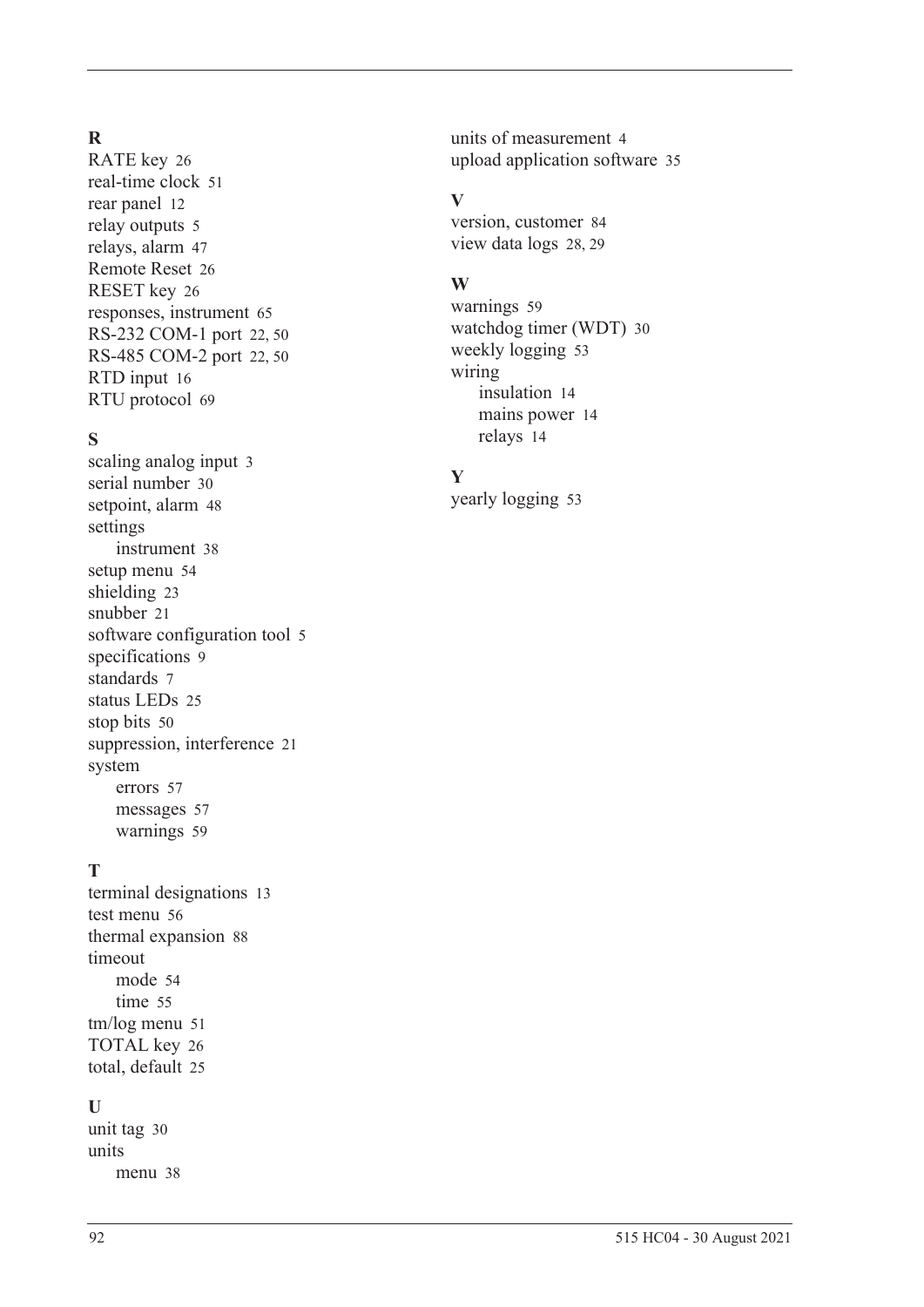## R

RATE key 26
real-time clock 51
rear panel 12
relay outputs 5
relays, alarm 47
Remote Reset 26
RESET key 26
responses, instrument 65
RS-232 COM-1 port 22, 50
RS-485 COM-2 port 22, 50
RTD input 16
RTU protocol 69

## S

scaling analog input 3
serial number 30
setpoint, alarm 48
settings
  instrument 38
setup menu 54
shielding 23
snubber 21
software configuration tool 5
specifications 9
standards 7
status LEDs 25
stop bits 50
suppression, interference 21
system
  errors 57
  messages 57
  warnings 59

## T

terminal designations 13
test menu 56
thermal expansion 88
timeout
  mode 54
  time 55
tm/log menu 51
TOTAL key 26
total, default 25

## U

unit tag 30
units
  menu 38
units of measurement 4
upload application software 35

## V

version, customer 84
view data logs 28, 29

## W

warnings 59
watchdog timer (WDT) 30
weekly logging 53
wiring
  insulation 14
  mains power 14
  relays 14

## Y

yearly logging 53